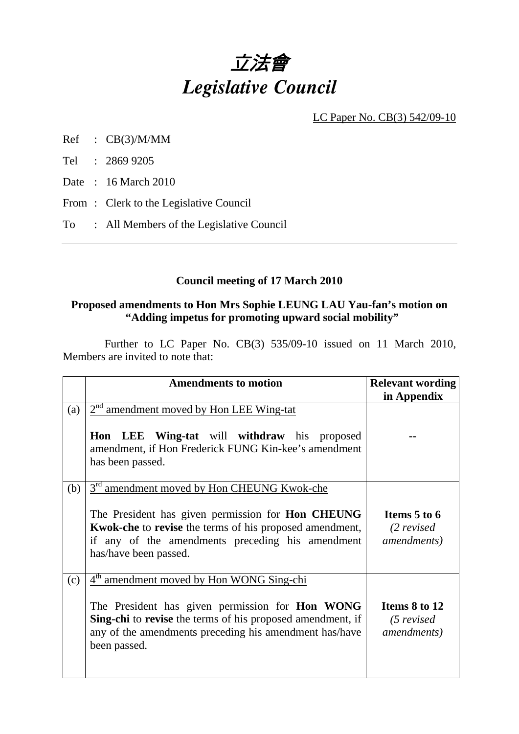# 立法會
# *Legislative Council*

LC Paper No. CB(3) 542/09-10

Ref : CB(3)/M/MM

Tel : 2869 9205

Date : 16 March 2010

From : Clerk to the Legislative Council

To : All Members of the Legislative Council

---

**Council meeting of 17 March 2010**

**Proposed amendments to Hon Mrs Sophie LEUNG LAU Yau-fan's motion on "Adding impetus for promoting upward social mobility"**

Further to LC Paper No. CB(3) 535/09-10 issued on 11 March 2010, Members are invited to note that:

| | Amendments to motion | Relevant wording in Appendix |
|---|---|---|
| (a) | 2nd amendment moved by Hon LEE Wing-tat<br><br>**Hon LEE Wing-tat** will **withdraw** his proposed amendment, if Hon Frederick FUNG Kin-kee's amendment has been passed. | -- |
| (b) | 3rd amendment moved by Hon CHEUNG Kwok-che<br><br>The President has given permission for **Hon CHEUNG Kwok-che** to **revise** the terms of his proposed amendment, if any of the amendments preceding his amendment has/have been passed. | **Items 5 to 6** *(2 revised amendments)* |
| (c) | 4th amendment moved by Hon WONG Sing-chi<br><br>The President has given permission for **Hon WONG Sing-chi** to **revise** the terms of his proposed amendment, if any of the amendments preceding his amendment has/have been passed. | **Items 8 to 12** *(5 revised amendments)* |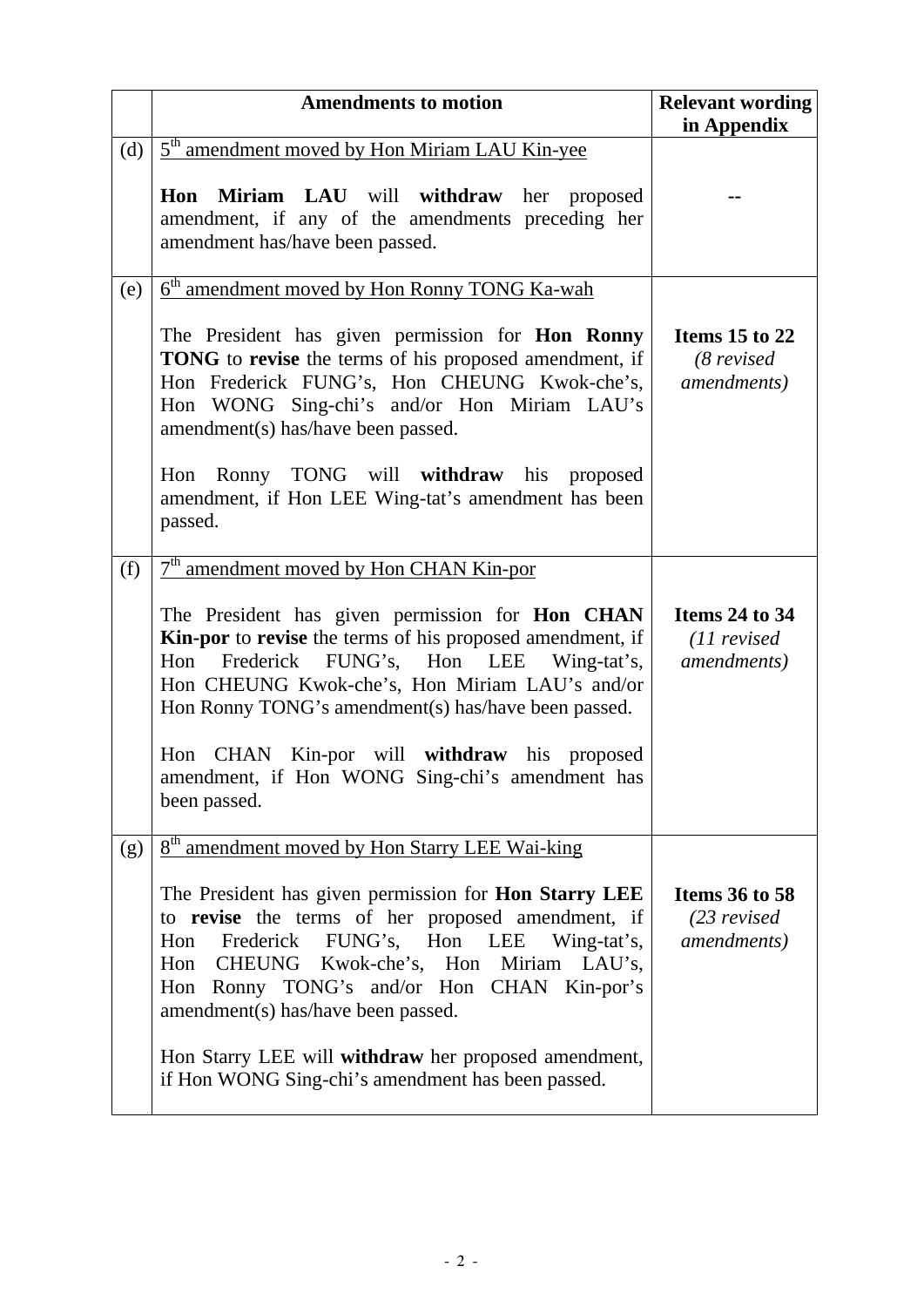| | Amendments to motion | Relevant wording in Appendix |
|---|---|---|
| (d) | 5th amendment moved by Hon Miriam LAU Kin-yee<br><br>**Hon Miriam LAU** will **withdraw** her proposed amendment, if any of the amendments preceding her amendment has/have been passed. | -- |
| (e) | 6th amendment moved by Hon Ronny TONG Ka-wah<br><br>The President has given permission for **Hon Ronny TONG** to **revise** the terms of his proposed amendment, if Hon Frederick FUNG's, Hon CHEUNG Kwok-che's, Hon WONG Sing-chi's and/or Hon Miriam LAU's amendment(s) has/have been passed.<br><br>Hon Ronny TONG will **withdraw** his proposed amendment, if Hon LEE Wing-tat's amendment has been passed. | **Items 15 to 22**<br>*(8 revised amendments)* |
| (f) | 7th amendment moved by Hon CHAN Kin-por<br><br>The President has given permission for **Hon CHAN Kin-por** to **revise** the terms of his proposed amendment, if Hon Frederick FUNG's, Hon LEE Wing-tat's, Hon CHEUNG Kwok-che's, Hon Miriam LAU's and/or Hon Ronny TONG's amendment(s) has/have been passed.<br><br>Hon CHAN Kin-por will **withdraw** his proposed amendment, if Hon WONG Sing-chi's amendment has been passed. | **Items 24 to 34**<br>*(11 revised amendments)* |
| (g) | 8th amendment moved by Hon Starry LEE Wai-king<br><br>The President has given permission for **Hon Starry LEE** to **revise** the terms of her proposed amendment, if Hon Frederick FUNG's, Hon LEE Wing-tat's, Hon CHEUNG Kwok-che's, Hon Miriam LAU's, Hon Ronny TONG's and/or Hon CHAN Kin-por's amendment(s) has/have been passed.<br><br>Hon Starry LEE will **withdraw** her proposed amendment, if Hon WONG Sing-chi's amendment has been passed. | **Items 36 to 58**<br>*(23 revised amendments)* |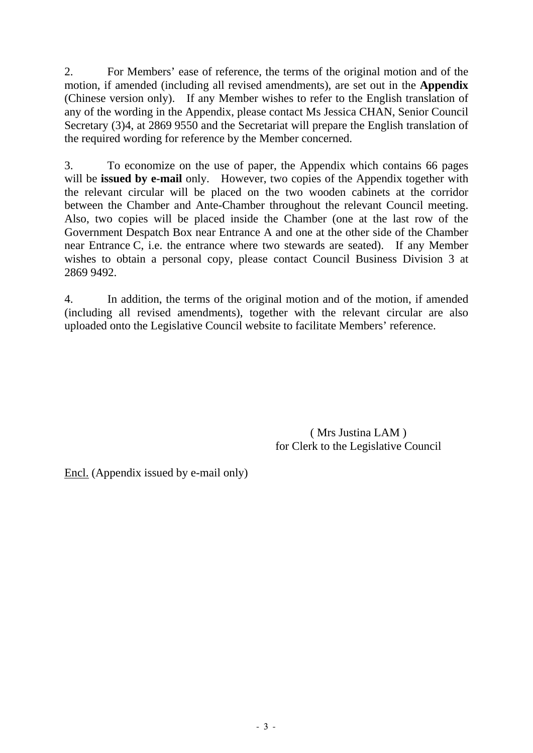2. For Members' ease of reference, the terms of the original motion and of the motion, if amended (including all revised amendments), are set out in the **Appendix** (Chinese version only). If any Member wishes to refer to the English translation of any of the wording in the Appendix, please contact Ms Jessica CHAN, Senior Council Secretary (3)4, at 2869 9550 and the Secretariat will prepare the English translation of the required wording for reference by the Member concerned.

3. To economize on the use of paper, the Appendix which contains 66 pages will be **issued by e-mail** only. However, two copies of the Appendix together with the relevant circular will be placed on the two wooden cabinets at the corridor between the Chamber and Ante-Chamber throughout the relevant Council meeting. Also, two copies will be placed inside the Chamber (one at the last row of the Government Despatch Box near Entrance A and one at the other side of the Chamber near Entrance C, i.e. the entrance where two stewards are seated). If any Member wishes to obtain a personal copy, please contact Council Business Division 3 at 2869 9492.

4. In addition, the terms of the original motion and of the motion, if amended (including all revised amendments), together with the relevant circular are also uploaded onto the Legislative Council website to facilitate Members' reference.

( Mrs Justina LAM )
for Clerk to the Legislative Council

Encl. (Appendix issued by e-mail only)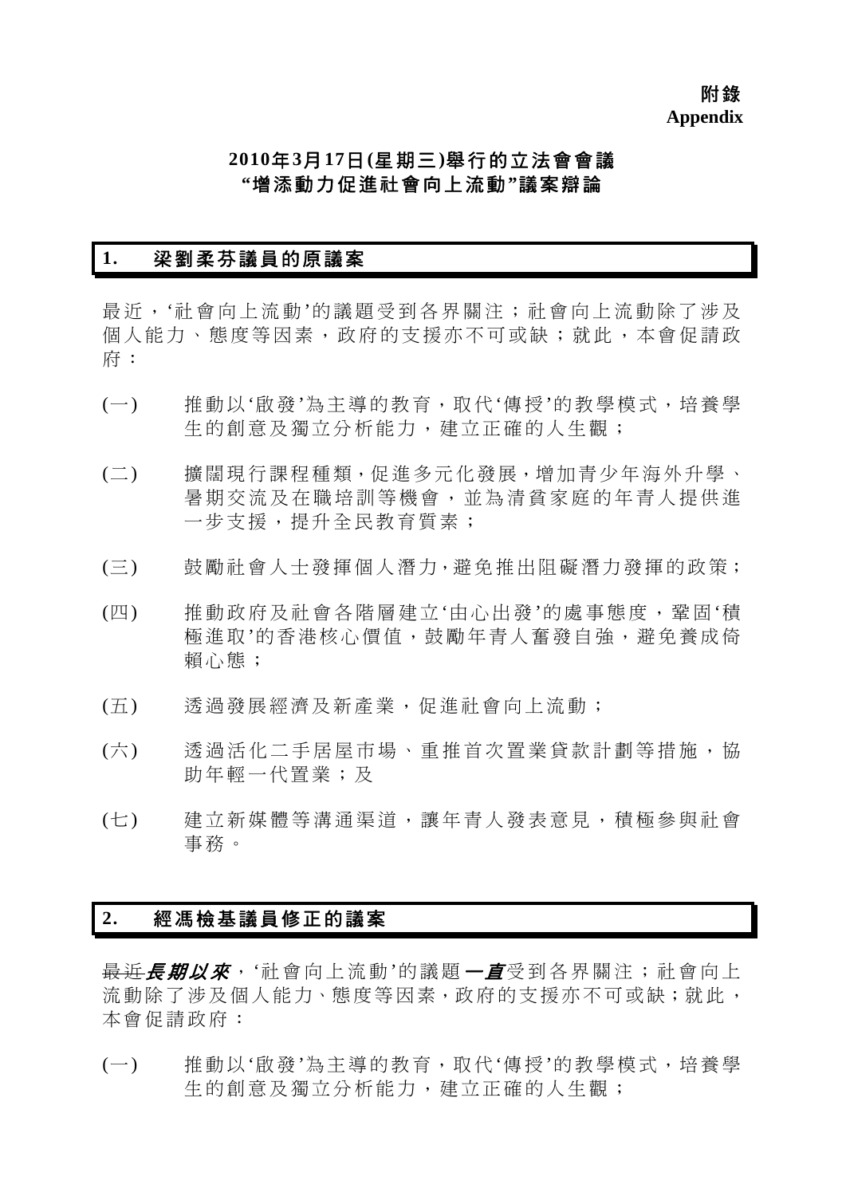**附錄**
**Appendix**

## 2010年3月17日(星期三)舉行的立法會會議
## "增添動力促進社會向上流動"議案辯論

### 1. 梁劉柔芬議員的原議案

最近，'社會向上流動'的議題受到各界關注；社會向上流動除了涉及個人能力、態度等因素，政府的支援亦不可或缺；就此，本會促請政府：

(一) 推動以'啟發'為主導的教育，取代'傳授'的教學模式，培養學生的創意及獨立分析能力，建立正確的人生觀；

(二) 擴闊現行課程種類，促進多元化發展，增加青少年海外升學、暑期交流及在職培訓等機會，並為清貧家庭的年青人提供進一步支援，提升全民教育質素；

(三) 鼓勵社會人士發揮個人潛力，避免推出阻礙潛力發揮的政策；

(四) 推動政府及社會各階層建立'由心出發'的處事態度，鞏固'積極進取'的香港核心價值，鼓勵年青人奮發自強，避免養成倚賴心態；

(五) 透過發展經濟及新產業，促進社會向上流動；

(六) 透過活化二手居屋市場、重推首次置業貸款計劃等措施，協助年輕一代置業；及

(七) 建立新媒體等溝通渠道，讓年青人發表意見，積極參與社會事務。

### 2. 經馮檢基議員修正的議案

~~最近~~***長期以來***，'社會向上流動'的議題***一直***受到各界關注；社會向上流動除了涉及個人能力、態度等因素，政府的支援亦不可或缺；就此，本會促請政府：

(一) 推動以'啟發'為主導的教育，取代'傳授'的教學模式，培養學生的創意及獨立分析能力，建立正確的人生觀；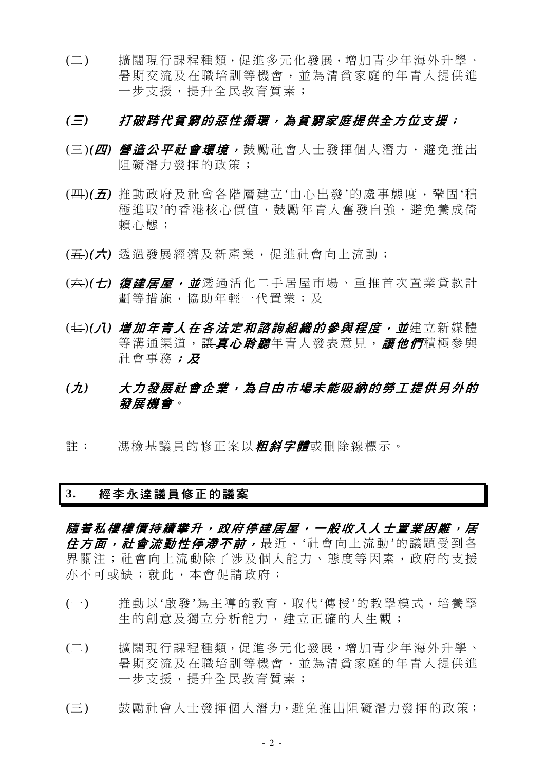(二) 擴闊現行課程種類，促進多元化發展，增加青少年海外升學、暑期交流及在職培訓等機會，並為清貧家庭的年青人提供進一步支援，提升全民教育質素；

***(三) 打破跨代貧窮的惡性循環，為貧窮家庭提供全方位支援；***

~~(三)~~***(四) 營造公平社會環境，***鼓勵社會人士發揮個人潛力，避免推出阻礙潛力發揮的政策；

~~(四)~~***(五)*** 推動政府及社會各階層建立'由心出發'的處事態度，鞏固'積極進取'的香港核心價值，鼓勵年青人奮發自強，避免養成倚賴心態；

~~(五)~~***(六)*** 透過發展經濟及新產業，促進社會向上流動；

~~(六)~~***(七) 復建居屋，並***透過活化二手居屋市場、重推首次置業貸款計劃等措施，協助年輕一代置業；~~及~~

~~(七)~~***(八) 增加年青人在各法定和諮詢組織的參與程度，並***建立新媒體等溝通渠道，~~讓~~***真心聆聽***年青人發表意見，***讓他們***積極參與社會事務***；及***

***(九) 大力發展社會企業，為自由市場未能吸納的勞工提供另外的發展機會***。

<u>註</u>： 馮檢基議員的修正案以***粗斜字體***或刪除線標示。

## 3. 經李永達議員修正的議案

***隨着私樓樓價持續攀升，政府停建居屋，一般收入人士置業困難，居住方面，社會流動性停滯不前，***最近，'社會向上流動'的議題受到各界關注；社會向上流動除了涉及個人能力、態度等因素，政府的支援亦不可或缺；就此，本會促請政府：

(一) 推動以'啟發'為主導的教育，取代'傳授'的教學模式，培養學生的創意及獨立分析能力，建立正確的人生觀；

(二) 擴闊現行課程種類，促進多元化發展，增加青少年海外升學、暑期交流及在職培訓等機會，並為清貧家庭的年青人提供進一步支援，提升全民教育質素；

(三) 鼓勵社會人士發揮個人潛力，避免推出阻礙潛力發揮的政策；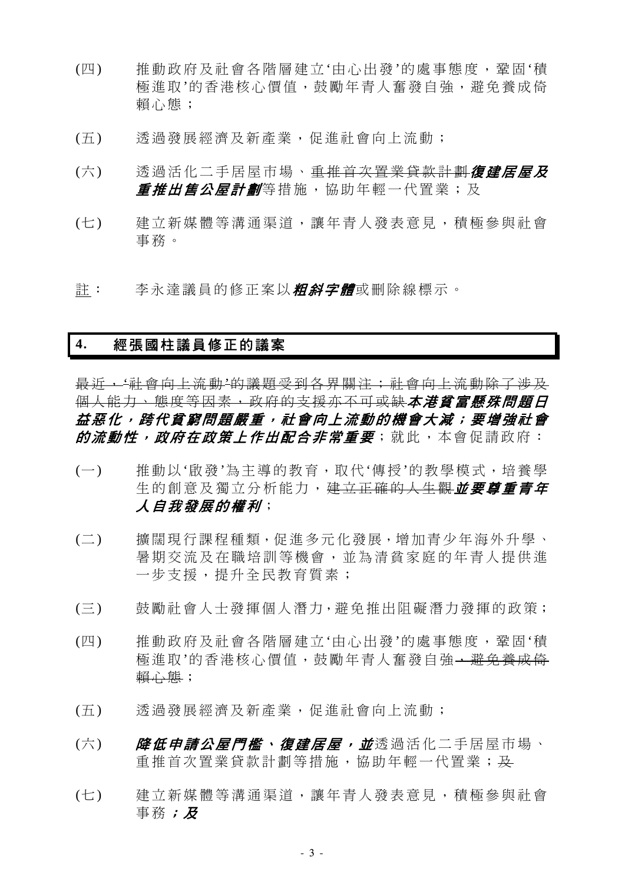(四) 推動政府及社會各階層建立'由心出發'的處事態度，鞏固'積極進取'的香港核心價值，鼓勵年青人奮發自強，避免養成倚賴心態；

(五) 透過發展經濟及新產業，促進社會向上流動；

(六) 透過活化二手居屋市場、~~重推首次置業貸款計劃~~***復建居屋及重推出售公屋計劃***等措施，協助年輕一代置業；及

(七) 建立新媒體等溝通渠道，讓年青人發表意見，積極參與社會事務。

註： 李永達議員的修正案以***粗斜字體***或刪除線標示。

## 4. 經張國柱議員修正的議案

~~最近，'社會向上流動'的議題受到各界關注；社會向上流動除了涉及個人能力、態度等因素，政府的支援亦不可或缺~~***本港貧富懸殊問題日益惡化，跨代貧窮問題嚴重，社會向上流動的機會大減；要增強社會的流動性，政府在政策上作出配合非常重要***；就此，本會促請政府：

(一) 推動以'啟發'為主導的教育，取代'傳授'的教學模式，培養學生的創意及獨立分析能力，~~建立正確的人生觀~~***並要尊重青年人自我發展的權利***；

(二) 擴闊現行課程種類，促進多元化發展，增加青少年海外升學、暑期交流及在職培訓等機會，並為清貧家庭的年青人提供進一步支援，提升全民教育質素；

(三) 鼓勵社會人士發揮個人潛力，避免推出阻礙潛力發揮的政策；

(四) 推動政府及社會各階層建立'由心出發'的處事態度，鞏固'積極進取'的香港核心價值，鼓勵年青人奮發自強~~，避免養成倚賴心態~~；

(五) 透過發展經濟及新產業，促進社會向上流動；

(六) ***降低申請公屋門檻、復建居屋，並***透過活化二手居屋市場、重推首次置業貸款計劃等措施，協助年輕一代置業；~~及~~

(七) 建立新媒體等溝通渠道，讓年青人發表意見，積極參與社會事務***；及***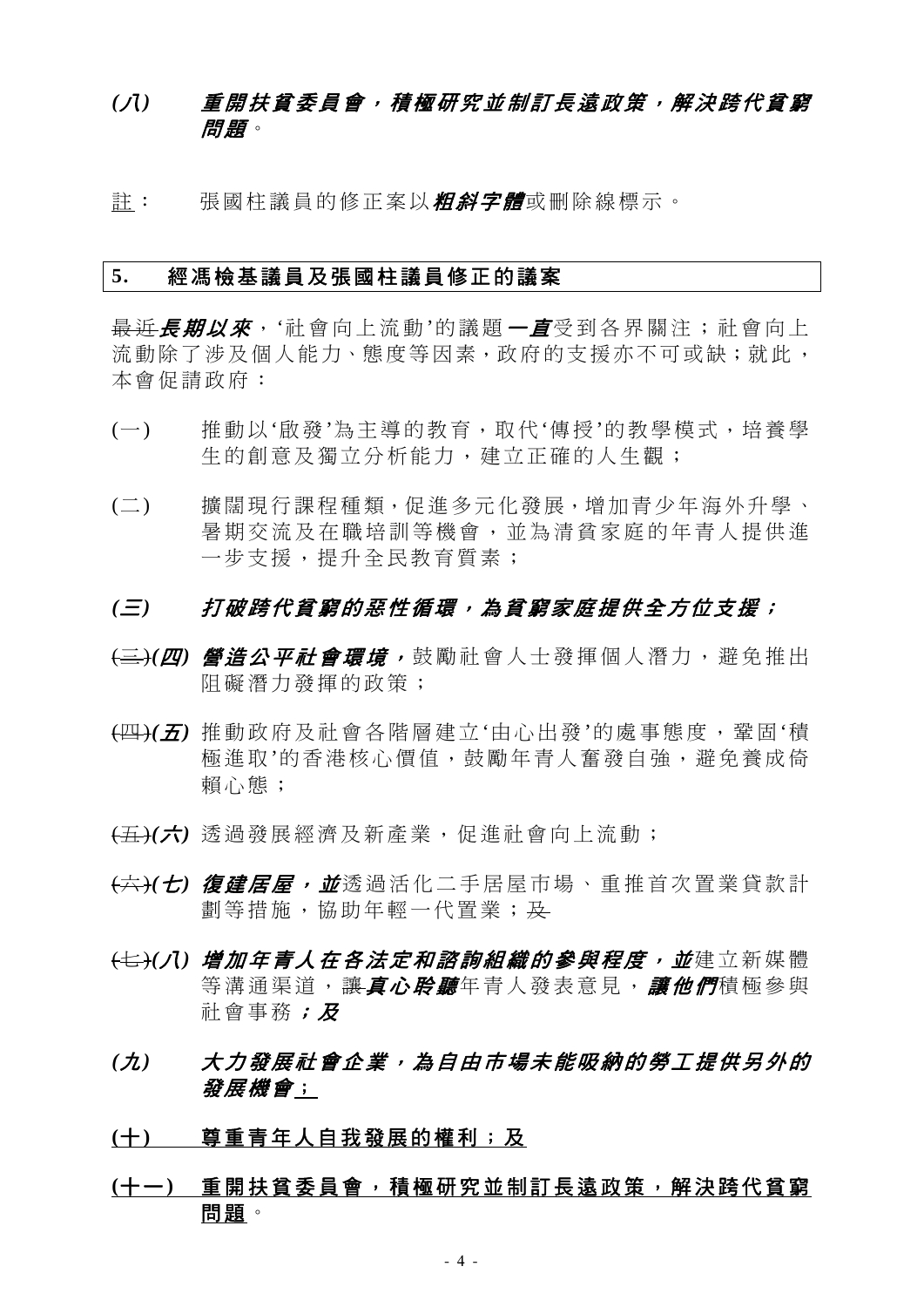***(八) 重開扶貧委員會，積極研究並制訂長遠政策，解決跨代貧窮問題***。

<u>註</u>： 張國柱議員的修正案以***粗斜字體***或刪除線標示。

**5. 經馮檢基議員及張國柱議員修正的議案**

~~最近~~***長期以來***，'社會向上流動'的議題***一直***受到各界關注；社會向上流動除了涉及個人能力、態度等因素，政府的支援亦不可或缺；就此，本會促請政府：

(一) 推動以'啟發'為主導的教育，取代'傳授'的教學模式，培養學生的創意及獨立分析能力，建立正確的人生觀；

(二) 擴闊現行課程種類，促進多元化發展，增加青少年海外升學、暑期交流及在職培訓等機會，並為清貧家庭的年青人提供進一步支援，提升全民教育質素；

***(三) 打破跨代貧窮的惡性循環，為貧窮家庭提供全方位支援；***

~~(三)~~***(四) 營造公平社會環境，***鼓勵社會人士發揮個人潛力，避免推出阻礙潛力發揮的政策；

~~(四)~~***(五)*** 推動政府及社會各階層建立'由心出發'的處事態度，鞏固'積極進取'的香港核心價值，鼓勵年青人奮發自強，避免養成倚賴心態；

~~(五)~~***(六)*** 透過發展經濟及新產業，促進社會向上流動；

~~(六)~~***(七) 復建居屋，並***透過活化二手居屋市場、重推首次置業貸款計劃等措施，協助年輕一代置業；~~及~~

~~(七)~~***(八) 增加年青人在各法定和諮詢組織的參與程度，並***建立新媒體等溝通渠道，~~讓~~***真心聆聽***年青人發表意見，***讓他們***積極參與社會事務***；及***

***(九) 大力發展社會企業，為自由市場未能吸納的勞工提供另外的發展機會***<u>；</u>

<u>**(十) 尊重青年人自我發展的權利；及**</u>

<u>**(十一) 重開扶貧委員會，積極研究並制訂長遠政策，解決跨代貧窮問題**</u>。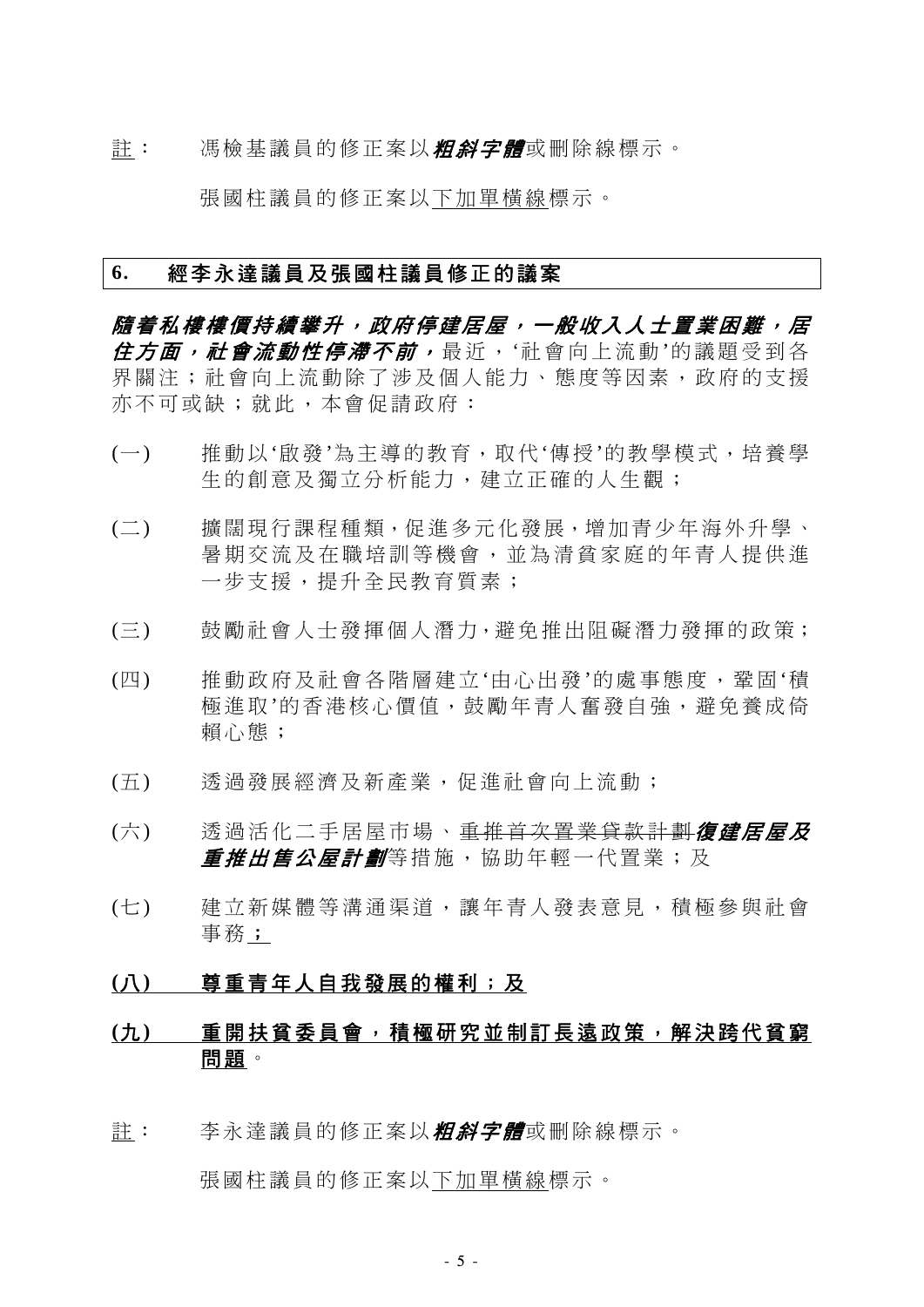註： 馮檢基議員的修正案以***粗斜字體***或刪除線標示。

張國柱議員的修正案以<u>下加單橫線</u>標示。

## 6. 經李永達議員及張國柱議員修正的議案

***隨着私樓樓價持續攀升，政府停建居屋，一般收入人士置業困難，居住方面，社會流動性停滯不前，***最近，'社會向上流動'的議題受到各界關注；社會向上流動除了涉及個人能力、態度等因素，政府的支援亦不可或缺；就此，本會促請政府：

(一) 推動以'啟發'為主導的教育，取代'傳授'的教學模式，培養學生的創意及獨立分析能力，建立正確的人生觀；

(二) 擴闊現行課程種類，促進多元化發展，增加青少年海外升學、暑期交流及在職培訓等機會，並為清貧家庭的年青人提供進一步支援，提升全民教育質素；

(三) 鼓勵社會人士發揮個人潛力，避免推出阻礙潛力發揮的政策；

(四) 推動政府及社會各階層建立'由心出發'的處事態度，鞏固'積極進取'的香港核心價值，鼓勵年青人奮發自強，避免養成倚賴心態；

(五) 透過發展經濟及新產業，促進社會向上流動；

(六) 透過活化二手居屋市場、~~重推首次置業貸款計劃~~***復建居屋及重推出售公屋計劃***等措施，協助年輕一代置業；及

(七) 建立新媒體等溝通渠道，讓年青人發表意見，積極參與社會事務<u>；</u>

<u>**(八) 尊重青年人自我發展的權利；及**</u>

<u>**(九) 重開扶貧委員會，積極研究並制訂長遠政策，解決跨代貧窮問題**</u>。

註： 李永達議員的修正案以***粗斜字體***或刪除線標示。

張國柱議員的修正案以<u>下加單橫線</u>標示。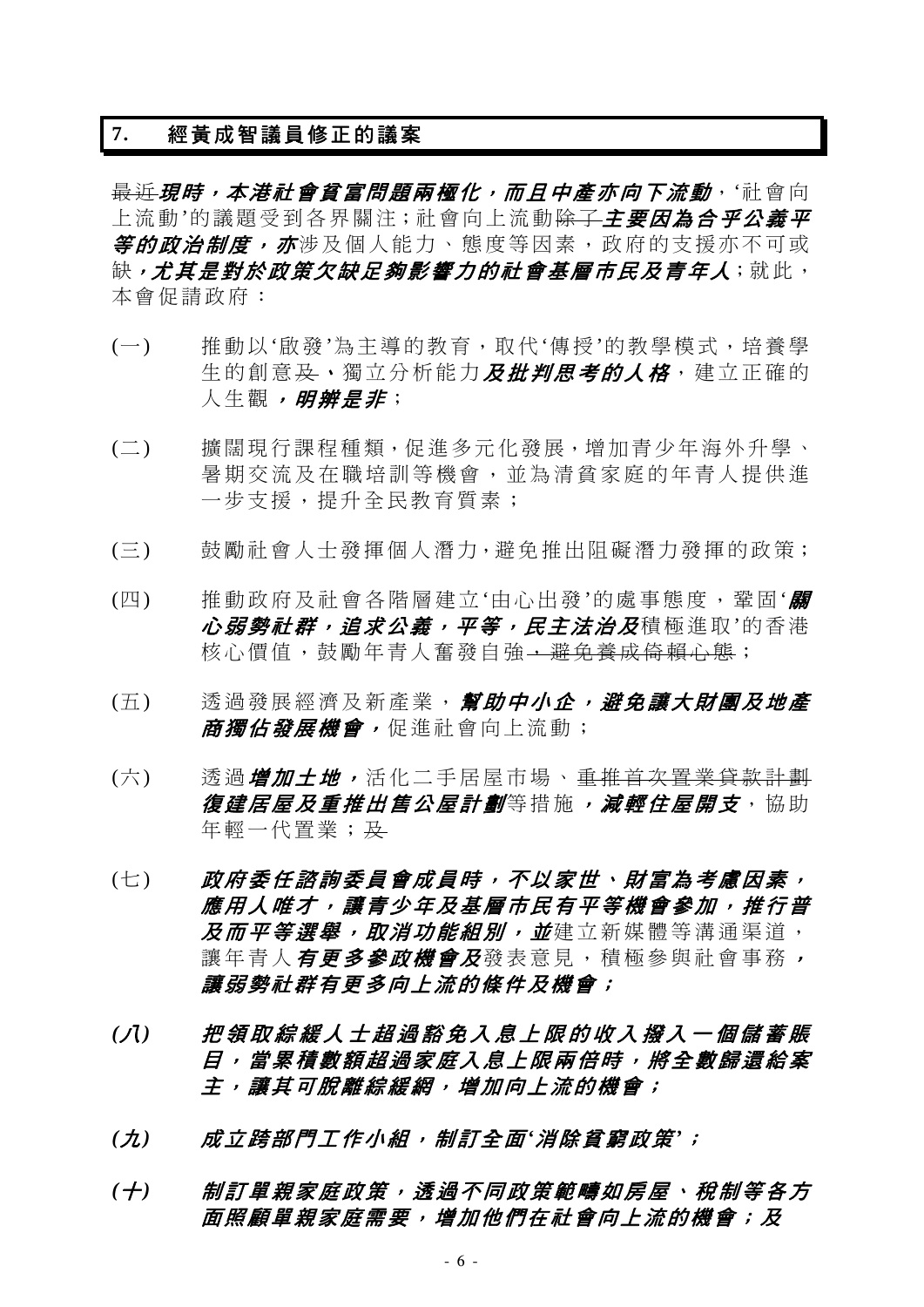## 7. 經黃成智議員修正的議案

~~最近~~***現時，本港社會貧富問題兩極化，而且中產亦向下流動***，'社會向上流動'的議題受到各界關注；社會向上流動~~除了~~***主要因為合乎公義平等的政治制度，亦***涉及個人能力、態度等因素，政府的支援亦不可或缺***，尤其是對於政策欠缺足夠影響力的社會基層市民及青年人***；就此，本會促請政府：

(一) 推動以'啟發'為主導的教育，取代'傳授'的教學模式，培養學生的創意~~及~~、獨立分析能力***及批判思考的人格***，建立正確的人生觀***，明辨是非***；

(二) 擴闊現行課程種類，促進多元化發展，增加青少年海外升學、暑期交流及在職培訓等機會，並為清貧家庭的年青人提供進一步支援，提升全民教育質素；

(三) 鼓勵社會人士發揮個人潛力，避免推出阻礙潛力發揮的政策；

(四) 推動政府及社會各階層建立'由心出發'的處事態度，鞏固'***關心弱勢社群，追求公義，平等，民主法治及***積極進取'的香港核心價值，鼓勵年青人奮發自強~~，避免養成倚賴心態~~；

(五) 透過發展經濟及新產業，***幫助中小企，避免讓大財團及地產商獨佔發展機會，***促進社會向上流動；

(六) 透過***增加土地，***活化二手居屋市場、~~重推首次置業貸款計劃~~***復建居屋及重推出售公屋計劃***等措施***，減輕住屋開支***，協助年輕一代置業；~~及~~

(七) ***政府委任諮詢委員會成員時，不以家世、財富為考慮因素，應用人唯才，讓青少年及基層市民有平等機會參加，推行普及而平等選舉，取消功能組別，並***建立新媒體等溝通渠道，讓年青人***有更多參政機會及***發表意見，積極參與社會事務***，讓弱勢社群有更多向上流的條件及機會；***

***(八) 把領取綜援人士超過豁免入息上限的收入撥入一個儲蓄賬目，當累積數額超過家庭入息上限兩倍時，將全數歸還給案主，讓其可脫離綜緩網，增加向上流的機會；***

***(九) 成立跨部門工作小組，制訂全面'消除貧窮政策'；***

***(十) 制訂單親家庭政策，透過不同政策範疇如房屋、稅制等各方面照顧單親家庭需要，增加他們在社會向上流的機會；及***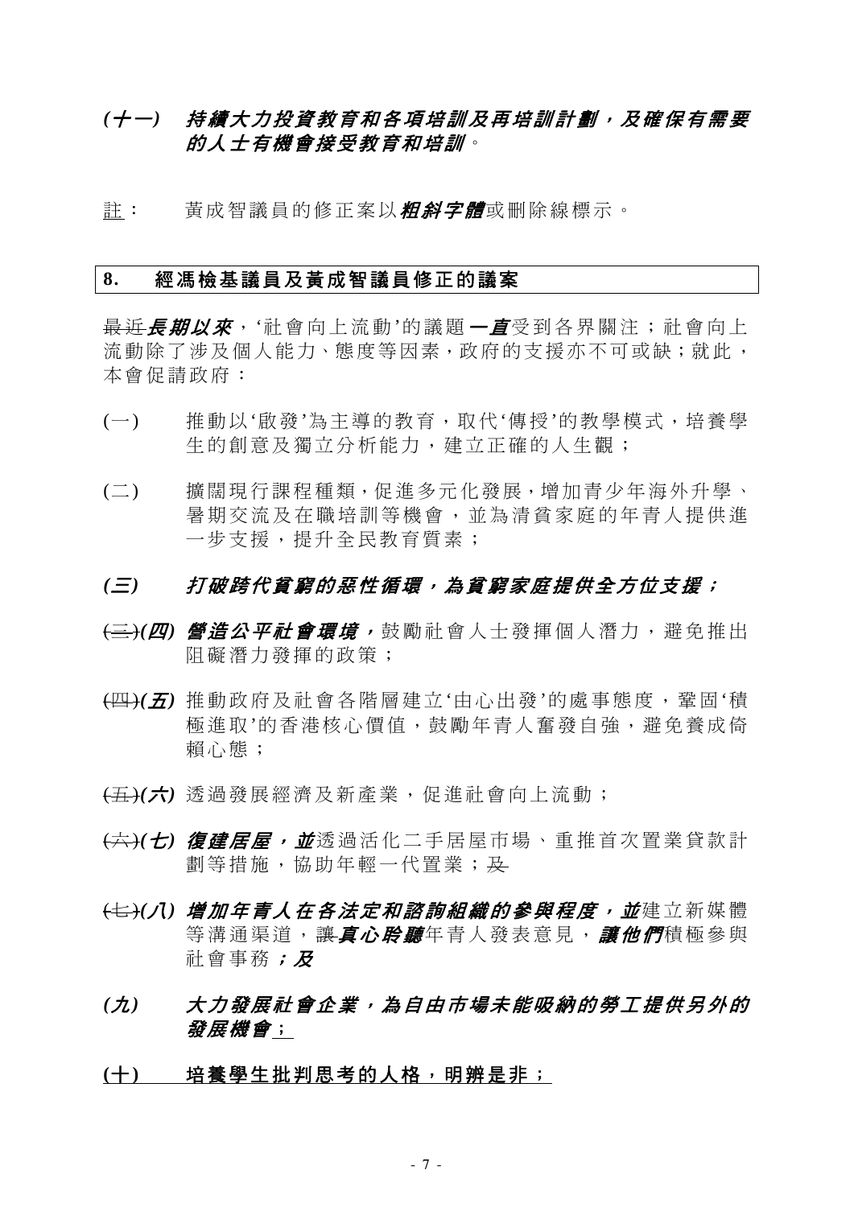*(十一)* ***持續大力投資教育和各項培訓及再培訓計劃，及確保有需要的人士有機會接受教育和培訓***。

註： 黃成智議員的修正案以***粗斜字體***或刪除線標示。

**8. 經馮檢基議員及黃成智議員修正的議案**

~~最近~~***長期以來***，'社會向上流動'的議題***一直***受到各界關注；社會向上流動除了涉及個人能力、態度等因素，政府的支援亦不可或缺；就此，本會促請政府：

(一) 推動以'啟發'為主導的教育，取代'傳授'的教學模式，培養學生的創意及獨立分析能力，建立正確的人生觀；

(二) 擴闊現行課程種類，促進多元化發展，增加青少年海外升學、暑期交流及在職培訓等機會，並為清貧家庭的年青人提供進一步支援，提升全民教育質素；

***(三) 打破跨代貧窮的惡性循環，為貧窮家庭提供全方位支援；***

~~(三)~~***(四) 營造公平社會環境，***鼓勵社會人士發揮個人潛力，避免推出阻礙潛力發揮的政策；

~~(四)~~***(五)*** 推動政府及社會各階層建立'由心出發'的處事態度，鞏固'積極進取'的香港核心價值，鼓勵年青人奮發自強，避免養成倚賴心態；

~~(五)~~***(六)*** 透過發展經濟及新產業，促進社會向上流動；

~~(六)~~***(七) 復建居屋，並***透過活化二手居屋市場、重推首次置業貸款計劃等措施，協助年輕一代置業；~~及~~

~~(七)~~***(八) 增加年青人在各法定和諮詢組織的參與程度，並***建立新媒體等溝通渠道，~~讓~~***真心聆聽***年青人發表意見，***讓他們***積極參與社會事務***；及***

***(九) 大力發展社會企業，為自由市場未能吸納的勞工提供另外的發展機會***<u>；</u>

<u>**(十) 培養學生批判思考的人格，明辨是非；**</u>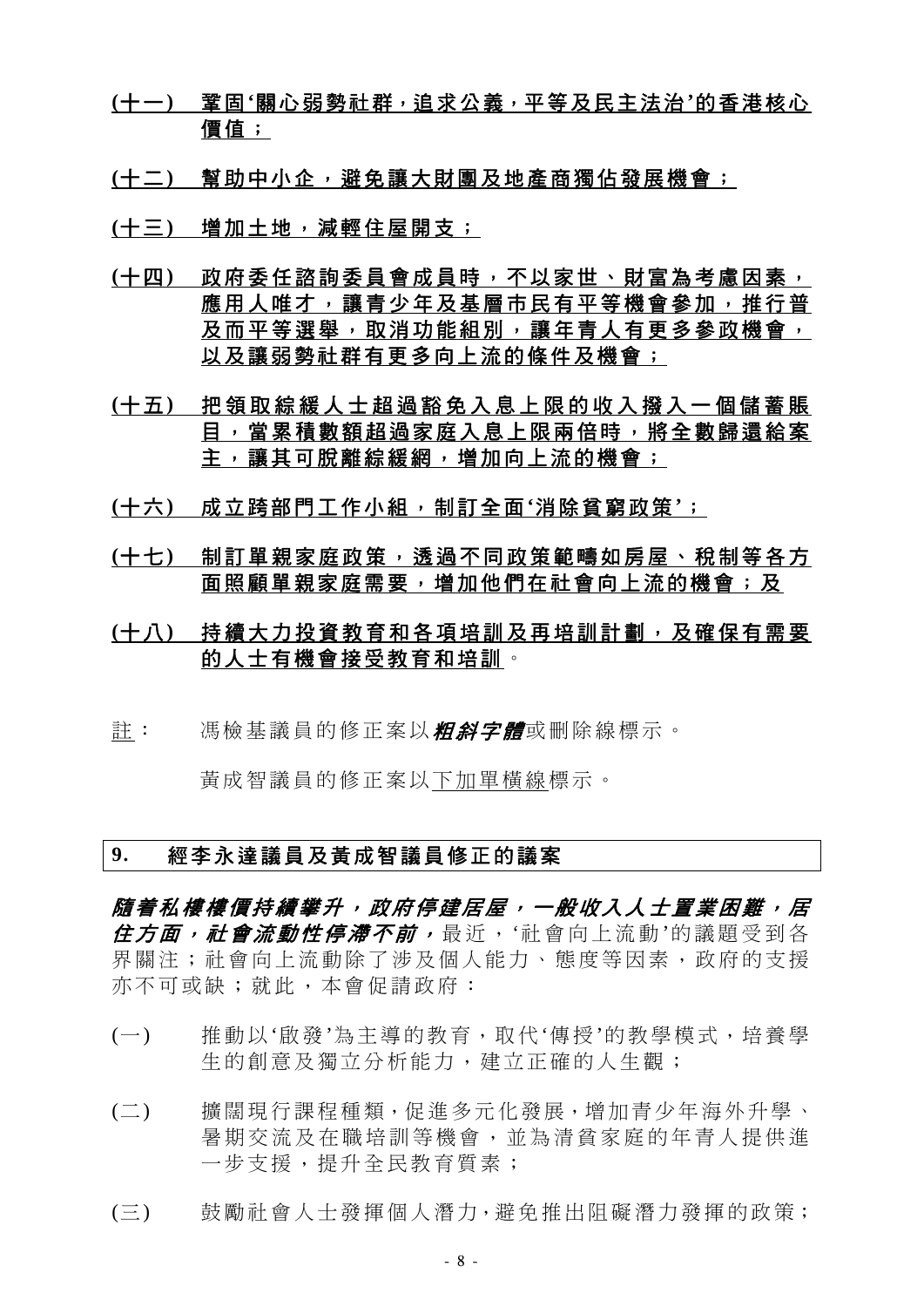<u>**(十一)　鞏固'關心弱勢社群，追求公義，平等及民主法治'的香港核心價值；**</u>

<u>**(十二)　幫助中小企，避免讓大財團及地產商獨佔發展機會；**</u>

<u>**(十三)　增加土地，減輕住屋開支；**</u>

<u>**(十四)　政府委任諮詢委員會成員時，不以家世、財富為考慮因素，應用人唯才，讓青少年及基層市民有平等機會參加，推行普及而平等選舉，取消功能組別，讓年青人有更多參政機會，以及讓弱勢社群有更多向上流的條件及機會；**</u>

<u>**(十五)　把領取綜緩人士超過豁免入息上限的收入撥入一個儲蓄賬目，當累積數額超過家庭入息上限兩倍時，將全數歸還給案主，讓其可脫離綜緩網，增加向上流的機會；**</u>

<u>**(十六)　成立跨部門工作小組，制訂全面'消除貧窮政策'；**</u>

<u>**(十七)　制訂單親家庭政策，透過不同政策範疇如房屋、稅制等各方面照顧單親家庭需要，增加他們在社會向上流的機會；及**</u>

<u>**(十八)　持續大力投資教育和各項培訓及再培訓計劃，及確保有需要的人士有機會接受教育和培訓**</u>。

<u>註</u>：　馮檢基議員的修正案以***粗斜字體***或刪除線標示。

黃成智議員的修正案以<u>下加單橫線</u>標示。

## 9.　經李永達議員及黃成智議員修正的議案

***隨着私樓樓價持續攀升，政府停建居屋，一般收入人士置業困難，居住方面，社會流動性停滯不前，***最近，'社會向上流動'的議題受到各界關注；社會向上流動除了涉及個人能力、態度等因素，政府的支援亦不可或缺；就此，本會促請政府：

(一)　推動以'啟發'為主導的教育，取代'傳授'的教學模式，培養學生的創意及獨立分析能力，建立正確的人生觀；

(二)　擴闊現行課程種類，促進多元化發展，增加青少年海外升學、暑期交流及在職培訓等機會，並為清貧家庭的年青人提供進一步支援，提升全民教育質素；

(三)　鼓勵社會人士發揮個人潛力，避免推出阻礙潛力發揮的政策；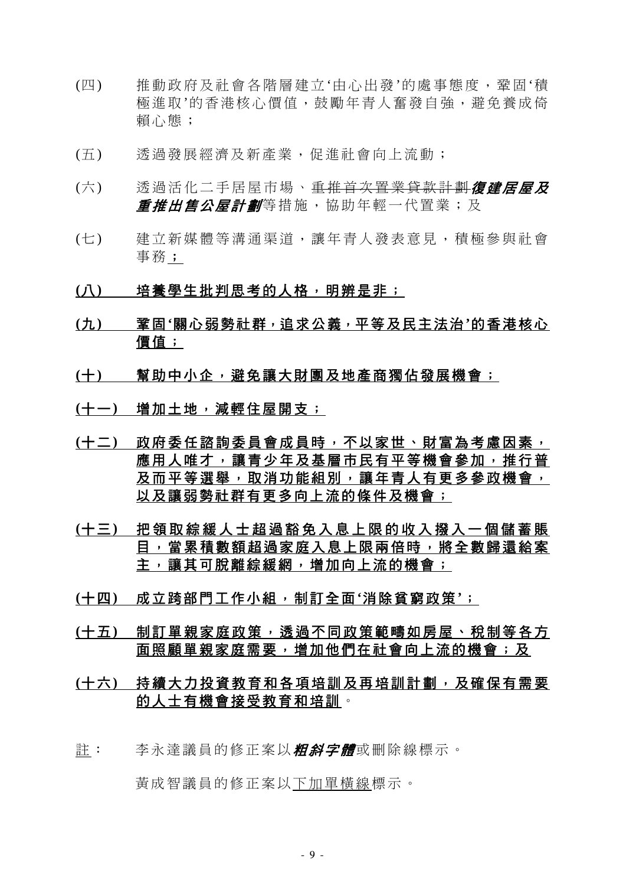(四) 推動政府及社會各階層建立'由心出發'的處事態度，鞏固'積極進取'的香港核心價值，鼓勵年青人奮發自強，避免養成倚賴心態；

(五) 透過發展經濟及新產業，促進社會向上流動；

(六) 透過活化二手居屋市場、~~重推首次置業貸款計劃~~***復建居屋及重推出售公屋計劃***等措施，協助年輕一代置業；及

(七) 建立新媒體等溝通渠道，讓年青人發表意見，積極參與社會事務<u>；</u>

<u>**(八) 培養學生批判思考的人格，明辨是非；**</u>

<u>**(九) 鞏固'關心弱勢社群，追求公義，平等及民主法治'的香港核心價值；**</u>

<u>**(十) 幫助中小企，避免讓大財團及地產商獨佔發展機會；**</u>

<u>**(十一) 增加土地，減輕住屋開支；**</u>

<u>**(十二) 政府委任諮詢委員會成員時，不以家世、財富為考慮因素，應用人唯才，讓青少年及基層市民有平等機會參加，推行普及而平等選舉，取消功能組別，讓年青人有更多參政機會，以及讓弱勢社群有更多向上流的條件及機會；**</u>

<u>**(十三) 把領取綜援人士超過豁免入息上限的收入撥入一個儲蓄賬目，當累積數額超過家庭入息上限兩倍時，將全數歸還給案主，讓其可脫離綜援網，增加向上流的機會；**</u>

<u>**(十四) 成立跨部門工作小組，制訂全面'消除貧窮政策'；**</u>

<u>**(十五) 制訂單親家庭政策，透過不同政策範疇如房屋、稅制等各方面照顧單親家庭需要，增加他們在社會向上流的機會；及**</u>

<u>**(十六) 持續大力投資教育和各項培訓及再培訓計劃，及確保有需要的人士有機會接受教育和培訓**</u>。

<u>註</u>： 李永達議員的修正案以***粗斜字體***或刪除線標示。

黃成智議員的修正案以<u>下加單橫線</u>標示。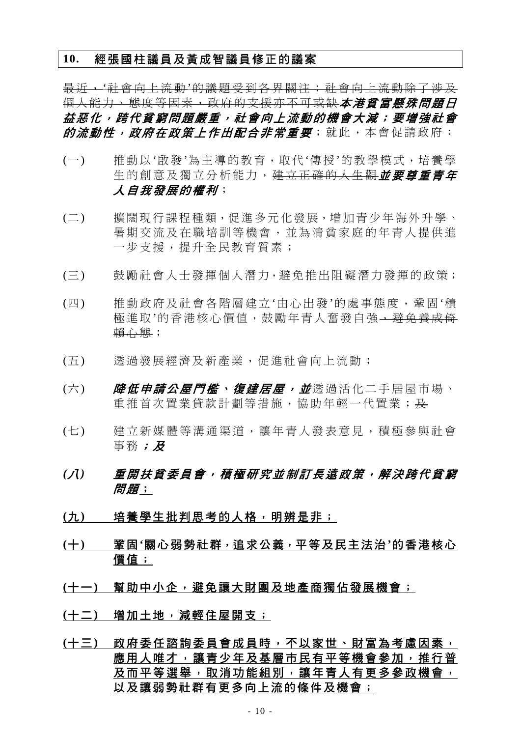**10. 經張國柱議員及黃成智議員修正的議案**

~~最近，'社會向上流動'的議題受到各界關注；社會向上流動除了涉及個人能力、態度等因素，政府的支援亦不可或缺~~***本港貧富懸殊問題日益惡化，跨代貧窮問題嚴重，社會向上流動的機會大減；要增強社會的流動性，政府在政策上作出配合非常重要***；就此，本會促請政府：

(一) 推動以'啟發'為主導的教育，取代'傳授'的教學模式，培養學生的創意及獨立分析能力，~~建立正確的人生觀~~***並要尊重青年人自我發展的權利***；

(二) 擴闊現行課程種類，促進多元化發展，增加青少年海外升學、暑期交流及在職培訓等機會，並為清貧家庭的年青人提供進一步支援，提升全民教育質素；

(三) 鼓勵社會人士發揮個人潛力，避免推出阻礙潛力發揮的政策；

(四) 推動政府及社會各階層建立'由心出發'的處事態度，鞏固'積極進取'的香港核心價值，鼓勵年青人奮發自強~~，避免養成倚賴心態~~；

(五) 透過發展經濟及新產業，促進社會向上流動；

(六) ***降低申請公屋門檻、復建居屋，並***透過活化二手居屋市場、重推首次置業貸款計劃等措施，協助年輕一代置業；~~及~~

(七) 建立新媒體等溝通渠道，讓年青人發表意見，積極參與社會事務***；及***

***(八) 重開扶貧委員會，積極研究並制訂長遠政策，解決跨代貧窮問題***<u>；</u>

<u>**(九) 培養學生批判思考的人格，明辨是非；**</u>

<u>**(十) 鞏固'關心弱勢社群，追求公義，平等及民主法治'的香港核心價值；**</u>

<u>**(十一) 幫助中小企，避免讓大財團及地產商獨佔發展機會；**</u>

<u>**(十二) 增加土地，減輕住屋開支；**</u>

<u>**(十三) 政府委任諮詢委員會成員時，不以家世、財富為考慮因素，應用人唯才，讓青少年及基層市民有平等機會參加，推行普及而平等選舉，取消功能組別，讓年青人有更多參政機會，以及讓弱勢社群有更多向上流的條件及機會；**</u>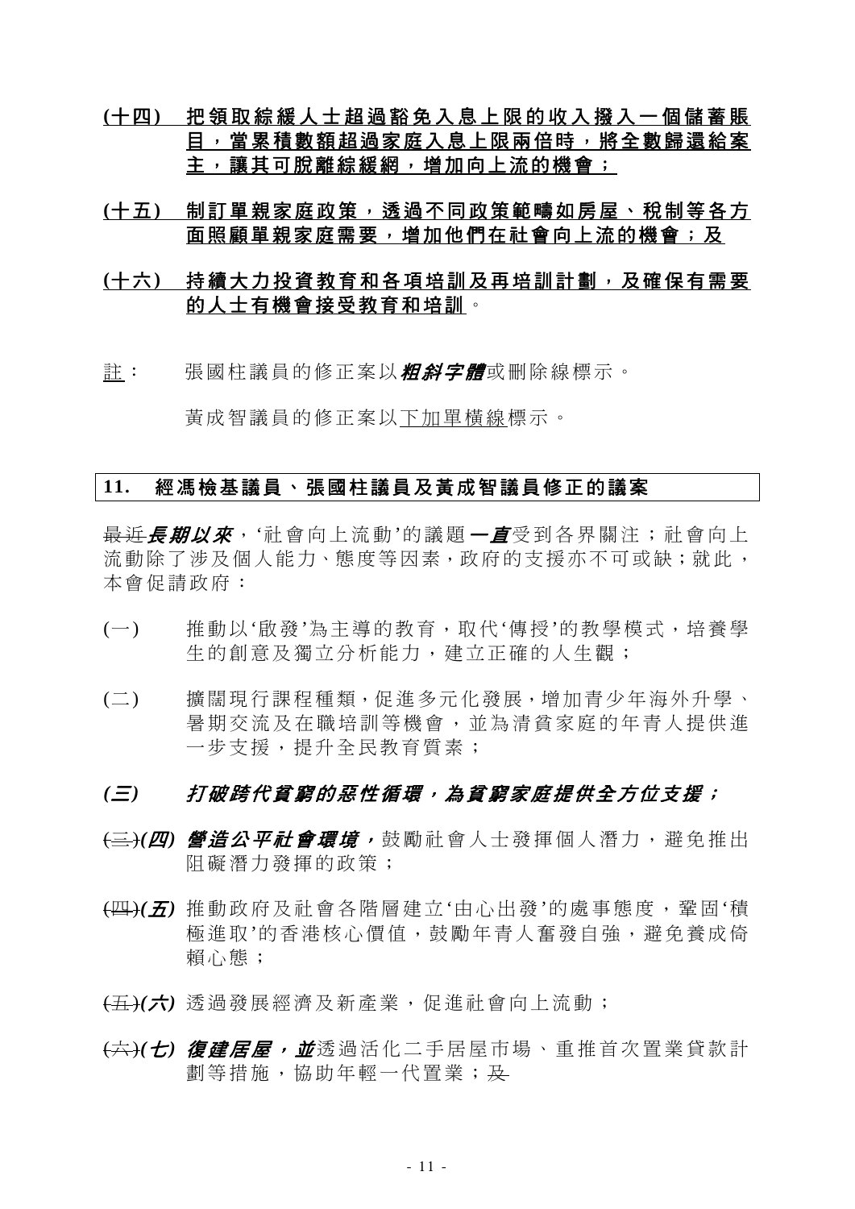<u>**(十四) 把領取綜緩人士超過豁免入息上限的收入撥入一個儲蓄賬目，當累積數額超過家庭入息上限兩倍時，將全數歸還給案主，讓其可脫離綜緩網，增加向上流的機會；**</u>

<u>**(十五) 制訂單親家庭政策，透過不同政策範疇如房屋、稅制等各方面照顧單親家庭需要，增加他們在社會向上流的機會；及**</u>

<u>**(十六) 持續大力投資教育和各項培訓及再培訓計劃，及確保有需要的人士有機會接受教育和培訓**</u>。

<u>註</u>： 張國柱議員的修正案以***粗斜字體***或刪除線標示。

黃成智議員的修正案以<u>下加單橫線</u>標示。

## 11. 經馮檢基議員、張國柱議員及黃成智議員修正的議案

~~最近~~***長期以來***，'社會向上流動'的議題***一直***受到各界關注；社會向上流動除了涉及個人能力、態度等因素，政府的支援亦不可或缺；就此，本會促請政府：

(一) 推動以'啟發'為主導的教育，取代'傳授'的教學模式，培養學生的創意及獨立分析能力，建立正確的人生觀；

(二) 擴闊現行課程種類，促進多元化發展，增加青少年海外升學、暑期交流及在職培訓等機會，並為清貧家庭的年青人提供進一步支援，提升全民教育質素；

***(三) 打破跨代貧窮的惡性循環，為貧窮家庭提供全方位支援；***

~~(三)~~***(四) 營造公平社會環境，***鼓勵社會人士發揮個人潛力，避免推出阻礙潛力發揮的政策；

~~(四)~~***(五)*** 推動政府及社會各階層建立'由心出發'的處事態度，鞏固'積極進取'的香港核心價值，鼓勵年青人奮發自強，避免養成倚賴心態；

~~(五)~~***(六)*** 透過發展經濟及新產業，促進社會向上流動；

~~(六)~~***(七) 復建居屋，並***透過活化二手居屋市場、重推首次置業貸款計劃等措施，協助年輕一代置業；~~及~~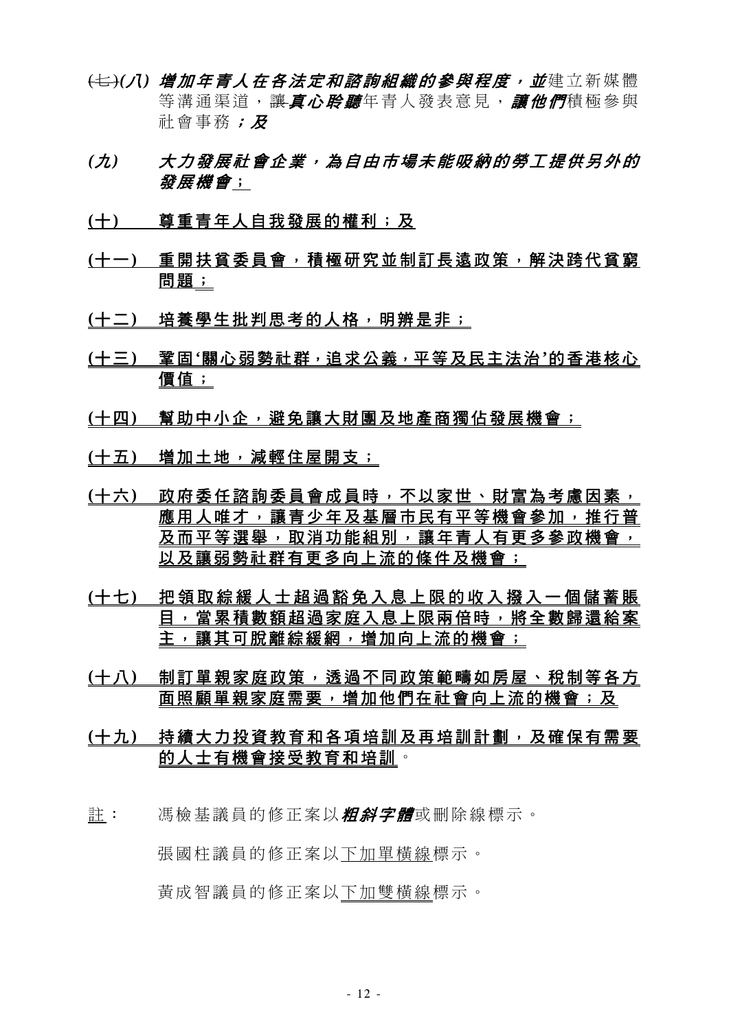~~(七)~~***(八) 增加年青人在各法定和諮詢組織的參與程度，並***建立新媒體等溝通渠道，讓***真心聆聽***年青人發表意見，***讓他們***積極參與社會事務***；及***

***(九) 大力發展社會企業，為自由市場未能吸納的勞工提供另外的發展機會***<u>；</u>

<u>**(十) 尊重青年人自我發展的權利；及**</u>

<u>**(十一) 重開扶貧委員會，積極研究並制訂長遠政策，解決跨代貧窮問題；**</u>

<u>**(十二) 培養學生批判思考的人格，明辨是非；**</u>

<u>**(十三) 鞏固'關心弱勢社群，追求公義，平等及民主法治'的香港核心價值；**</u>

<u>**(十四) 幫助中小企，避免讓大財團及地產商獨佔發展機會；**</u>

<u>**(十五) 增加土地，減輕住屋開支；**</u>

<u>**(十六) 政府委任諮詢委員會成員時，不以家世、財富為考慮因素，應用人唯才，讓青少年及基層市民有平等機會參加，推行普及而平等選舉，取消功能組別，讓年青人有更多參政機會，以及讓弱勢社群有更多向上流的條件及機會；**</u>

<u>**(十七) 把領取綜緩人士超過豁免入息上限的收入撥入一個儲蓄賬目，當累積數額超過家庭入息上限兩倍時，將全數歸還給案主，讓其可脫離綜緩網，增加向上流的機會；**</u>

<u>**(十八) 制訂單親家庭政策，透過不同政策範疇如房屋、稅制等各方面照顧單親家庭需要，增加他們在社會向上流的機會；及**</u>

<u>**(十九) 持續大力投資教育和各項培訓及再培訓計劃，及確保有需要的人士有機會接受教育和培訓**</u>。

<u>註</u>： 馮檢基議員的修正案以***粗斜字體***或刪除線標示。

張國柱議員的修正案以<u>下加單橫線</u>標示。

黃成智議員的修正案以<u>下加雙橫線</u>標示。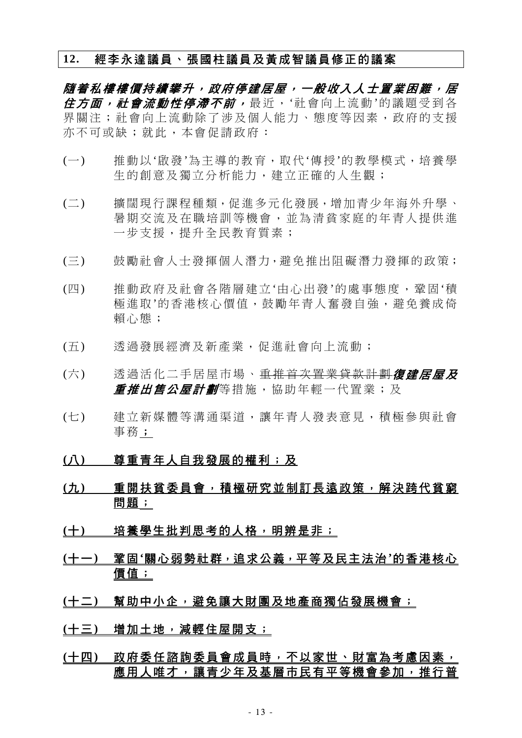**12. 經李永達議員、張國柱議員及黃成智議員修正的議案**

***隨着私樓樓價持續攀升，政府停建居屋，一般收入人士置業困難，居住方面，社會流動性停滯不前，***最近，'社會向上流動'的議題受到各界關注；社會向上流動除了涉及個人能力、態度等因素，政府的支援亦不可或缺；就此，本會促請政府：

(一) 推動以'啟發'為主導的教育，取代'傳授'的教學模式，培養學生的創意及獨立分析能力，建立正確的人生觀；

(二) 擴闊現行課程種類，促進多元化發展，增加青少年海外升學、暑期交流及在職培訓等機會，並為清貧家庭的年青人提供進一步支援，提升全民教育質素；

(三) 鼓勵社會人士發揮個人潛力，避免推出阻礙潛力發揮的政策；

(四) 推動政府及社會各階層建立'由心出發'的處事態度，鞏固'積極進取'的香港核心價值，鼓勵年青人奮發自強，避免養成倚賴心態；

(五) 透過發展經濟及新產業，促進社會向上流動；

(六) 透過活化二手居屋市場、~~重推首次置業貸款計劃~~***復建居屋及重推出售公屋計劃***等措施，協助年輕一代置業；及

(七) 建立新媒體等溝通渠道，讓年青人發表意見，積極參與社會事務<u>**；**</u>

<u>**(八) 尊重青年人自我發展的權利；及**</u>

<u>**(九) 重開扶貧委員會，積極研究並制訂長遠政策，解決跨代貧窮問題；**</u>

<u>**(十) 培養學生批判思考的人格，明辨是非；**</u>

<u>**(十一) 鞏固'關心弱勢社群，追求公義，平等及民主法治'的香港核心價值；**</u>

<u>**(十二) 幫助中小企，避免讓大財團及地產商獨佔發展機會；**</u>

<u>**(十三) 增加土地，減輕住屋開支；**</u>

<u>**(十四) 政府委任諮詢委員會成員時，不以家世、財富為考慮因素，應用人唯才，讓青少年及基層市民有平等機會參加，推行普**</u>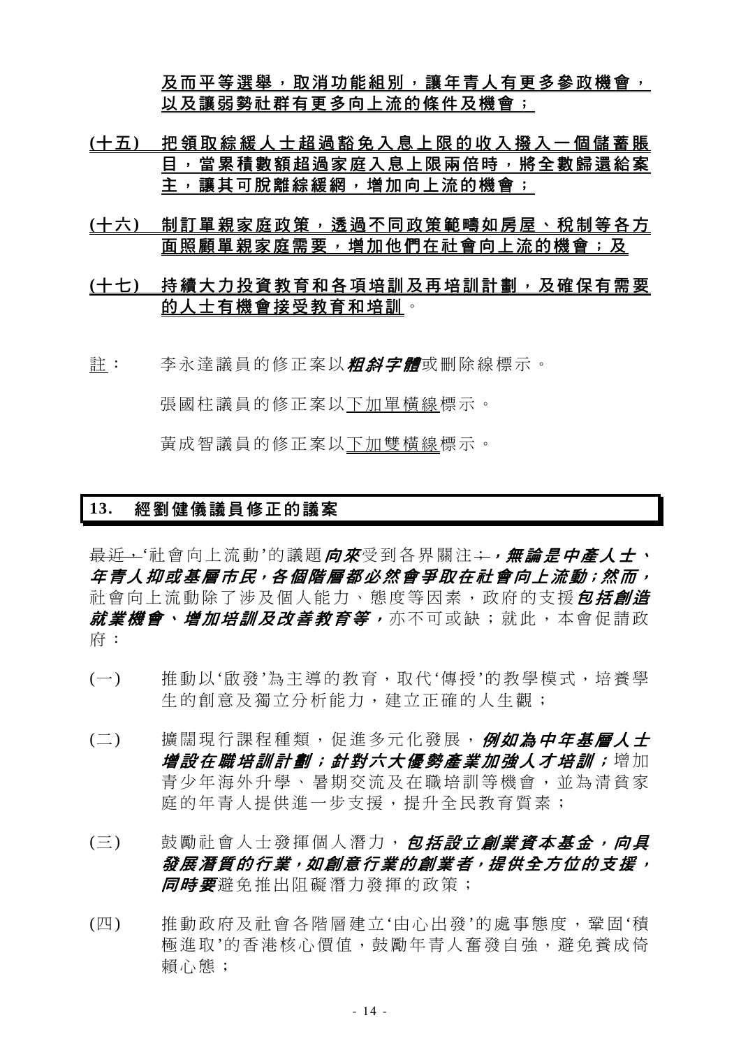**<u>及而平等選舉，取消功能組別，讓年青人有更多參政機會，以及讓弱勢社群有更多向上流的條件及機會；</u>**

**<u>(十五) 把領取綜緩人士超過豁免入息上限的收入撥入一個儲蓄賬目，當累積數額超過家庭入息上限兩倍時，將全數歸還給案主，讓其可脫離綜緩網，增加向上流的機會；</u>**

**<u>(十六) 制訂單親家庭政策，透過不同政策範疇如房屋、稅制等各方面照顧單親家庭需要，增加他們在社會向上流的機會；及</u>**

**<u>(十七) 持續大力投資教育和各項培訓及再培訓計劃，及確保有需要的人士有機會接受教育和培訓</u>**。

<u>註</u>： 李永達議員的修正案以***粗斜字體***或刪除線標示。

張國柱議員的修正案以<u>下加單橫線</u>標示。

黃成智議員的修正案以<u>下加雙橫線</u>標示。

## 13. 經劉健儀議員修正的議案

~~最近，~~'社會向上流動'的議題***向來***受到各界關注~~；~~***，無論是中產人士、年青人抑或基層市民，各個階層都必然會爭取在社會向上流動；然而，***社會向上流動除了涉及個人能力、態度等因素，政府的支援***包括創造就業機會、增加培訓及改善教育等，***亦不可或缺；就此，本會促請政府：

(一) 推動以'啟發'為主導的教育，取代'傳授'的教學模式，培養學生的創意及獨立分析能力，建立正確的人生觀；

(二) 擴闊現行課程種類，促進多元化發展，***例如為中年基層人士增設在職培訓計劃；針對六大優勢產業加強人才培訓；***增加青少年海外升學、暑期交流及在職培訓等機會，並為清貧家庭的年青人提供進一步支援，提升全民教育質素；

(三) 鼓勵社會人士發揮個人潛力，***包括設立創業資本基金，向具發展潛質的行業，如創意行業的創業者，提供全方位的支援，同時要***避免推出阻礙潛力發揮的政策；

(四) 推動政府及社會各階層建立'由心出發'的處事態度，鞏固'積極進取'的香港核心價值，鼓勵年青人奮發自強，避免養成倚賴心態；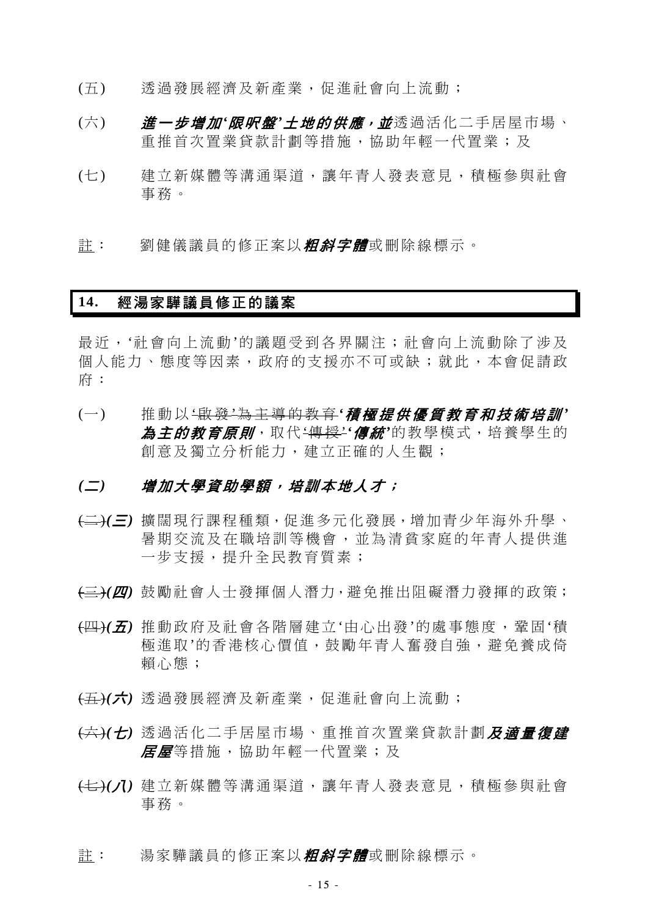(五) 透過發展經濟及新產業，促進社會向上流動；

(六) ***進一步增加'限呎盤'土地的供應，並***透過活化二手居屋市場、重推首次置業貸款計劃等措施，協助年輕一代置業；及

(七) 建立新媒體等溝通渠道，讓年青人發表意見，積極參與社會事務。

註： 劉健儀議員的修正案以***粗斜字體***或刪除線標示。

## 14. 經湯家驊議員修正的議案

最近，'社會向上流動'的議題受到各界關注；社會向上流動除了涉及個人能力、態度等因素，政府的支援亦不可或缺；就此，本會促請政府：

(一) 推動以~~'啟發'為主導的教育~~***'積極提供優質教育和技術培訓'為主的教育原則***，取代~~'傳授'~~***'傳統'***的教學模式，培養學生的創意及獨立分析能力，建立正確的人生觀；

***(二) 增加大學資助學額，培訓本地人才；***

~~(二)~~***(三)*** 擴闊現行課程種類，促進多元化發展，增加青少年海外升學、暑期交流及在職培訓等機會，並為清貧家庭的年青人提供進一步支援，提升全民教育質素；

~~(三)~~***(四)*** 鼓勵社會人士發揮個人潛力，避免推出阻礙潛力發揮的政策；

~~(四)~~***(五)*** 推動政府及社會各階層建立'由心出發'的處事態度，鞏固'積極進取'的香港核心價值，鼓勵年青人奮發自強，避免養成倚賴心態；

~~(五)~~***(六)*** 透過發展經濟及新產業，促進社會向上流動；

~~(六)~~***(七)*** 透過活化二手居屋市場、重推首次置業貸款計劃***及適量復建居屋***等措施，協助年輕一代置業；及

~~(七)~~***(八)*** 建立新媒體等溝通渠道，讓年青人發表意見，積極參與社會事務。

註： 湯家驊議員的修正案以***粗斜字體***或刪除線標示。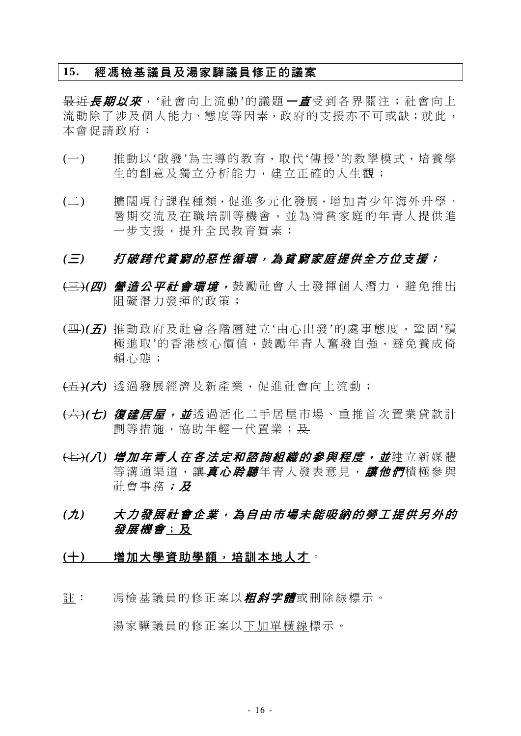## 15. 經馮檢基議員及湯家驊議員修正的議案

~~最近~~***長期以來***，'社會向上流動'的議題***一直***受到各界關注；社會向上流動除了涉及個人能力、態度等因素，政府的支援亦不可或缺；就此，本會促請政府：

(一) 推動以'啟發'為主導的教育，取代'傳授'的教學模式，培養學生的創意及獨立分析能力，建立正確的人生觀；

(二) 擴闊現行課程種類，促進多元化發展，增加青少年海外升學、暑期交流及在職培訓等機會，並為清貧家庭的年青人提供進一步支援，提升全民教育質素；

***(三) 打破跨代貧窮的惡性循環，為貧窮家庭提供全方位支援；***

~~(三)~~***(四) 營造公平社會環境，***鼓勵社會人士發揮個人潛力，避免推出阻礙潛力發揮的政策；

~~(四)~~***(五)*** 推動政府及社會各階層建立'由心出發'的處事態度，鞏固'積極進取'的香港核心價值，鼓勵年青人奮發自強，避免養成倚賴心態；

~~(五)~~***(六)*** 透過發展經濟及新產業，促進社會向上流動；

~~(六)~~***(七) 復建居屋，並***透過活化二手居屋市場、重推首次置業貸款計劃等措施，協助年輕一代置業；~~及~~

~~(七)~~***(八) 增加年青人在各法定和諮詢組織的參與程度，並***建立新媒體等溝通渠道，~~讓~~***真心聆聽***年青人發表意見，***讓他們***積極參與社會事務***；及***

***(九) 大力發展社會企業，為自由市場未能吸納的勞工提供另外的發展機會***<u>；及</u>

<u>**(十) 增加大學資助學額，培訓本地人才**</u>。

<u>註</u>： 馮檢基議員的修正案以***粗斜字體***或刪除線標示。

湯家驊議員的修正案以<u>下加單橫線</u>標示。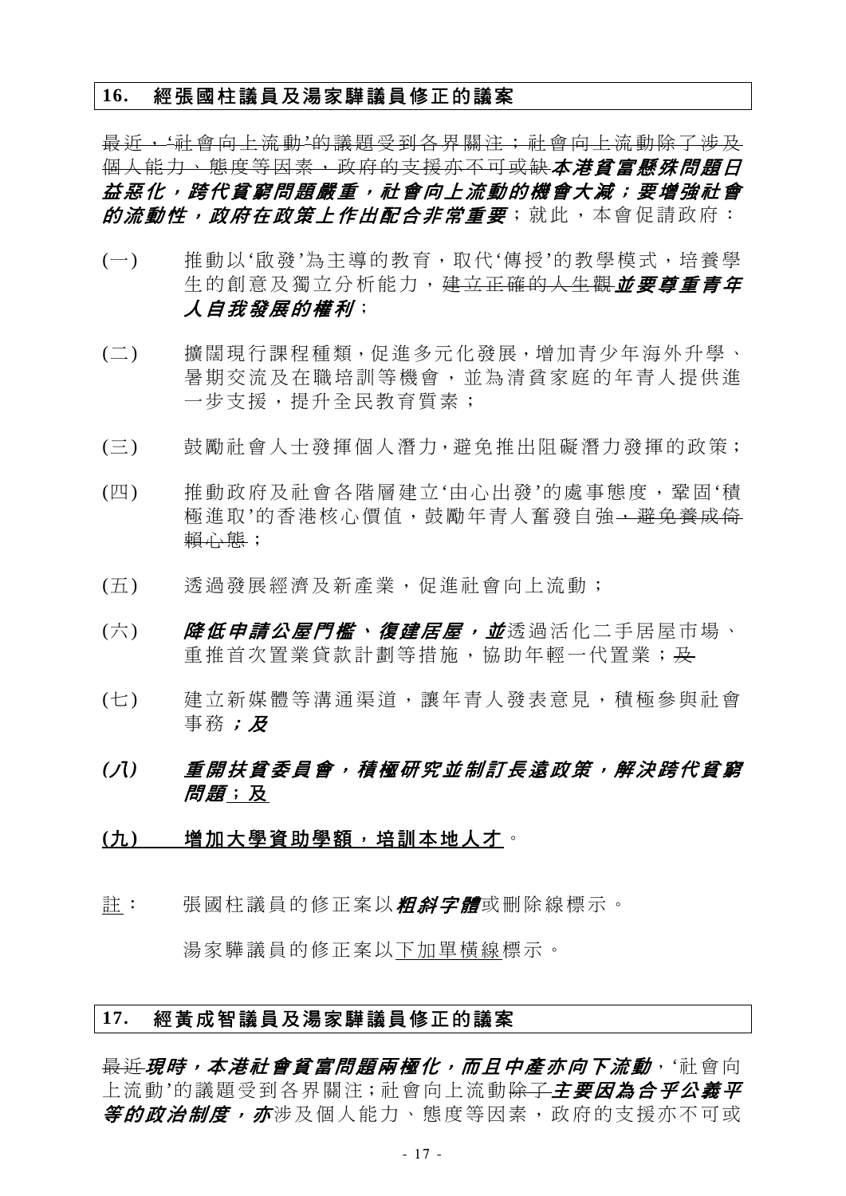## 16. 經張國柱議員及湯家驊議員修正的議案

~~最近，'社會向上流動'的議題受到各界關注；社會向上流動除了涉及個人能力、態度等因素，政府的支援亦不可或缺~~***本港貧富懸殊問題日益惡化，跨代貧窮問題嚴重，社會向上流動的機會大減；要增強社會的流動性，政府在政策上作出配合非常重要***；就此，本會促請政府：

(一) 推動以'啟發'為主導的教育，取代'傳授'的教學模式，培養學生的創意及獨立分析能力，~~建立正確的人生觀~~***並要尊重青年人自我發展的權利***；

(二) 擴闊現行課程種類，促進多元化發展，增加青少年海外升學、暑期交流及在職培訓等機會，並為清貧家庭的年青人提供進一步支援，提升全民教育質素；

(三) 鼓勵社會人士發揮個人潛力，避免推出阻礙潛力發揮的政策；

(四) 推動政府及社會各階層建立'由心出發'的處事態度，鞏固'積極進取'的香港核心價值，鼓勵年青人奮發自強~~，避免養成倚賴心態~~；

(五) 透過發展經濟及新產業，促進社會向上流動；

(六) ***降低申請公屋門檻、復建居屋，並***透過活化二手居屋市場、重推首次置業貸款計劃等措施，協助年輕一代置業；~~及~~

(七) 建立新媒體等溝通渠道，讓年青人發表意見，積極參與社會事務***；及***

***(八) 重開扶貧委員會，積極研究並制訂長遠政策，解決跨代貧窮問題***<u>；及</u>

<u>**(九) 增加大學資助學額，培訓本地人才**</u>。

<u>註</u>： 張國柱議員的修正案以***粗斜字體***或刪除線標示。

湯家驊議員的修正案以<u>下加單橫線</u>標示。

## 17. 經黃成智議員及湯家驊議員修正的議案

~~最近~~***現時，本港社會貧富問題兩極化，而且中產亦向下流動***，'社會向上流動'的議題受到各界關注；社會向上流動~~除了~~***主要因為合乎公義平等的政治制度，亦***涉及個人能力、態度等因素，政府的支援亦不可或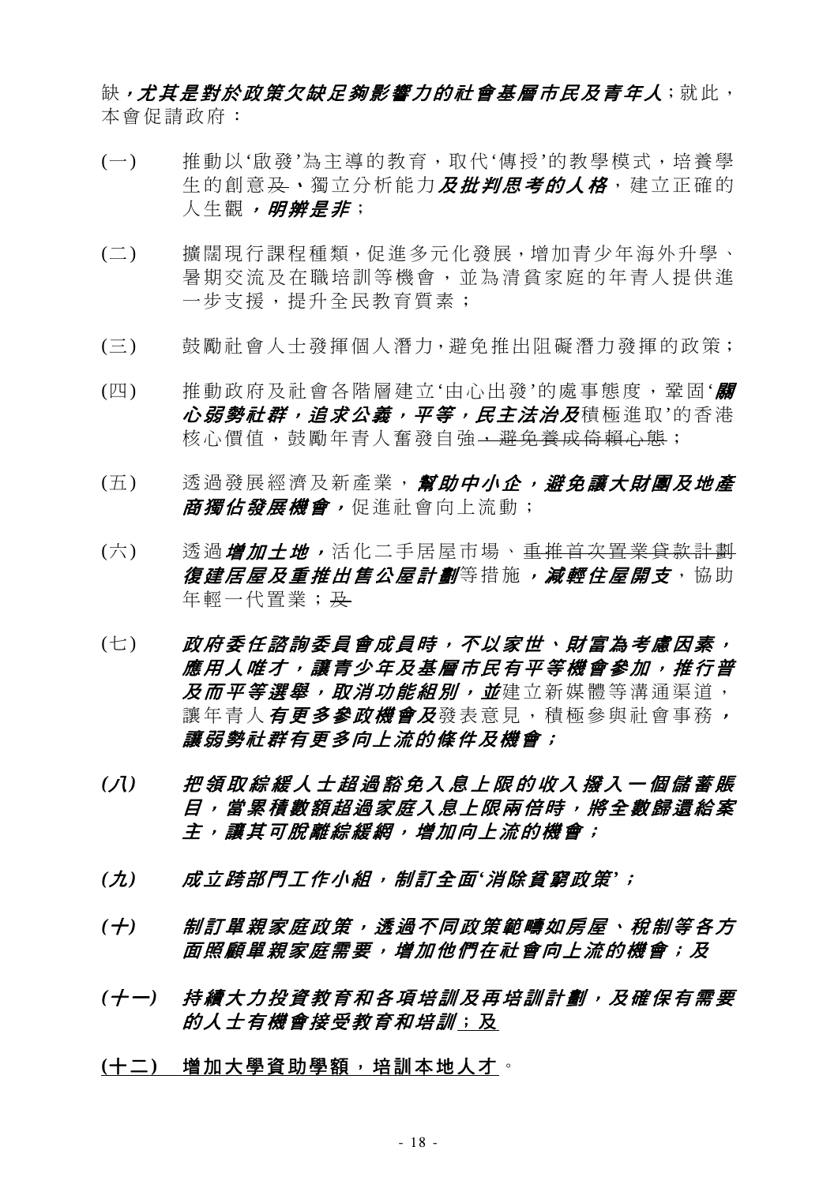缺***，尤其是對於政策欠缺足夠影響力的社會基層市民及青年人***；就此，本會促請政府：

(一) 推動以'啟發'為主導的教育，取代'傳授'的教學模式，培養學生的創意~~及~~***、***獨立分析能力***及批判思考的人格***，建立正確的人生觀***，明辨是非***；

(二) 擴闊現行課程種類，促進多元化發展，增加青少年海外升學、暑期交流及在職培訓等機會，並為清貧家庭的年青人提供進一步支援，提升全民教育質素；

(三) 鼓勵社會人士發揮個人潛力，避免推出阻礙潛力發揮的政策；

(四) 推動政府及社會各階層建立'由心出發'的處事態度，鞏固'***關心弱勢社群，追求公義，平等，民主法治及***積極進取'的香港核心價值，鼓勵年青人奮發自強~~，避免養成倚賴心態~~；

(五) 透過發展經濟及新產業，***幫助中小企，避免讓大財團及地產商獨佔發展機會，***促進社會向上流動；

(六) 透過***增加土地，***活化二手居屋市場、~~重推首次置業貸款計劃~~***復建居屋及重推出售公屋計劃***等措施***，減輕住屋開支***，協助年輕一代置業；~~及~~

(七) ***政府委任諮詢委員會成員時，不以家世、財富為考慮因素，應用人唯才，讓青少年及基層市民有平等機會參加，推行普及而平等選舉，取消功能組別，並***建立新媒體等溝通渠道，讓年青人***有更多參政機會及***發表意見，積極參與社會事務***，讓弱勢社群有更多向上流的條件及機會；***

***(八) 把領取綜緩人士超過豁免入息上限的收入撥入一個儲蓄賬目，當累積數額超過家庭入息上限兩倍時，將全數歸還給案主，讓其可脫離綜緩網，增加向上流的機會；***

***(九) 成立跨部門工作小組，制訂全面'消除貧窮政策'；***

***(十) 制訂單親家庭政策，透過不同政策範疇如房屋、稅制等各方面照顧單親家庭需要，增加他們在社會向上流的機會；及***

***(十一) 持續大力投資教育和各項培訓及再培訓計劃，及確保有需要的人士有機會接受教育和培訓***<u>；及</u>

<u>**(十二) 增加大學資助學額，培訓本地人才**</u>。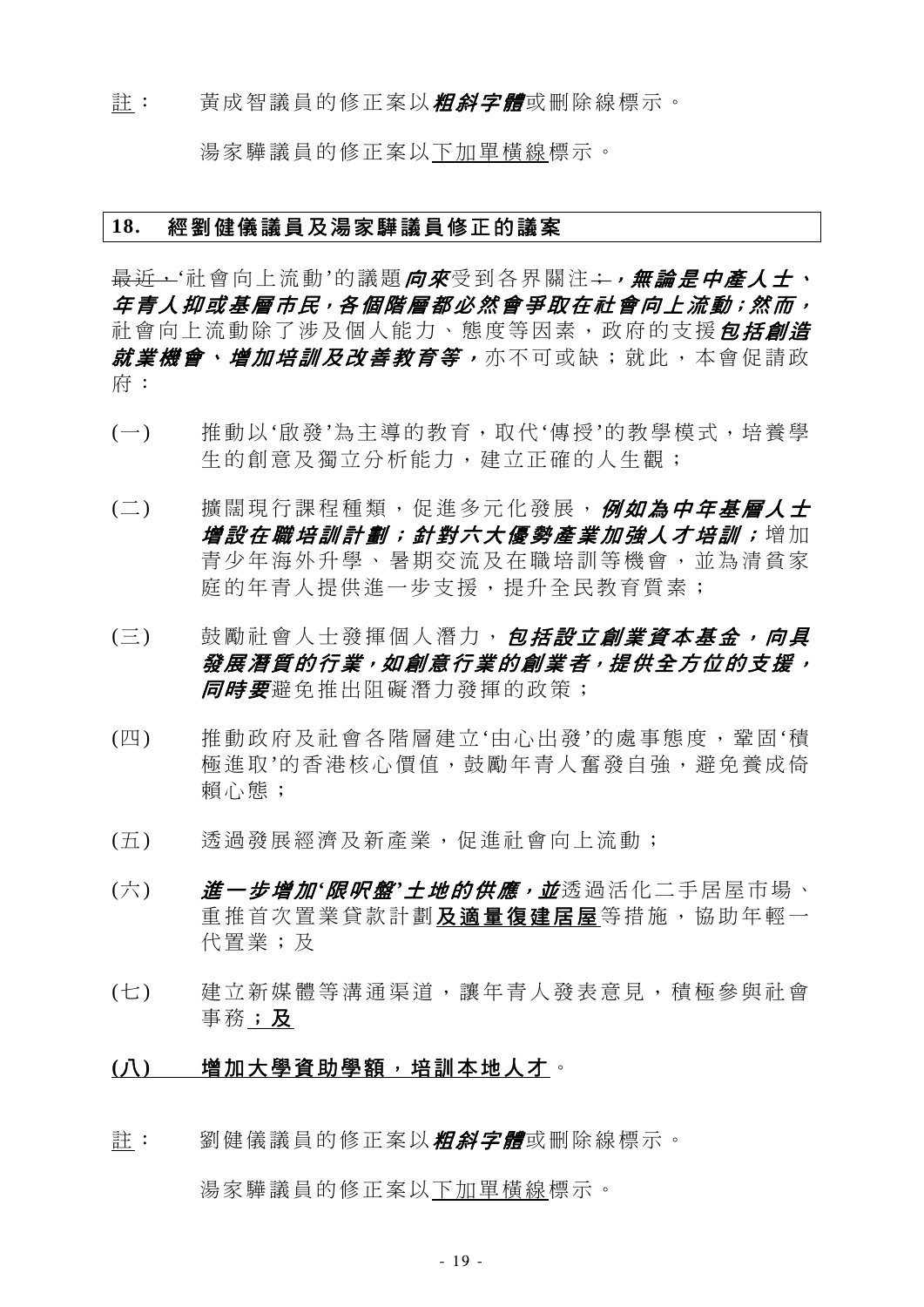註： 黃成智議員的修正案以***粗斜字體***或刪除線標示。

湯家驊議員的修正案以<u>下加單橫線</u>標示。

## 18. 經劉健儀議員及湯家驊議員修正的議案

~~最近，~~'社會向上流動'的議題***向來***受到各界關注~~；~~***，無論是中產人士、年青人抑或基層市民，各個階層都必然會爭取在社會向上流動；然而，***社會向上流動除了涉及個人能力、態度等因素，政府的支援***包括創造就業機會、增加培訓及改善教育等，***亦不可或缺；就此，本會促請政府：

(一) 推動以'啟發'為主導的教育，取代'傳授'的教學模式，培養學生的創意及獨立分析能力，建立正確的人生觀；

(二) 擴闊現行課程種類，促進多元化發展，***例如為中年基層人士增設在職培訓計劃；針對六大優勢產業加強人才培訓；***增加青少年海外升學、暑期交流及在職培訓等機會，並為清貧家庭的年青人提供進一步支援，提升全民教育質素；

(三) 鼓勵社會人士發揮個人潛力，***包括設立創業資本基金，向具發展潛質的行業，如創意行業的創業者，提供全方位的支援，同時要***避免推出阻礙潛力發揮的政策；

(四) 推動政府及社會各階層建立'由心出發'的處事態度，鞏固'積極進取'的香港核心價值，鼓勵年青人奮發自強，避免養成倚賴心態；

(五) 透過發展經濟及新產業，促進社會向上流動；

(六) ***進一步增加'限呎盤'土地的供應，並***透過活化二手居屋市場、重推首次置業貸款計劃<u>**及適量復建居屋**</u>等措施，協助年輕一代置業；及

(七) 建立新媒體等溝通渠道，讓年青人發表意見，積極參與社會事務<u>**；及**</u>

<u>**(八) 增加大學資助學額，培訓本地人才**</u>。

註： 劉健儀議員的修正案以***粗斜字體***或刪除線標示。

湯家驊議員的修正案以<u>下加單橫線</u>標示。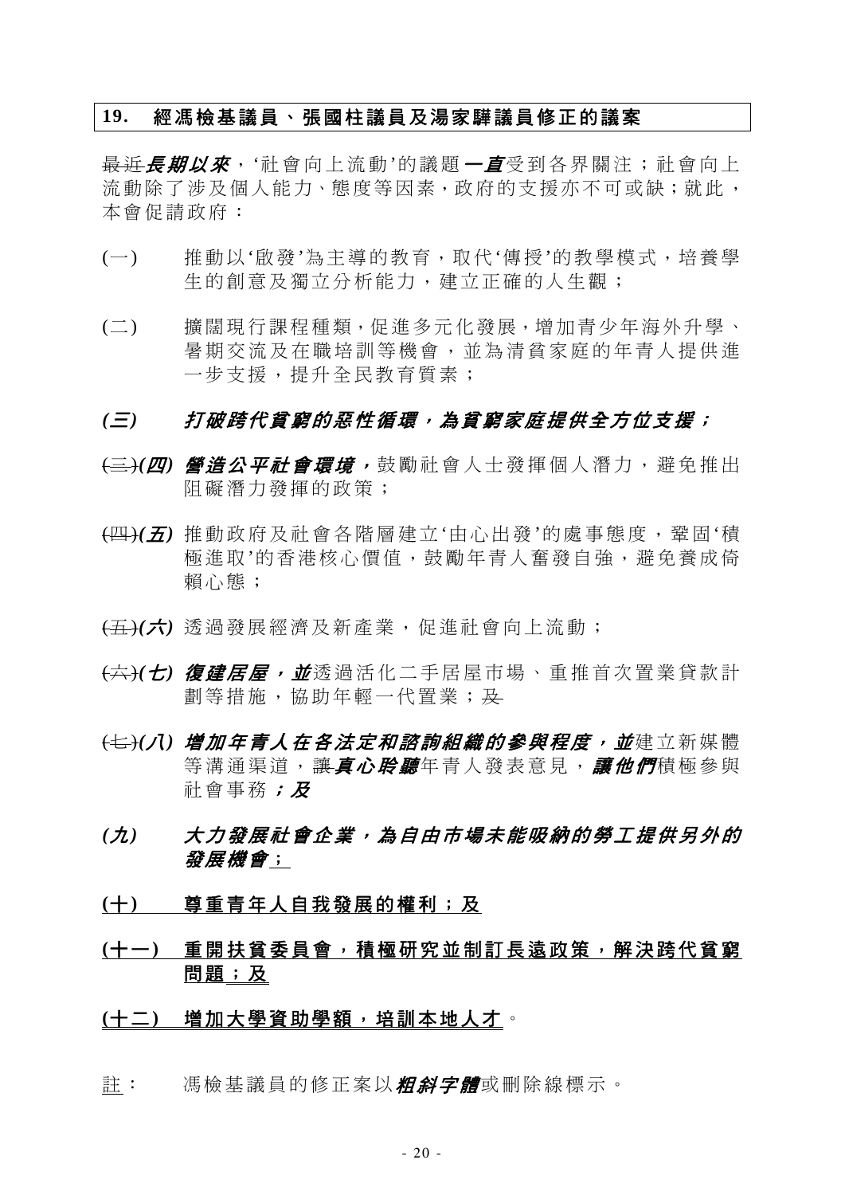## 19. 經馮檢基議員、張國柱議員及湯家驊議員修正的議案

~~最近~~***長期以來***，'社會向上流動'的議題***一直***受到各界關注；社會向上流動除了涉及個人能力、態度等因素，政府的支援亦不可或缺；就此，本會促請政府：

(一) 推動以'啟發'為主導的教育，取代'傳授'的教學模式，培養學生的創意及獨立分析能力，建立正確的人生觀；

(二) 擴闊現行課程種類，促進多元化發展，增加青少年海外升學、暑期交流及在職培訓等機會，並為清貧家庭的年青人提供進一步支援，提升全民教育質素；

***(三) 打破跨代貧窮的惡性循環，為貧窮家庭提供全方位支援；***

~~(三)~~***(四) 營造公平社會環境，***鼓勵社會人士發揮個人潛力，避免推出阻礙潛力發揮的政策；

~~(四)~~***(五)*** 推動政府及社會各階層建立'由心出發'的處事態度，鞏固'積極進取'的香港核心價值，鼓勵年青人奮發自強，避免養成倚賴心態；

~~(五)~~***(六)*** 透過發展經濟及新產業，促進社會向上流動；

~~(六)~~***(七) 復建居屋，並***透過活化二手居屋市場、重推首次置業貸款計劃等措施，協助年輕一代置業；~~及~~

~~(七)~~***(八) 增加年青人在各法定和諮詢組織的參與程度，並***建立新媒體等溝通渠道，~~讓~~***真心聆聽***年青人發表意見，***讓他們***積極參與社會事務***；及***

***(九) 大力發展社會企業，為自由市場未能吸納的勞工提供另外的發展機會***<u>；</u>

<u>**(十) 尊重青年人自我發展的權利；及**</u>

<u>**(十一) 重開扶貧委員會，積極研究並制訂長遠政策，解決跨代貧窮問題；及**</u>

<u>**(十二) 增加大學資助學額，培訓本地人才**</u>。

<u>註</u>： 馮檢基議員的修正案以***粗斜字體***或刪除線標示。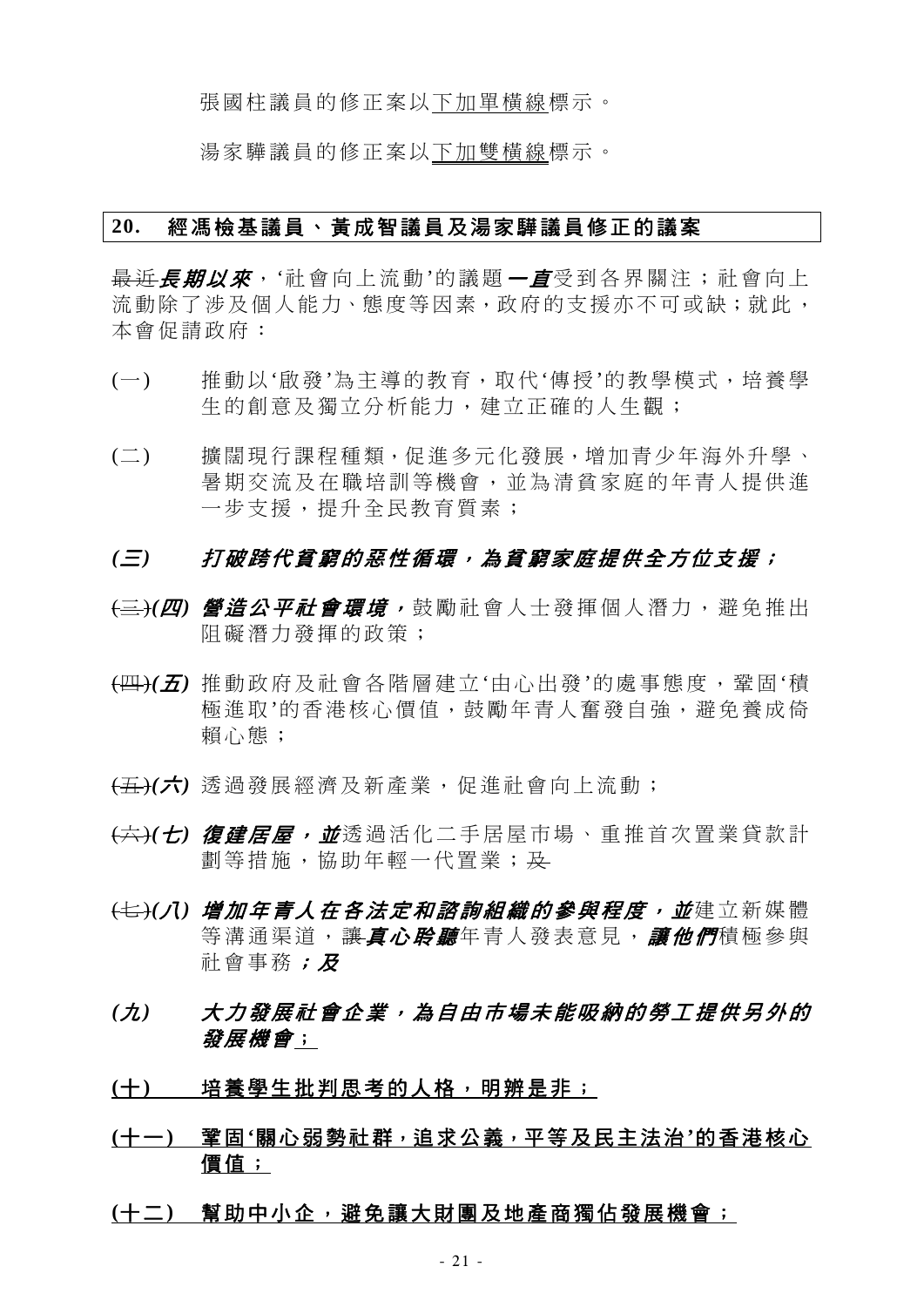張國柱議員的修正案以<u>下加單橫線</u>標示。

湯家驊議員的修正案以<u>下加雙橫線</u>標示。

**20. 經馮檢基議員、黃成智議員及湯家驊議員修正的議案**

~~最近~~***長期以來***，'社會向上流動'的議題***一直***受到各界關注；社會向上流動除了涉及個人能力、態度等因素，政府的支援亦不可或缺；就此，本會促請政府：

(一) 推動以'啟發'為主導的教育，取代'傳授'的教學模式，培養學生的創意及獨立分析能力，建立正確的人生觀；

(二) 擴闊現行課程種類，促進多元化發展，增加青少年海外升學、暑期交流及在職培訓等機會，並為清貧家庭的年青人提供進一步支援，提升全民教育質素；

***(三) 打破跨代貧窮的惡性循環，為貧窮家庭提供全方位支援；***

~~(三)~~***(四) 營造公平社會環境，***鼓勵社會人士發揮個人潛力，避免推出阻礙潛力發揮的政策；

~~(四)~~***(五)*** 推動政府及社會各階層建立'由心出發'的處事態度，鞏固'積極進取'的香港核心價值，鼓勵年青人奮發自強，避免養成倚賴心態；

~~(五)~~***(六)*** 透過發展經濟及新產業，促進社會向上流動；

~~(六)~~***(七) 復建居屋，並***透過活化二手居屋市場、重推首次置業貸款計劃等措施，協助年輕一代置業；~~及~~

~~(七)~~***(八) 增加年青人在各法定和諮詢組織的參與程度，並***建立新媒體等溝通渠道，~~讓~~***真心聆聽***年青人發表意見，***讓他們***積極參與社會事務***；及***

***(九) 大力發展社會企業，為自由市場未能吸納的勞工提供另外的發展機會***<u>；</u>

<u>**(十) 培養學生批判思考的人格，明辨是非；**</u>

<u>**(十一) 鞏固'關心弱勢社群，追求公義，平等及民主法治'的香港核心價值；**</u>

<u>**(十二) 幫助中小企，避免讓大財團及地產商獨佔發展機會；**</u>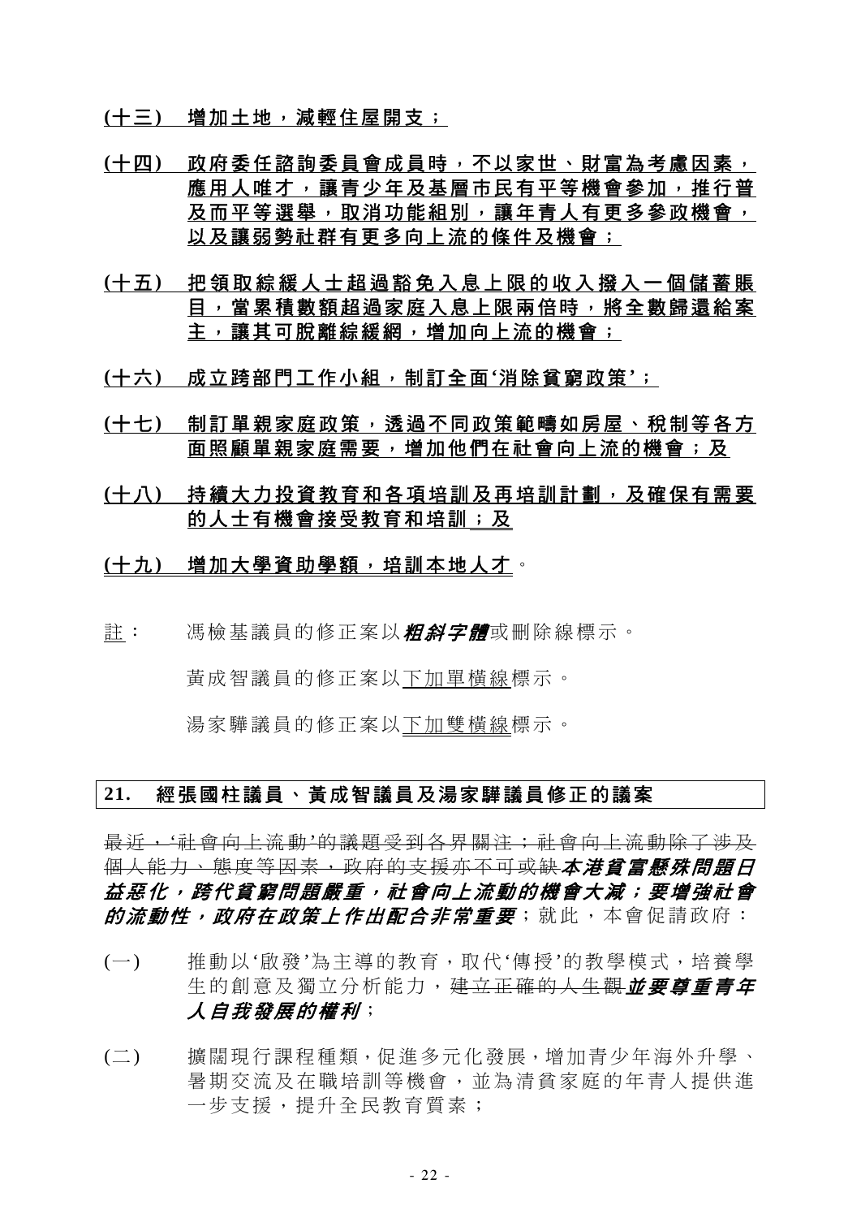(十三) 增加土地，減輕住屋開支；

(十四) 政府委任諮詢委員會成員時，不以家世、財富為考慮因素，應用人唯才，讓青少年及基層市民有平等機會參加，推行普及而平等選舉，取消功能組別，讓年青人有更多參政機會，以及讓弱勢社群有更多向上流的條件及機會；

(十五) 把領取綜緩人士超過豁免入息上限的收入撥入一個儲蓄賬目，當累積數額超過家庭入息上限兩倍時，將全數歸還給案主，讓其可脫離綜緩網，增加向上流的機會；

(十六) 成立跨部門工作小組，制訂全面'消除貧窮政策'；

(十七) 制訂單親家庭政策，透過不同政策範疇如房屋、稅制等各方面照顧單親家庭需要，增加他們在社會向上流的機會；及

(十八) 持續大力投資教育和各項培訓及再培訓計劃，及確保有需要的人士有機會接受教育和培訓；及

(十九) 增加大學資助學額，培訓本地人才。

註： 馮檢基議員的修正案以***粗斜字體***或刪除線標示。

黃成智議員的修正案以下加單橫線標示。

湯家驊議員的修正案以下加雙橫線標示。

## 21. 經張國柱議員、黃成智議員及湯家驊議員修正的議案

~~最近，'社會向上流動'的議題受到各界關注；社會向上流動除了涉及個人能力、態度等因素，政府的支援亦不可或缺~~***本港貧富懸殊問題日益惡化，跨代貧窮問題嚴重，社會向上流動的機會大減；要增強社會的流動性，政府在政策上作出配合非常重要***；就此，本會促請政府：

(一) 推動以'啟發'為主導的教育，取代'傳授'的教學模式，培養學生的創意及獨立分析能力，~~建立正確的人生觀~~***並要尊重青年人自我發展的權利***；

(二) 擴闊現行課程種類，促進多元化發展，增加青少年海外升學、暑期交流及在職培訓等機會，並為清貧家庭的年青人提供進一步支援，提升全民教育質素；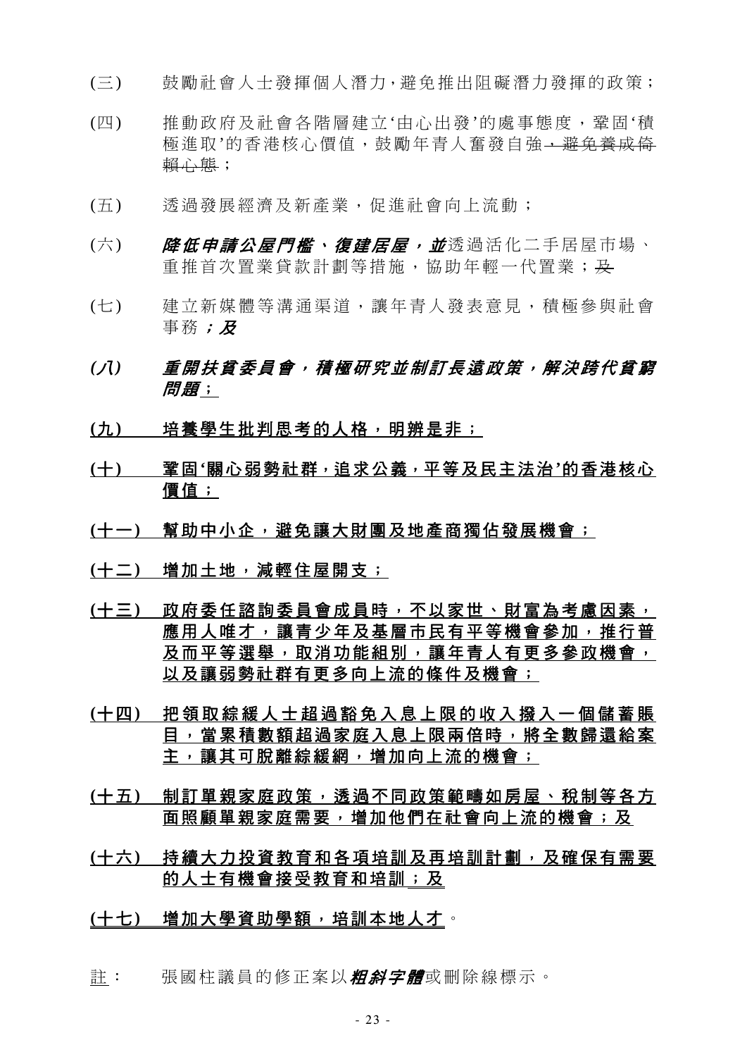(三) 鼓勵社會人士發揮個人潛力，避免推出阻礙潛力發揮的政策；

(四) 推動政府及社會各階層建立'由心出發'的處事態度，鞏固'積極進取'的香港核心價值，鼓勵年青人奮發自強~~，避免養成倚賴心態~~；

(五) 透過發展經濟及新產業，促進社會向上流動；

(六) ***降低申請公屋門檻、復建居屋，並***透過活化二手居屋市場、重推首次置業貸款計劃等措施，協助年輕一代置業；~~及~~

(七) 建立新媒體等溝通渠道，讓年青人發表意見，積極參與社會事務***；及***

***(八) 重開扶貧委員會，積極研究並制訂長遠政策，解決跨代貧窮問題***<u>；</u>

<u>**(九) 培養學生批判思考的人格，明辨是非；**</u>

<u>**(十) 鞏固'關心弱勢社群，追求公義，平等及民主法治'的香港核心價值；**</u>

<u>**(十一) 幫助中小企，避免讓大財團及地產商獨佔發展機會；**</u>

<u>**(十二) 增加土地，減輕住屋開支；**</u>

<u>**(十三) 政府委任諮詢委員會成員時，不以家世、財富為考慮因素，應用人唯才，讓青少年及基層市民有平等機會參加，推行普及而平等選舉，取消功能組別，讓年青人有更多參政機會，以及讓弱勢社群有更多向上流的條件及機會；**</u>

<u>**(十四) 把領取綜緩人士超過豁免入息上限的收入撥入一個儲蓄賬目，當累積數額超過家庭入息上限兩倍時，將全數歸還給案主，讓其可脫離綜緩網，增加向上流的機會；**</u>

<u>**(十五) 制訂單親家庭政策，透過不同政策範疇如房屋、稅制等各方面照顧單親家庭需要，增加他們在社會向上流的機會；及**</u>

<u>**(十六) 持續大力投資教育和各項培訓及再培訓計劃，及確保有需要的人士有機會接受教育和培訓**；及</u>

<u>**(十七) 增加大學資助學額，培訓本地人才**</u>。

<u>註</u>： 張國柱議員的修正案以***粗斜字體***或刪除線標示。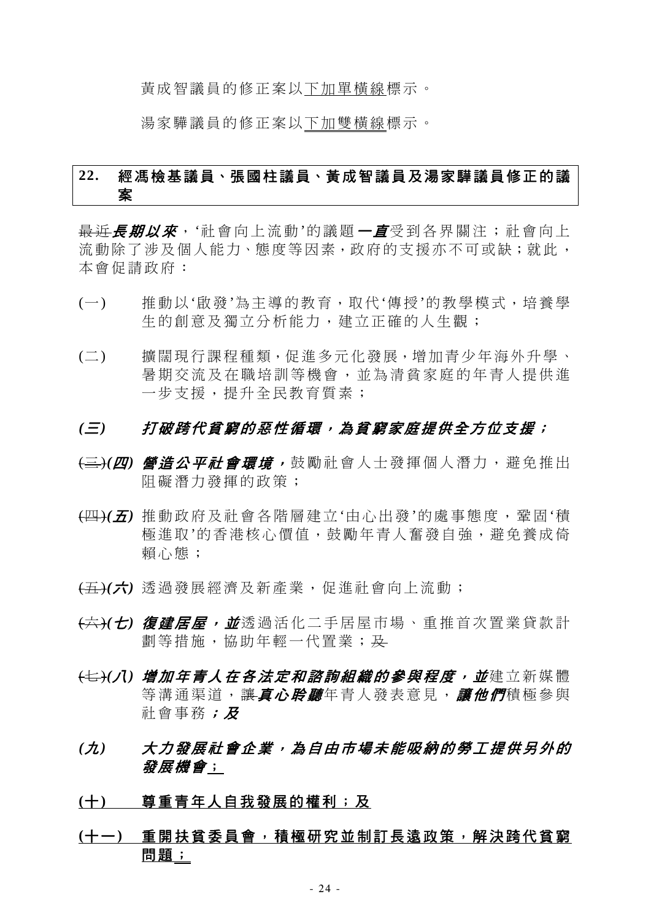黃成智議員的修正案以<u>下加單橫線</u>標示。

湯家驊議員的修正案以<u>下加雙橫線</u>標示。

| **22. 經馮檢基議員、張國柱議員、黃成智議員及湯家驊議員修正的議案** |
|---|

~~最近~~***長期以來***，'社會向上流動'的議題***一直***受到各界關注；社會向上流動除了涉及個人能力、態度等因素，政府的支援亦不可或缺；就此，本會促請政府：

(一) 推動以'啟發'為主導的教育，取代'傳授'的教學模式，培養學生的創意及獨立分析能力，建立正確的人生觀；

(二) 擴闊現行課程種類，促進多元化發展，增加青少年海外升學、暑期交流及在職培訓等機會，並為清貧家庭的年青人提供進一步支援，提升全民教育質素；

***(三) 打破跨代貧窮的惡性循環，為貧窮家庭提供全方位支援；***

~~(三)~~***(四) 營造公平社會環境，***鼓勵社會人士發揮個人潛力，避免推出阻礙潛力發揮的政策；

~~(四)~~***(五)*** 推動政府及社會各階層建立'由心出發'的處事態度，鞏固'積極進取'的香港核心價值，鼓勵年青人奮發自強，避免養成倚賴心態；

~~(五)~~***(六)*** 透過發展經濟及新產業，促進社會向上流動；

~~(六)~~***(七) 復建居屋，並***透過活化二手居屋市場、重推首次置業貸款計劃等措施，協助年輕一代置業；~~及~~

~~(七)~~***(八) 增加年青人在各法定和諮詢組織的參與程度，並***建立新媒體等溝通渠道，~~讓~~***真心聆聽***年青人發表意見，***讓他們***積極參與社會事務***；及***

***(九) 大力發展社會企業，為自由市場未能吸納的勞工提供另外的發展機會***<u>；</u>

<u>**(十) 尊重青年人自我發展的權利；及**</u>

<u>**(十一) 重開扶貧委員會，積極研究並制訂長遠政策，解決跨代貧窮問題；**</u>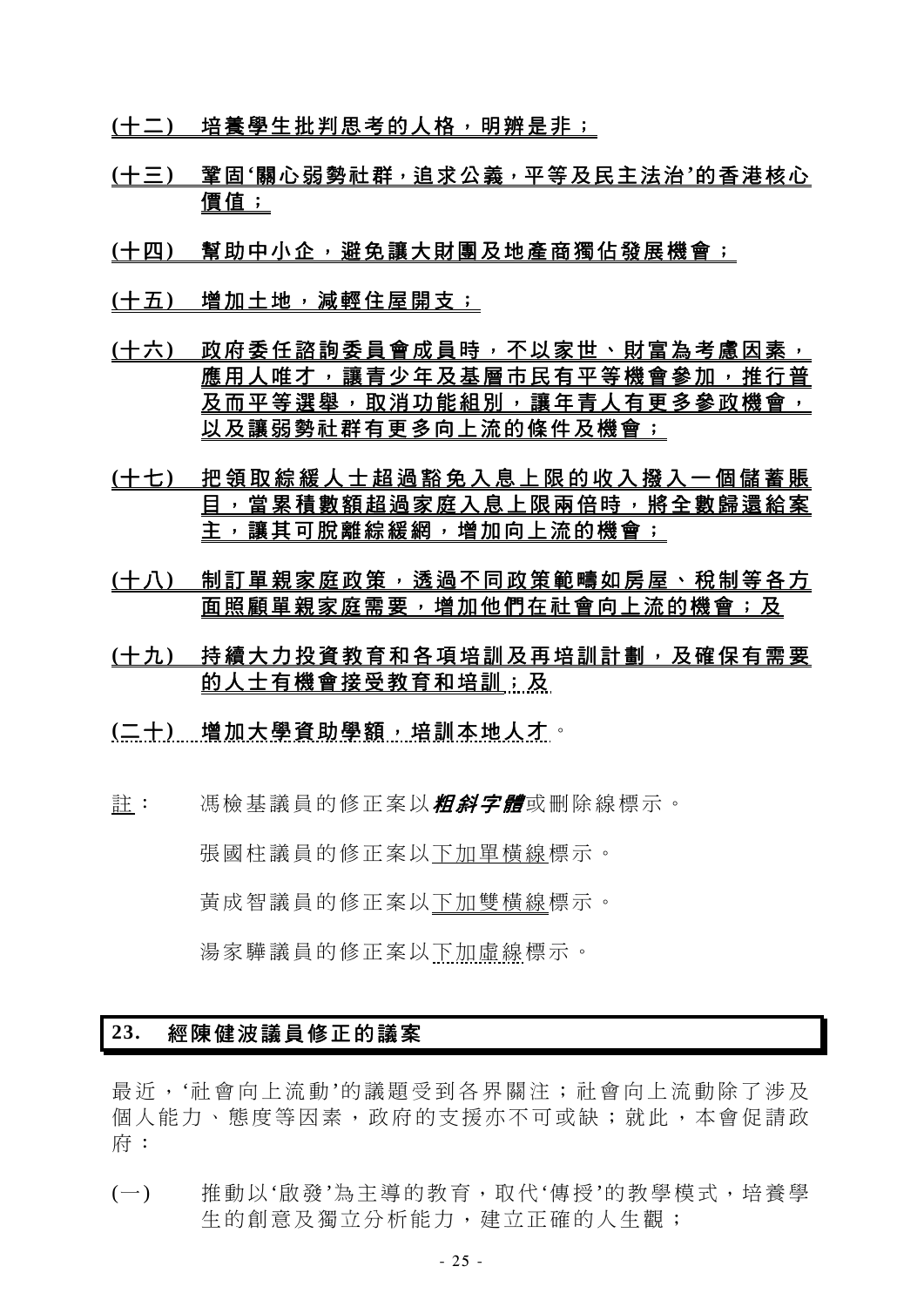**(十二) 培養學生批判思考的人格，明辨是非；**

**(十三) 鞏固'關心弱勢社群，追求公義，平等及民主法治'的香港核心價值；**

**(十四) 幫助中小企，避免讓大財團及地產商獨佔發展機會；**

**(十五) 增加土地，減輕住屋開支；**

**(十六) 政府委任諮詢委員會成員時，不以家世、財富為考慮因素，應用人唯才，讓青少年及基層市民有平等機會參加，推行普及而平等選舉，取消功能組別，讓年青人有更多參政機會，以及讓弱勢社群有更多向上流的條件及機會；**

**(十七) 把領取綜緩人士超過豁免入息上限的收入撥入一個儲蓄賬目，當累積數額超過家庭入息上限兩倍時，將全數歸還給案主，讓其可脫離綜緩網，增加向上流的機會；**

**(十八) 制訂單親家庭政策，透過不同政策範疇如房屋、稅制等各方面照顧單親家庭需要，增加他們在社會向上流的機會；及**

**(十九) 持續大力投資教育和各項培訓及再培訓計劃，及確保有需要的人士有機會接受教育和培訓；及**

**(二十) 增加大學資助學額，培訓本地人才。**

註： 馮檢基議員的修正案以***粗斜字體***或刪除線標示。

張國柱議員的修正案以下加單橫線標示。

黃成智議員的修正案以下加雙橫線標示。

湯家驊議員的修正案以下加虛線標示。

## 23. 經陳健波議員修正的議案

最近，'社會向上流動'的議題受到各界關注；社會向上流動除了涉及個人能力、態度等因素，政府的支援亦不可或缺；就此，本會促請政府：

(一) 推動以'啟發'為主導的教育，取代'傳授'的教學模式，培養學生的創意及獨立分析能力，建立正確的人生觀；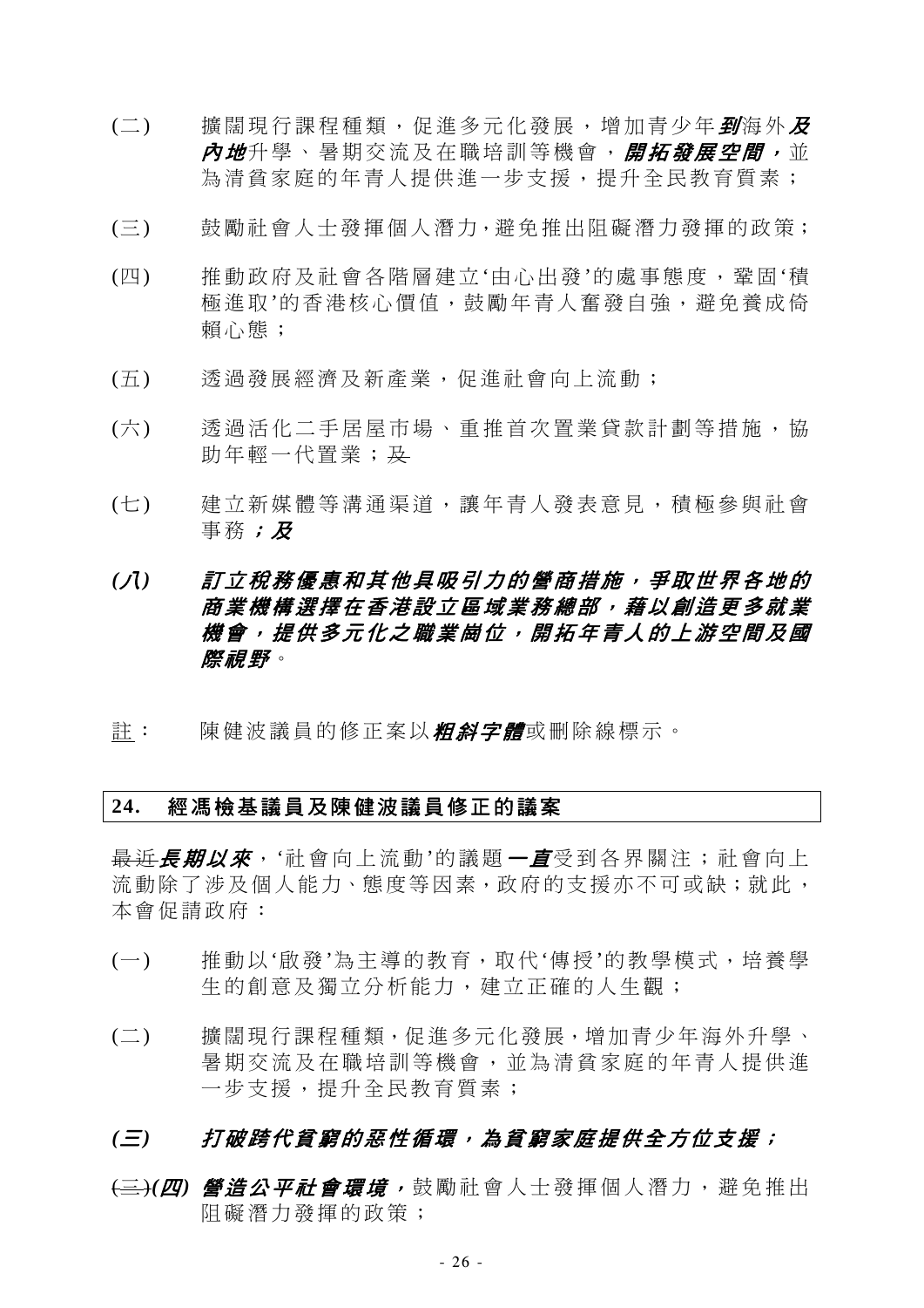(二) 擴闊現行課程種類，促進多元化發展，增加青少年***到***海外***及內地***升學、暑期交流及在職培訓等機會，***開拓發展空間，***並為清貧家庭的年青人提供進一步支援，提升全民教育質素；

(三) 鼓勵社會人士發揮個人潛力，避免推出阻礙潛力發揮的政策；

(四) 推動政府及社會各階層建立'由心出發'的處事態度，鞏固'積極進取'的香港核心價值，鼓勵年青人奮發自強，避免養成倚賴心態；

(五) 透過發展經濟及新產業，促進社會向上流動；

(六) 透過活化二手居屋市場、重推首次置業貸款計劃等措施，協助年輕一代置業；~~及~~

(七) 建立新媒體等溝通渠道，讓年青人發表意見，積極參與社會事務***；及***

***(八) 訂立稅務優惠和其他具吸引力的營商措施，爭取世界各地的商業機構選擇在香港設立區域業務總部，藉以創造更多就業機會，提供多元化之職業崗位，開拓年青人的上游空間及國際視野***。

註： 陳健波議員的修正案以***粗斜字體***或刪除線標示。

## 24. 經馮檢基議員及陳健波議員修正的議案

~~最近~~***長期以來***，'社會向上流動'的議題***一直***受到各界關注；社會向上流動除了涉及個人能力、態度等因素，政府的支援亦不可或缺；就此，本會促請政府：

(一) 推動以'啟發'為主導的教育，取代'傳授'的教學模式，培養學生的創意及獨立分析能力，建立正確的人生觀；

(二) 擴闊現行課程種類，促進多元化發展，增加青少年海外升學、暑期交流及在職培訓等機會，並為清貧家庭的年青人提供進一步支援，提升全民教育質素；

***(三) 打破跨代貧窮的惡性循環，為貧窮家庭提供全方位支援；***

~~(三)~~***(四) 營造公平社會環境，***鼓勵社會人士發揮個人潛力，避免推出阻礙潛力發揮的政策；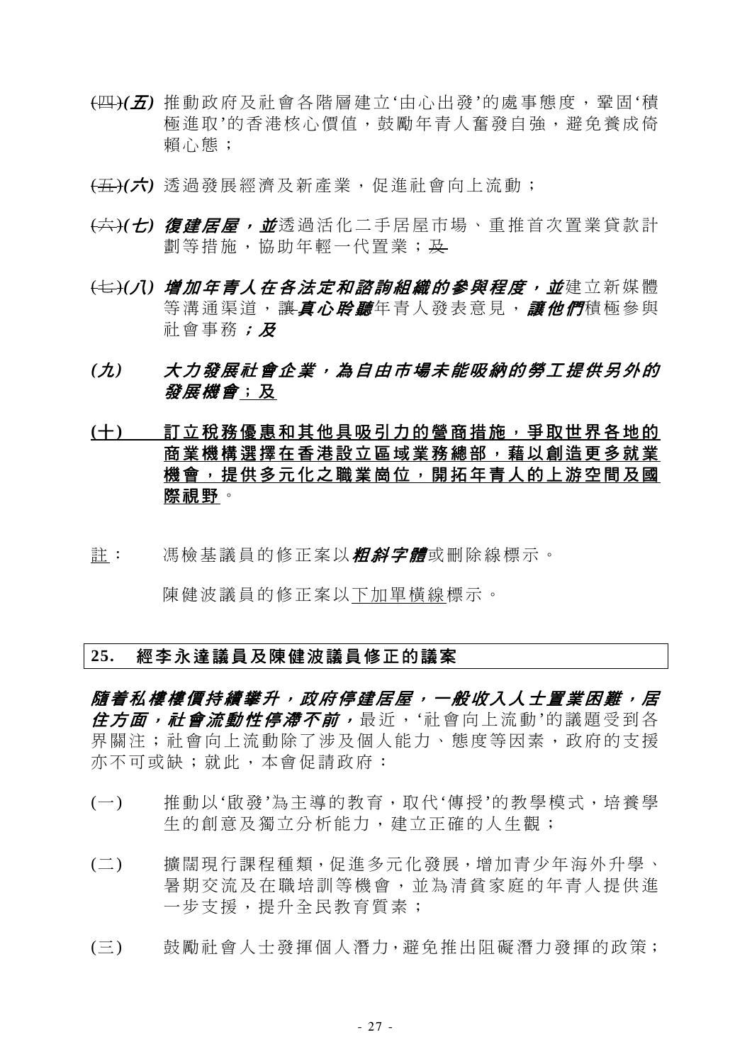~~(四)~~***(五)*** 推動政府及社會各階層建立'由心出發'的處事態度，鞏固'積極進取'的香港核心價值，鼓勵年青人奮發自強，避免養成倚賴心態；

~~(五)~~***(六)*** 透過發展經濟及新產業，促進社會向上流動；

~~(六)~~***(七)*** ***復建居屋，並***透過活化二手居屋市場、重推首次置業貸款計劃等措施，協助年輕一代置業；~~及~~

~~(七)~~***(八)*** ***增加年青人在各法定和諮詢組織的參與程度，並***建立新媒體等溝通渠道，讓~~讓~~***真心聆聽***年青人發表意見，***讓他們***積極參與社會事務***；及***

***(九)*** ***大力發展社會企業，為自由市場未能吸納的勞工提供另外的發展機會***<u>；及</u>

<u>**(十)** **訂立稅務優惠和其他具吸引力的營商措施，爭取世界各地的商業機構選擇在香港設立區域業務總部，藉以創造更多就業機會，提供多元化之職位崗位，開拓年青人的上游空間及國際視野**</u>。

<u>註</u>：　馮檢基議員的修正案以***粗斜字體***或刪除線標示。

陳健波議員的修正案以<u>下加單橫線</u>標示。

## 25.　經李永達議員及陳健波議員修正的議案

***隨着私樓樓價持續攀升，政府停建居屋，一般收入人士置業困難，居住方面，社會流動性停滯不前，***最近，'社會向上流動'的議題受到各界關注；社會向上流動除了涉及個人能力、態度等因素，政府的支援亦不可或缺；就此，本會促請政府：

(一) 推動以'啟發'為主導的教育，取代'傳授'的教學模式，培養學生的創意及獨立分析能力，建立正確的人生觀；

(二) 擴闊現行課程種類，促進多元化發展，增加青少年海外升學、暑期交流及在職培訓等機會，並為清貧家庭的年青人提供進一步支援，提升全民教育質素；

(三) 鼓勵社會人士發揮個人潛力，避免推出阻礙潛力發揮的政策；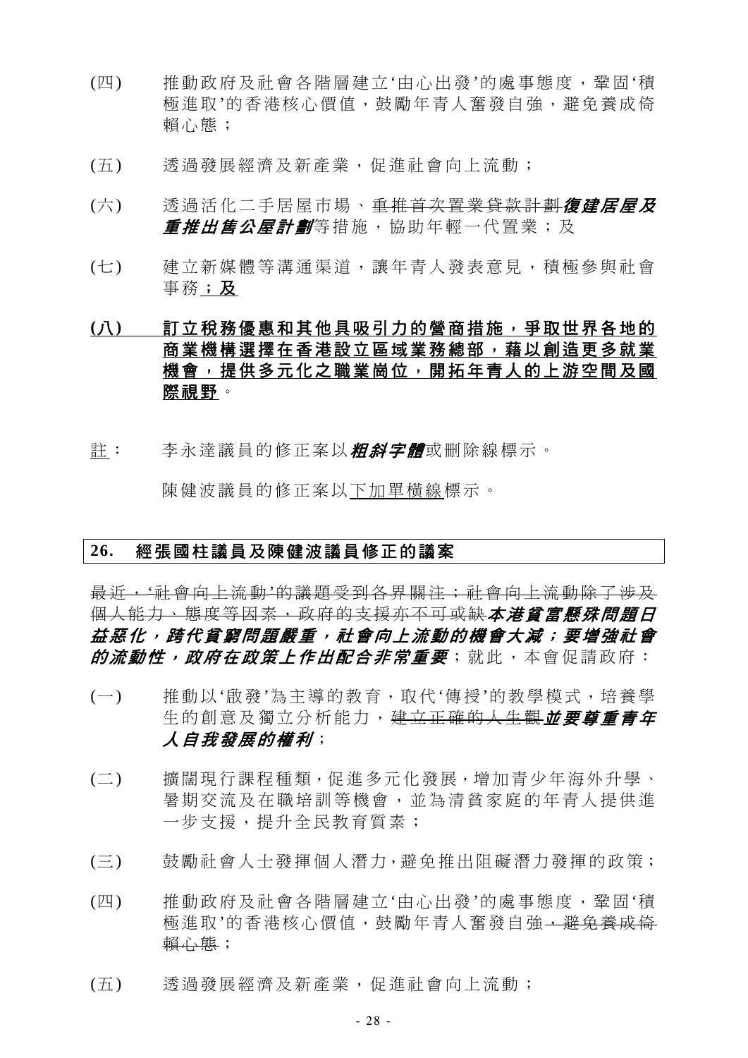(四) 推動政府及社會各階層建立'由心出發'的處事態度，鞏固'積極進取'的香港核心價值，鼓勵年青人奮發自強，避免養成倚賴心態；

(五) 透過發展經濟及新產業，促進社會向上流動；

(六) 透過活化二手居屋市場、~~重推首次置業貸款計劃~~***復建居屋及重推出售公屋計劃***等措施，協助年輕一代置業；及

(七) 建立新媒體等溝通渠道，讓年青人發表意見，積極參與社會事務<u>**；及**</u>

<u>**(八) 訂立稅務優惠和其他具吸引力的營商措施，爭取世界各地的商業機構選擇在香港設立區域業務總部，藉以創造更多就業機會，提供多元化之職業崗位，開拓年青人的上游空間及國際視野**</u>。

<u>註</u>： 李永達議員的修正案以***粗斜字體***或刪除線標示。

陳健波議員的修正案以<u>下加單橫線</u>標示。

## 26. 經張國柱議員及陳健波議員修正的議案

~~最近，'社會向上流動'的議題受到各界關注；社會向上流動除了涉及個人能力、態度等因素，政府的支援亦不可或缺~~***本港貧富懸殊問題日益惡化，跨代貧窮問題嚴重，社會向上流動的機會大減；要增強社會的流動性，政府在政策上作出配合非常重要***；就此，本會促請政府：

(一) 推動以'啟發'為主導的教育，取代'傳授'的教學模式，培養學生的創意及獨立分析能力，~~建立正確的人生觀~~***並要尊重青年人自我發展的權利***；

(二) 擴闊現行課程種類，促進多元化發展，增加青少年海外升學、暑期交流及在職培訓等機會，並為清貧家庭的年青人提供進一步支援，提升全民教育質素；

(三) 鼓勵社會人士發揮個人潛力，避免推出阻礙潛力發揮的政策；

(四) 推動政府及社會各階層建立'由心出發'的處事態度，鞏固'積極進取'的香港核心價值，鼓勵年青人奮發自強~~，避免養成倚賴心態~~；

(五) 透過發展經濟及新產業，促進社會向上流動；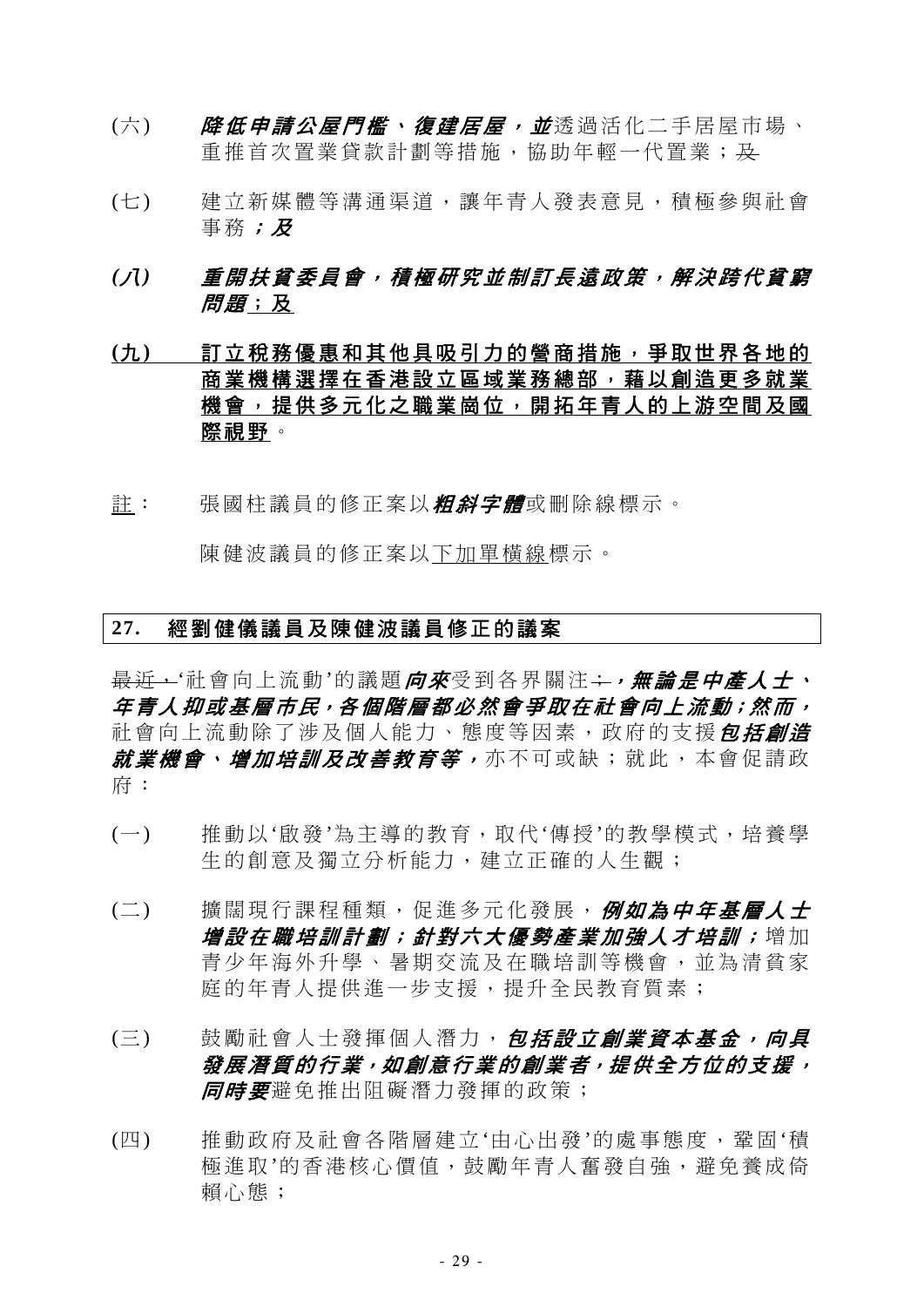(六) ***降低申請公屋門檻、復建居屋，並***透過活化二手居屋市場、重推首次置業貸款計劃等措施，協助年輕一代置業；~~及~~

(七) 建立新媒體等溝通渠道，讓年青人發表意見，積極參與社會事務***；及***

***(八) 重開扶貧委員會，積極研究並制訂長遠政策，解決跨代貧窮問題***<u>；及</u>

<u>**(九) 訂立稅務優惠和其他具吸引力的營商措施，爭取世界各地的商業機構選擇在香港設立區域業務總部，藉以創造更多就業機會，提供多元化之職業崗位，開拓年青人的上游空間及國際視野**</u>。

<u>註</u>： 張國柱議員的修正案以***粗斜字體***或刪除線標示。

陳健波議員的修正案以<u>下加單橫線</u>標示。

## 27. 經劉健儀議員及陳健波議員修正的議案

~~最近，~~'社會向上流動'的議題***向來***受到各界關注~~；~~***，無論是中產人士、年青人抑或基層市民，各個階層都必然會爭取在社會向上流動；然而，***社會向上流動除了涉及個人能力、態度等因素，政府的支援***包括創造就業機會、增加培訓及改善教育等，***亦不可或缺；就此，本會促請政府：

(一) 推動以'啟發'為主導的教育，取代'傳授'的教學模式，培養學生的創意及獨立分析能力，建立正確的人生觀；

(二) 擴闊現行課程種類，促進多元化發展，***例如為中年基層人士增設在職培訓計劃；針對六大優勢產業加強人才培訓；***增加青少年海外升學、暑期交流及在職培訓等機會，並為清貧家庭的年青人提供進一步支援，提升全民教育質素；

(三) 鼓勵社會人士發揮個人潛力，***包括設立創業資本基金，向具發展潛質的行業，如創意行業的創業者，提供全方位的支援，同時要***避免推出阻礙潛力發揮的政策；

(四) 推動政府及社會各階層建立'由心出發'的處事態度，鞏固'積極進取'的香港核心價值，鼓勵年青人奮發自強，避免養成倚賴心態；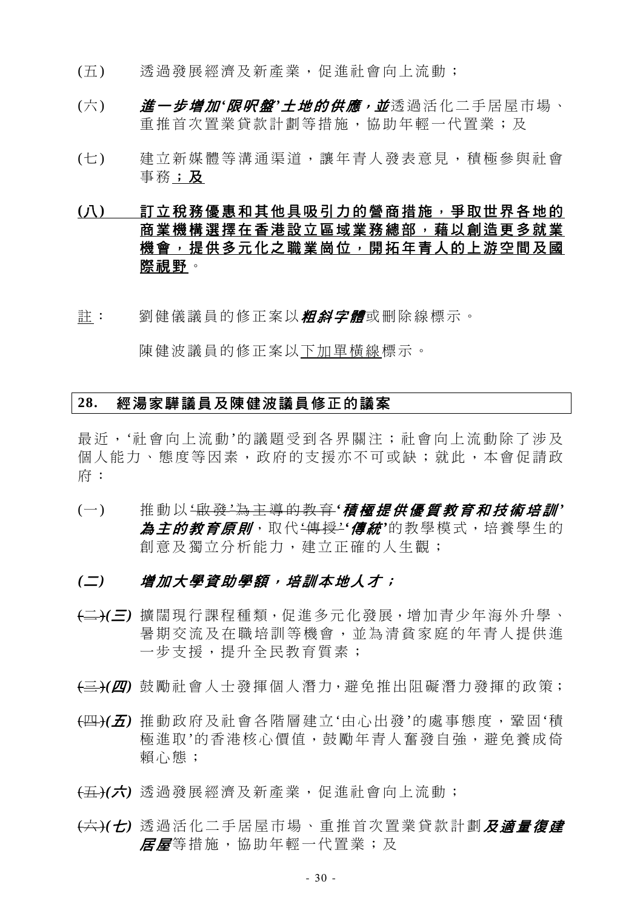(五) 透過發展經濟及新產業，促進社會向上流動；

(六) ***進一步增加'限呎盤'土地的供應，並***透過活化二手居屋市場、重推首次置業貸款計劃等措施，協助年輕一代置業；及

(七) 建立新媒體等溝通渠道，讓年青人發表意見，積極參與社會事務<u>；及</u>

<u>**(八) 訂立稅務優惠和其他具吸引力的營商措施，爭取世界各地的商業機構選擇在香港設立區域業務總部，藉以創造更多就業機會，提供多元化之職業崗位，開拓年青人的上游空間及國際視野**</u>。

<u>註</u>： 劉健儀議員的修正案以***粗斜字體***或刪除線標示。

陳健波議員的修正案以<u>下加單橫線</u>標示。

## 28. 經湯家驊議員及陳健波議員修正的議案

最近，'社會向上流動'的議題受到各界關注；社會向上流動除了涉及個人能力、態度等因素，政府的支援亦不可或缺；就此，本會促請政府：

(一) 推動以~~'啟發'為主導的教育~~***'積極提供優質教育和技術培訓'為主的教育原則***，取代~~'傳授'~~***'傳統'***的教學模式，培養學生的創意及獨立分析能力，建立正確的人生觀；

***(二) 增加大學資助學額，培訓本地人才；***

~~(二)~~***(三)*** 擴闊現行課程種類，促進多元化發展，增加青少年海外升學、暑期交流及在職培訓等機會，並為清貧家庭的年青人提供進一步支援，提升全民教育質素；

~~(三)~~***(四)*** 鼓勵社會人士發揮個人潛力，避免推出阻礙潛力發揮的政策；

~~(四)~~***(五)*** 推動政府及社會各階層建立'由心出發'的處事態度，鞏固'積極進取'的香港核心價值，鼓勵年青人奮發自強，避免養成倚賴心態；

~~(五)~~***(六)*** 透過發展經濟及新產業，促進社會向上流動；

~~(六)~~***(七)*** 透過活化二手居屋市場、重推首次置業貸款計劃***及適量復建居屋***等措施，協助年輕一代置業；及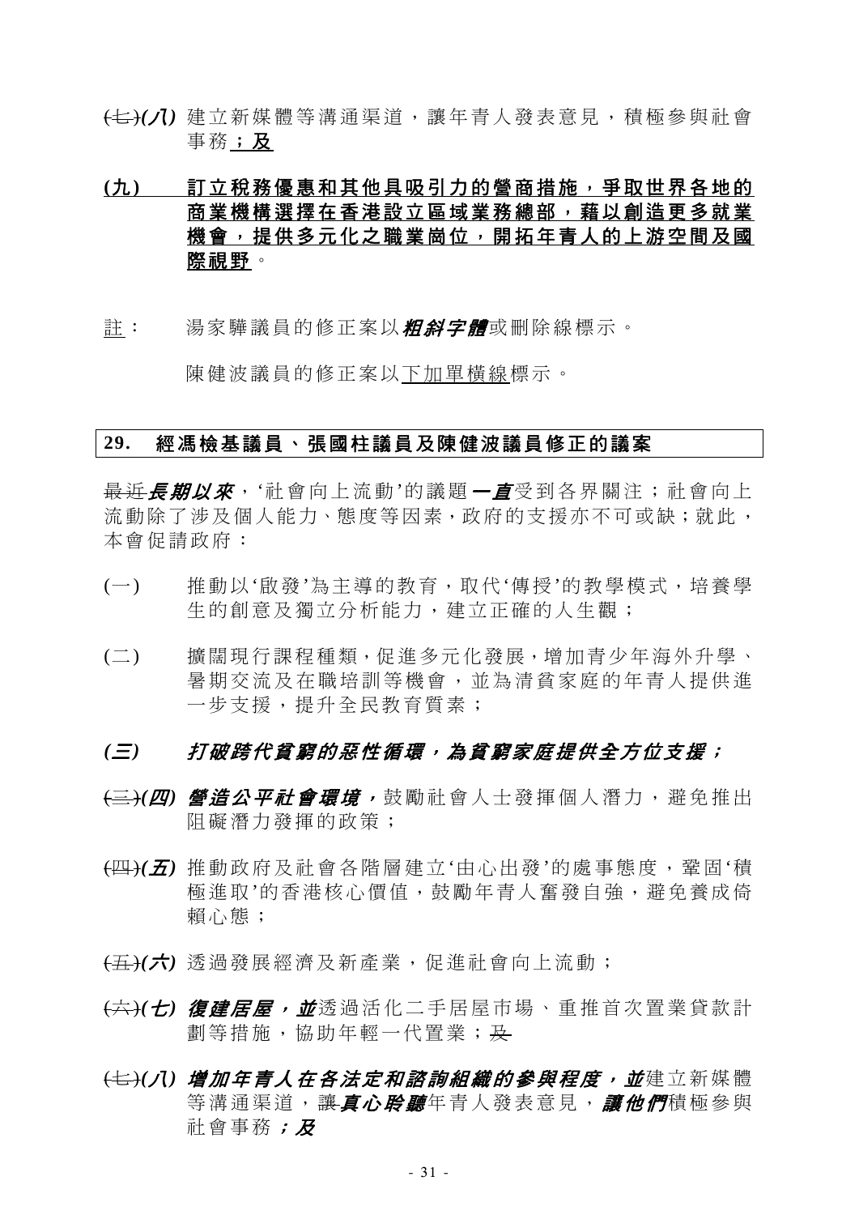~~(七)~~***(八)*** 建立新媒體等溝通渠道，讓年青人發表意見，積極參與社會事務<u>**；及**</u>

**(九)** <u>**訂立稅務優惠和其他具吸引力的營商措施，爭取世界各地的商業機構選擇在香港設立區域業務總部，藉以創造更多就業機會，提供多元化之職業崗位，開拓年青人的上游空間及國際視野**</u>。

<u>註</u>： 湯家驊議員的修正案以***粗斜字體***或刪除線標示。

陳健波議員的修正案以<u>下加單橫線</u>標示。

**29. 經馮檢基議員、張國柱議員及陳健波議員修正的議案**

~~最近~~***長期以來***，'社會向上流動'的議題***一直***受到各界關注；社會向上流動除了涉及個人能力、態度等因素，政府的支援亦不可或缺；就此，本會促請政府：

(一) 推動以'啟發'為主導的教育，取代'傳授'的教學模式，培養學生的創意及獨立分析能力，建立正確的人生觀；

(二) 擴闊現行課程種類，促進多元化發展，增加青少年海外升學、暑期交流及在職培訓等機會，並為清貧家庭的年青人提供進一步支援，提升全民教育質素；

***(三) 打破跨代貧窮的惡性循環，為貧窮家庭提供全方位支援；***

~~(三)~~***(四) 營造公平社會環境，***鼓勵社會人士發揮個人潛力，避免推出阻礙潛力發揮的政策；

~~(四)~~***(五)*** 推動政府及社會各階層建立'由心出發'的處事態度，鞏固'積極進取'的香港核心價值，鼓勵年青人奮發自強，避免養成倚賴心態；

~~(五)~~***(六)*** 透過發展經濟及新產業，促進社會向上流動；

~~(六)~~***(七) 復建居屋，並***透過活化二手居屋市場、重推首次置業貸款計劃等措施，協助年輕一代置業；~~及~~

~~(七)~~***(八) 增加年青人在各法定和諮詢組織的參與程度，並***建立新媒體等溝通渠道，~~讓~~***真心聆聽***年青人發表意見，***讓他們***積極參與社會事務***；及***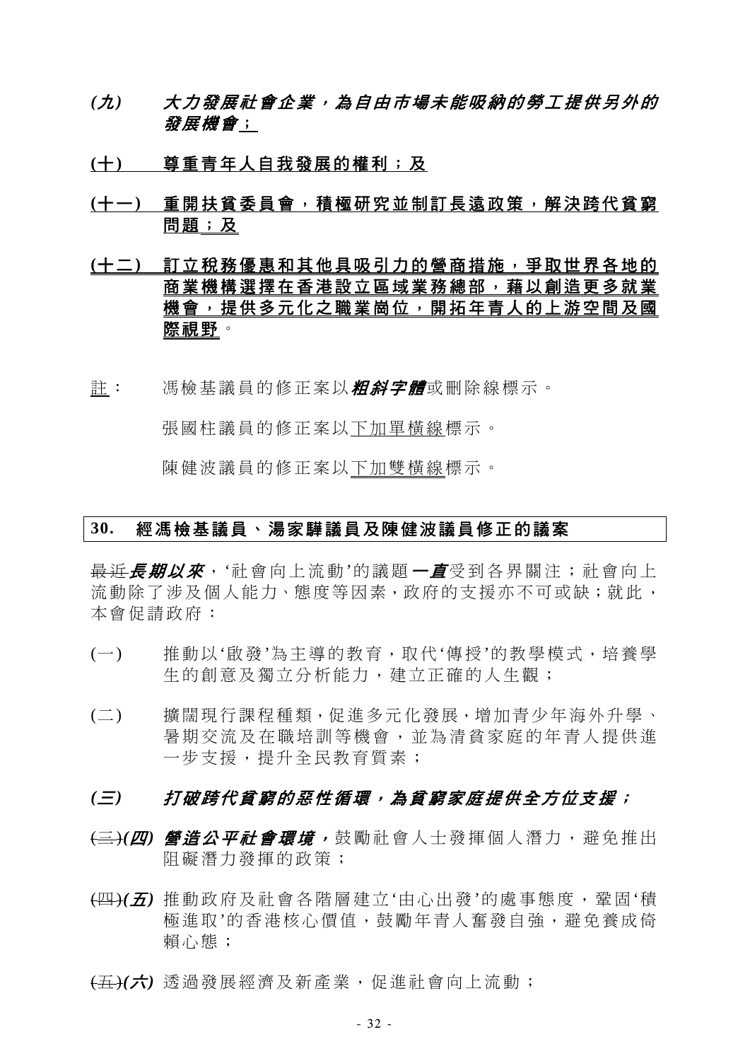***(九) 大力發展社會企業，為自由市場未能吸納的勞工提供另外的發展機會***<u>；</u>

**<u>(十) 尊重青年人自我發展的權利；及</u>**

**<u>(十一) 重開扶貧委員會，積極研究並制訂長遠政策，解決跨代貧窮問題；及</u>**

**<u>(十二) 訂立稅務優惠和其他具吸引力的營商措施，爭取世界各地的商業機構選擇在香港設立區域業務總部，藉以創造更多就業機會，提供多元化之職業崗位，開拓年青人的上游空間及國際視野</u>**。

<u>註</u>： 馮檢基議員的修正案以***粗斜字體***或刪除線標示。

張國柱議員的修正案以<u>下加單橫線</u>標示。

陳健波議員的修正案以<u>下加雙橫線</u>標示。

## 30. 經馮檢基議員、湯家驊議員及陳健波議員修正的議案

~~最近~~***長期以來***，'社會向上流動'的議題***一直***受到各界關注；社會向上流動除了涉及個人能力、態度等因素，政府的支援亦不可或缺；就此，本會促請政府：

(一) 推動以'啟發'為主導的教育，取代'傳授'的教學模式，培養學生的創意及獨立分析能力，建立正確的人生觀；

(二) 擴闊現行課程種類，促進多元化發展，增加青少年海外升學、暑期交流及在職培訓等機會，並為清貧家庭的年青人提供進一步支援，提升全民教育質素；

***(三) 打破跨代貧窮的惡性循環，為貧窮家庭提供全方位支援；***

~~(三)~~***(四) 營造公平社會環境，***鼓勵社會人士發揮個人潛力，避免推出阻礙潛力發揮的政策；

~~(四)~~***(五)*** 推動政府及社會各階層建立'由心出發'的處事態度，鞏固'積極進取'的香港核心價值，鼓勵年青人奮發自強，避免養成倚賴心態；

~~(五)~~***(六)*** 透過發展經濟及新產業，促進社會向上流動；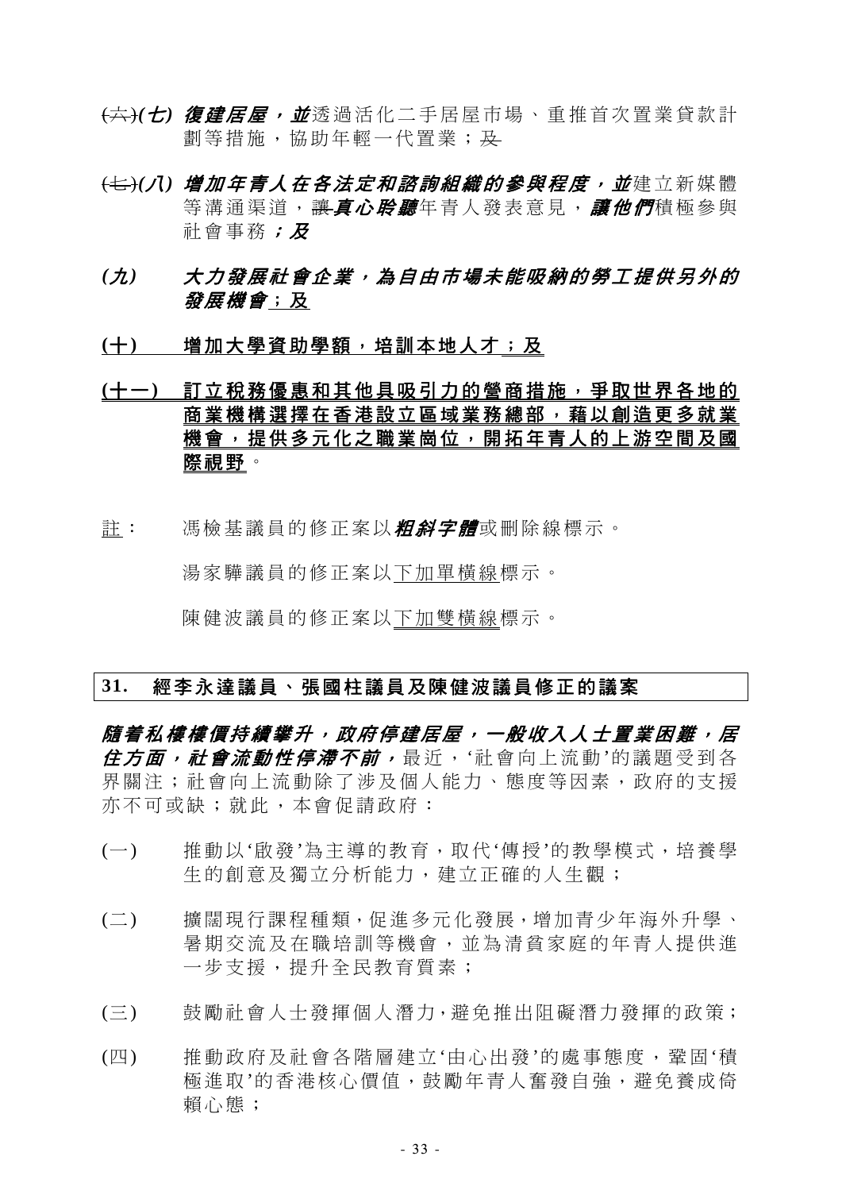~~(六)~~***(七) 復建居屋，並***透過活化二手居屋市場、重推首次置業貸款計劃等措施，協助年輕一代置業；~~及~~

~~(七)~~***(八) 增加年青人在各法定和諮詢組織的參與程度，並***建立新媒體等溝通渠道，~~讓~~***真心聆聽***年青人發表意見，***讓他們***積極參與社會事務***；及***

***(九) 大力發展社會企業，為自由市場未能吸納的勞工提供另外的發展機會***<u>；及</u>

<u>**(十) 增加大學資助學額，培訓本地人才；及**</u>

<u>**(十一) 訂立稅務優惠和其他具吸引力的營商措施，爭取世界各地的商業機構選擇在香港設立區域業務總部，藉以創造更多就業機會，提供多元化之職業崗位，開拓年青人的上游空間及國際視野**</u>。

<u>註</u>： 馮檢基議員的修正案以***粗斜字體***或刪除線標示。

湯家驊議員的修正案以<u>下加單橫線</u>標示。

陳健波議員的修正案以<u>下加雙橫線</u>標示。

## 31. 經李永達議員、張國柱議員及陳健波議員修正的議案

***隨着私樓樓價持續攀升，政府停建居屋，一般收入人士置業困難，居住方面，社會流動性停滯不前，***最近，'社會向上流動'的議題受到各界關注；社會向上流動除了涉及個人能力、態度等因素，政府的支援亦不可或缺；就此，本會促請政府：

(一) 推動以'啟發'為主導的教育，取代'傳授'的教學模式，培養學生的創意及獨立分析能力，建立正確的人生觀；

(二) 擴闊現行課程種類，促進多元化發展，增加青少年海外升學、暑期交流及在職培訓等機會，並為清貧家庭的年青人提供進一步支援，提升全民教育質素；

(三) 鼓勵社會人士發揮個人潛力，避免推出阻礙潛力發揮的政策；

(四) 推動政府及社會各階層建立'由心出發'的處事態度，鞏固'積極進取'的香港核心價值，鼓勵年青人奮發自強，避免養成倚賴心態；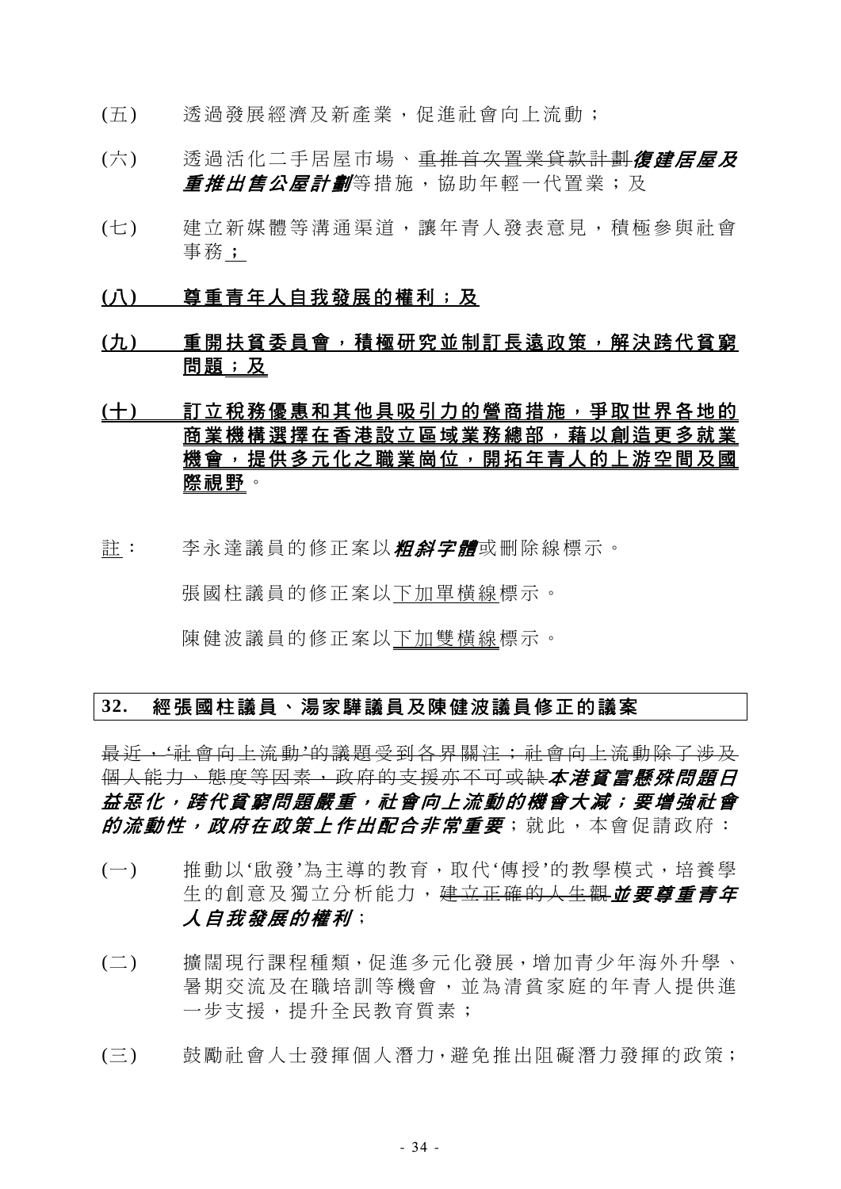(五) 透過發展經濟及新產業，促進社會向上流動；

(六) 透過活化二手居屋市場、~~重推首次置業貸款計劃~~***復建居屋及重推出售公屋計劃***等措施，協助年輕一代置業；及

(七) 建立新媒體等溝通渠道，讓年青人發表意見，積極參與社會事務<u>；</u>

<u>**(八) 尊重青年人自我發展的權利；及**</u>

<u>**(九) 重開扶貧委員會，積極研究並制訂長遠政策，解決跨代貧窮問題；及**</u>

<u>**(十) 訂立稅務優惠和其他具吸引力的營商措施，爭取世界各地的商業機構選擇在香港設立區域業務總部，藉以創造更多就業機會，提供多元化之職業崗位，開拓年青人的上游空間及國際視野**</u>。

<u>註</u>： 李永達議員的修正案以***粗斜字體***或刪除線標示。

張國柱議員的修正案以<u>下加單橫線</u>標示。

陳健波議員的修正案以<u>下加雙橫線</u>標示。

## 32. 經張國柱議員、湯家驊議員及陳健波議員修正的議案

~~最近，'社會向上流動'的議題受到各界關注；社會向上流動除了涉及個人能力、態度等因素，政府的支援亦不可或缺~~***本港貧富懸殊問題日益惡化，跨代貧窮問題嚴重，社會向上流動的機會大減；要增強社會的流動性，政府在政策上作出配合非常重要***；就此，本會促請政府：

(一) 推動以'啟發'為主導的教育，取代'傳授'的教學模式，培養學生的創意及獨立分析能力，~~建立正確的人生觀~~***並要尊重青年人自我發展的權利***；

(二) 擴闊現行課程種類，促進多元化發展，增加青少年海外升學、暑期交流及在職培訓等機會，並為清貧家庭的年青人提供進一步支援，提升全民教育質素；

(三) 鼓勵社會人士發揮個人潛力，避免推出阻礙潛力發揮的政策；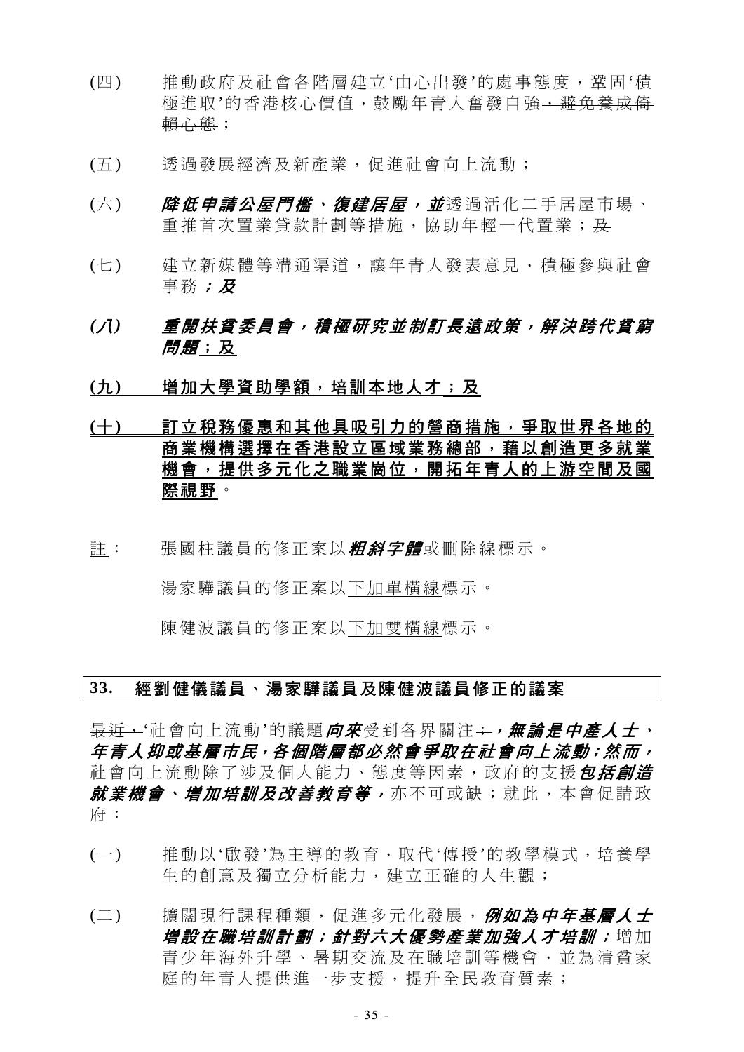(四) 推動政府及社會各階層建立'由心出發'的處事態度，鞏固'積極進取'的香港核心價值，鼓勵年青人奮發自強~~，避免養成倚賴心態~~；

(五) 透過發展經濟及新產業，促進社會向上流動；

(六) ***降低申請公屋門檻、復建居屋，並***透過活化二手居屋市場、重推首次置業貸款計劃等措施，協助年輕一代置業；~~及~~

(七) 建立新媒體等溝通渠道，讓年青人發表意見，積極參與社會事務***；及***

***(八) 重開扶貧委員會，積極研究並制訂長遠政策，解決跨代貧窮問題***<u>；及</u>

**<u>(九) 增加大學資助學額，培訓本地人才；及</u>**

**<u>(十) 訂立稅務優惠和其他具吸引力的營商措施，爭取世界各地的商業機構選擇在香港設立區域業務總部，藉以創造更多就業機會，提供多元化之職業崗位，開拓年青人的上游空間及國際視野</u>**。

<u>註</u>： 張國柱議員的修正案以***粗斜字體***或刪除線標示。

湯家驊議員的修正案以<u>下加單橫線</u>標示。

陳健波議員的修正案以<u>下加雙橫線</u>標示。

## 33. 經劉健儀議員、湯家驊議員及陳健波議員修正的議案

~~最近，~~'社會向上流動'的議題***向來***受到各界關注~~；~~***，無論是中產人士、年青人抑或基層市民，各個階層都必然會爭取在社會向上流動；然而，***社會向上流動除了涉及個人能力、態度等因素，政府的支援***包括創造就業機會、增加培訓及改善教育等，***亦不可或缺；就此，本會促請政府：

(一) 推動以'啟發'為主導的教育，取代'傳授'的教學模式，培養學生的創意及獨立分析能力，建立正確的人生觀；

(二) 擴闊現行課程種類，促進多元化發展，***例如為中年基層人士增設在職培訓計劃；針對六大優勢產業加強人才培訓；***增加青少年海外升學、暑期交流及在職培訓等機會，並為清貧家庭的年青人提供進一步支援，提升全民教育質素；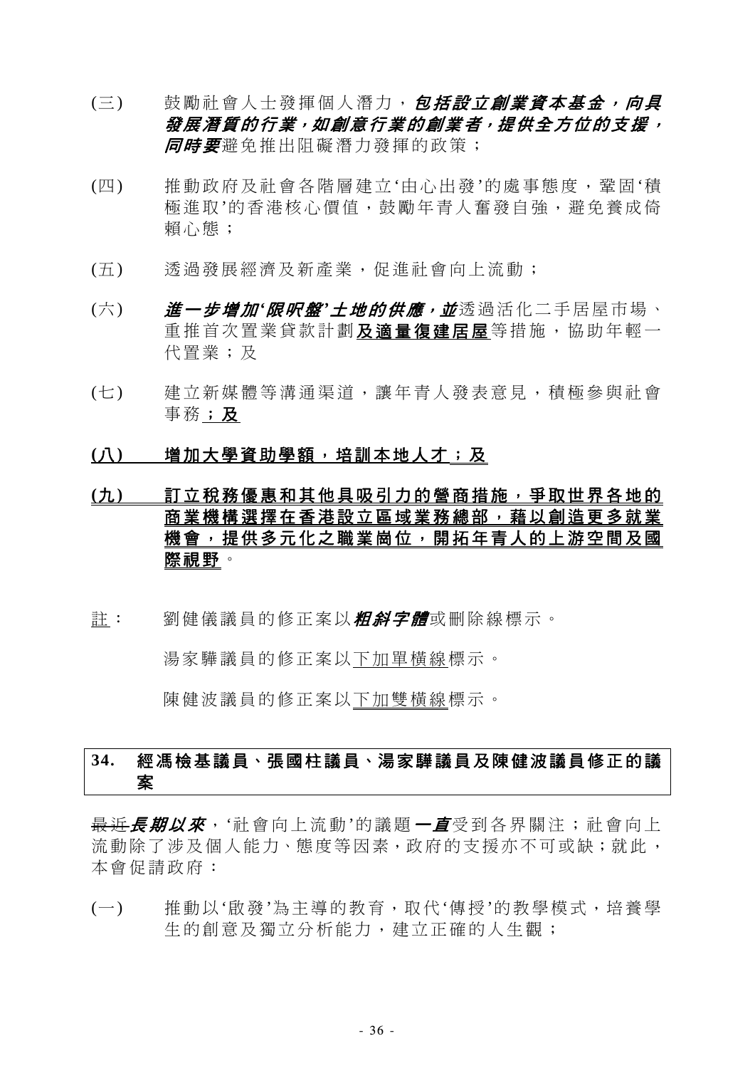(三) 鼓勵社會人士發揮個人潛力，***包括設立創業資本基金，向具發展潛質的行業，如創意行業的創業者，提供全方位的支援，同時要***避免推出阻礙潛力發揮的政策；

(四) 推動政府及社會各階層建立‘由心出發’的處事態度，鞏固‘積極進取’的香港核心價值，鼓勵年青人奮發自強，避免養成倚賴心態；

(五) 透過發展經濟及新產業，促進社會向上流動；

(六) ***進一步增加‘限呎盤’土地的供應，並***透過活化二手居屋市場、重推首次置業貸款計劃<u>**及適量復建居屋**</u>等措施，協助年輕一代置業；及

(七) 建立新媒體等溝通渠道，讓年青人發表意見，積極參與社會事務<u>**；及**</u>

<u>**(八) 增加大學資助學額，培訓本地人才**</u>；及

<u>**(九) 訂立稅務優惠和其他具吸引力的營商措施，爭取世界各地的商業機構選擇在香港設立區域業務總部，藉以創造更多就業機會，提供多元化之職業崗位，開拓年青人的上游空間及國際視野**</u>。

<u>註</u>： 劉健儀議員的修正案以***粗斜字體***或刪除線標示。

湯家驊議員的修正案以<u>下加單橫線</u>標示。

陳健波議員的修正案以<u>下加雙橫線</u>標示。

## 34. 經馮檢基議員、張國柱議員、湯家驊議員及陳健波議員修正的議案

~~最近~~***長期以來***，‘社會向上流動’的議題***一直***受到各界關注；社會向上流動除了涉及個人能力、態度等因素，政府的支援亦不可或缺；就此，本會促請政府：

(一) 推動以‘啟發’為主導的教育，取代‘傳授’的教學模式，培養學生的創意及獨立分析能力，建立正確的人生觀；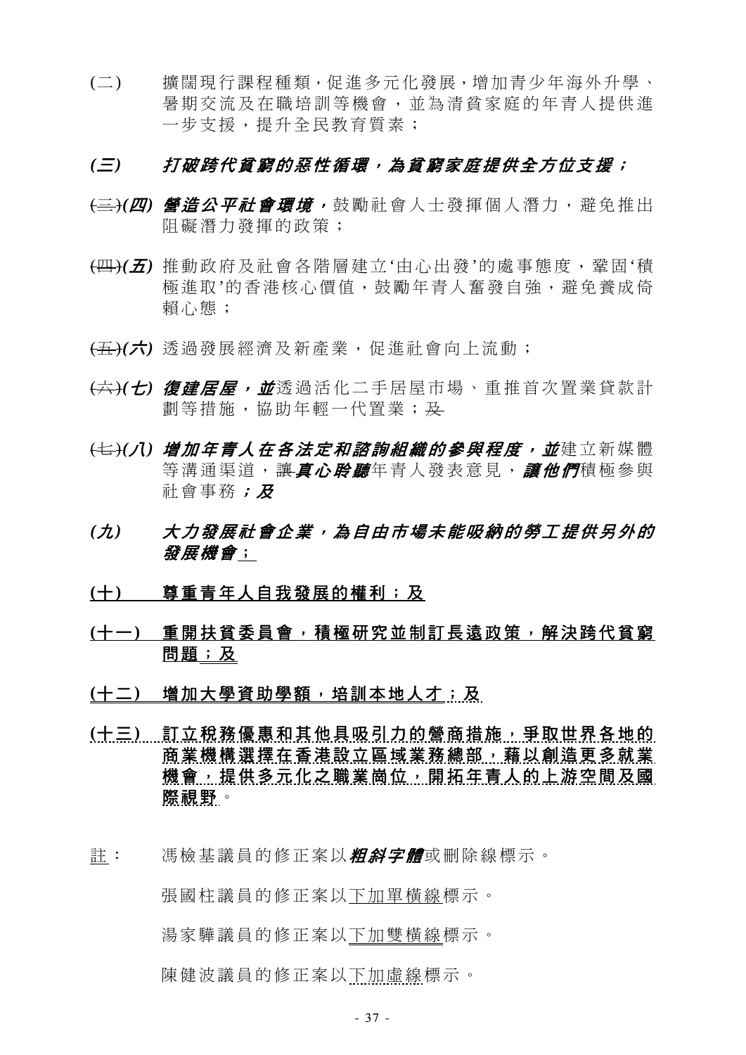(二) 擴闊現行課程種類，促進多元化發展，增加青少年海外升學、暑期交流及在職培訓等機會，並為清貧家庭的年青人提供進一步支援，提升全民教育質素；

***(三) 打破跨代貧窮的惡性循環，為貧窮家庭提供全方位支援；***

~~(三)~~***(四) 營造公平社會環境，***鼓勵社會人士發揮個人潛力，避免推出阻礙潛力發揮的政策；

~~(四)~~***(五)*** 推動政府及社會各階層建立'由心出發'的處事態度，鞏固'積極進取'的香港核心價值，鼓勵年青人奮發自強，避免養成倚賴心態；

~~(五)~~***(六)*** 透過發展經濟及新產業，促進社會向上流動；

~~(六)~~***(七) 復建居屋，並***透過活化二手居屋市場、重推首次置業貸款計劃等措施，協助年輕一代置業；~~及~~

~~(七)~~***(八) 增加年青人在各法定和諮詢組織的參與程度，並***建立新媒體等溝通渠道，~~讓~~***真心聆聽***年青人發表意見，***讓他們***積極參與社會事務***；及***

***(九) 大力發展社會企業，為自由市場未能吸納的勞工提供另外的發展機會***<u>；</u>

<u>**(十) 尊重青年人自我發展的權利；及**</u>

<u>**(十一) 重開扶貧委員會，積極研究並制訂長遠政策，解決跨代貧窮問題；及**</u>

<u>**(十二) 增加大學資助學額，培訓本地人才；及**</u>

<u>**(十三) 訂立稅務優惠和其他具吸引力的營商措施，爭取世界各地的商業機構選擇在香港設立區域業務總部，藉以創造更多就業機會，提供多元化之職業崗位，開拓年青人的上游空間及國際視野**</u>。

<u>註</u>： 馮檢基議員的修正案以***粗斜字體***或刪除線標示。

張國柱議員的修正案以<u>下加單橫線</u>標示。

湯家驊議員的修正案以<u>下加雙橫線</u>標示。

陳健波議員的修正案以<u>下加虛線</u>標示。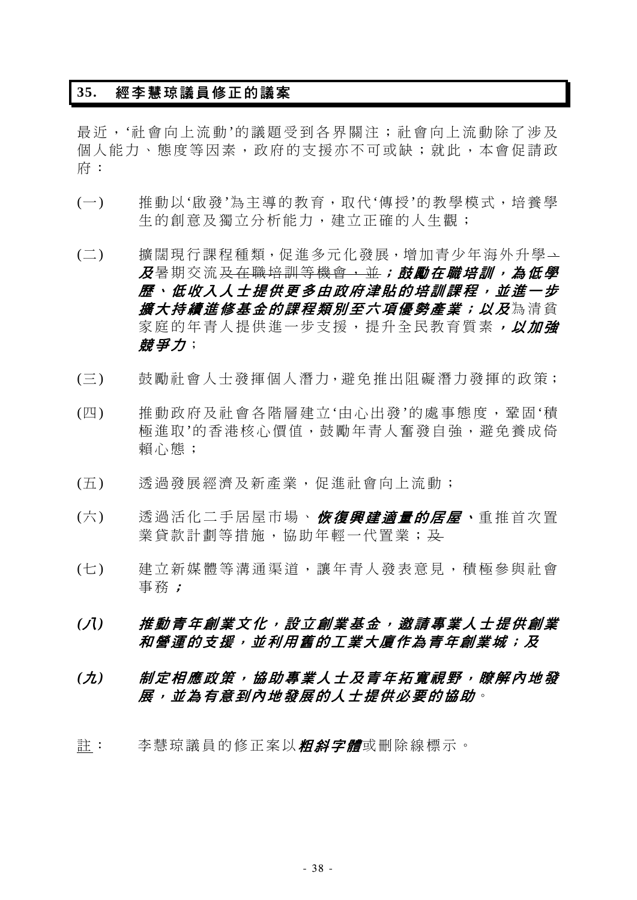## 35. 經李慧琼議員修正的議案

最近，'社會向上流動'的議題受到各界關注；社會向上流動除了涉及個人能力、態度等因素，政府的支援亦不可或缺；就此，本會促請政府：

(一) 推動以'啟發'為主導的教育，取代'傳授'的教學模式，培養學生的創意及獨立分析能力，建立正確的人生觀；

(二) 擴闊現行課程種類，促進多元化發展，增加青少年海外升學~~、~~***及***暑期交流~~及在職培訓等機會，並~~***；鼓勵在職培訓，為低學歷、低收入人士提供更多由政府津貼的培訓課程，並進一步擴大持續進修基金的課程類別至六項優勢產業；以及***為清貧家庭的年青人提供進一步支援，提升全民教育質素***，以加強競爭力***；

(三) 鼓勵社會人士發揮個人潛力，避免推出阻礙潛力發揮的政策；

(四) 推動政府及社會各階層建立'由心出發'的處事態度，鞏固'積極進取'的香港核心價值，鼓勵年青人奮發自強，避免養成倚賴心態；

(五) 透過發展經濟及新產業，促進社會向上流動；

(六) 透過活化二手居屋市場、***恢復興建適量的居屋***、重推首次置業貸款計劃等措施，協助年輕一代置業；~~及~~

(七) 建立新媒體等溝通渠道，讓年青人發表意見，積極參與社會事務***；***

***(八) 推動青年創業文化，設立創業基金，邀請專業人士提供創業和營運的支援，並利用舊的工業大廈作為青年創業城；及***

***(九) 制定相應政策，協助專業人士及青年拓寬視野，瞭解內地發展，並為有意到內地發展的人士提供必要的協助***。

<u>註</u>： 李慧琼議員的修正案以***粗斜字體***或刪除線標示。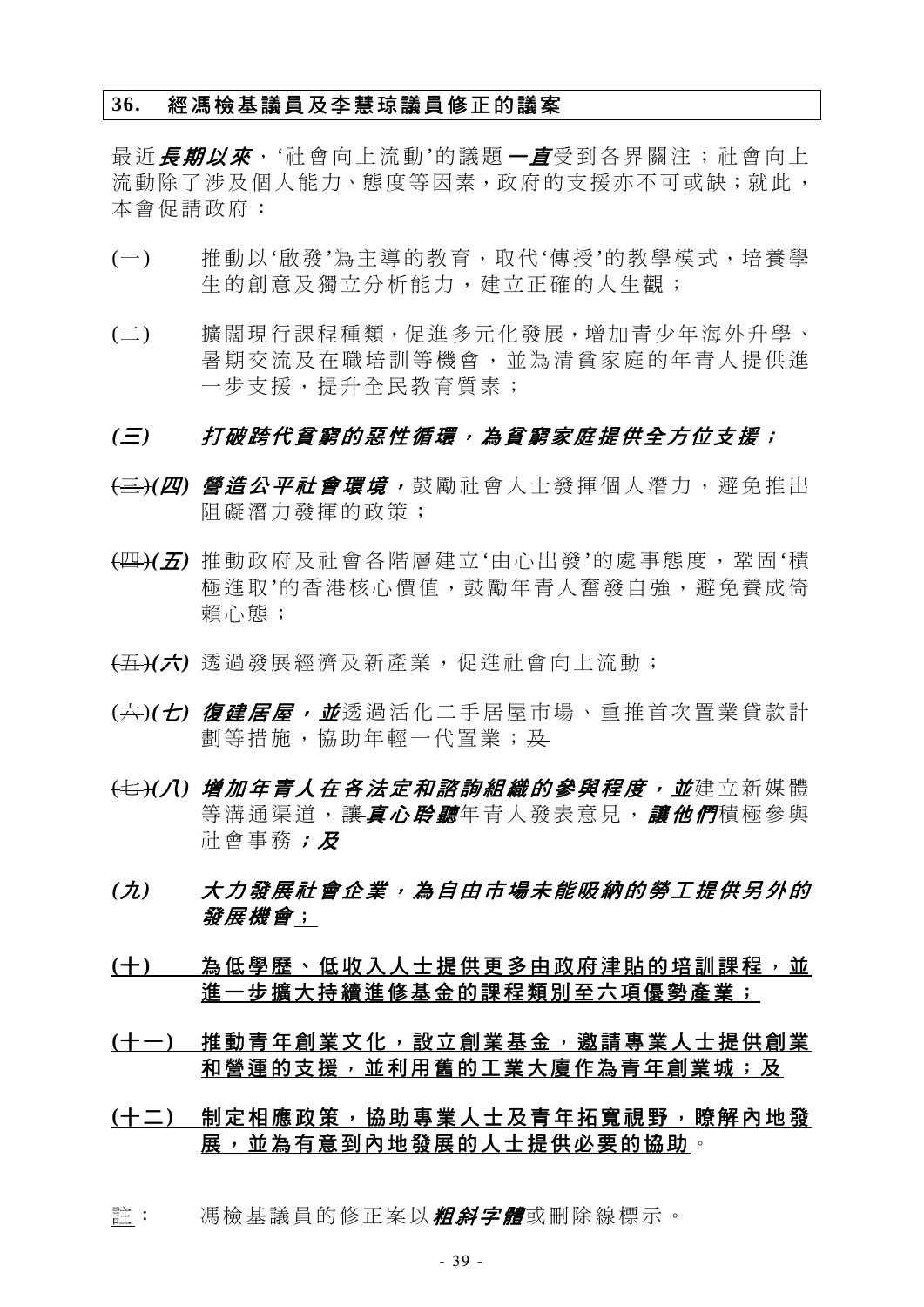**36. 經馮檢基議員及李慧琼議員修正的議案**

~~最近~~***長期以來***，'社會向上流動'的議題***一直***受到各界關注；社會向上流動除了涉及個人能力、態度等因素，政府的支援亦不可或缺；就此，本會促請政府：

(一) 推動以'啟發'為主導的教育，取代'傳授'的教學模式，培養學生的創意及獨立分析能力，建立正確的人生觀；

(二) 擴闊現行課程種類，促進多元化發展，增加青少年海外升學、暑期交流及在職培訓等機會，並為清貧家庭的年青人提供進一步支援，提升全民教育質素；

***(三) 打破跨代貧窮的惡性循環，為貧窮家庭提供全方位支援；***

~~(三)~~***(四) 營造公平社會環境，***鼓勵社會人士發揮個人潛力，避免推出阻礙潛力發揮的政策；

~~(四)~~***(五)*** 推動政府及社會各階層建立'由心出發'的處事態度，鞏固'積極進取'的香港核心價值，鼓勵年青人奮發自強，避免養成倚賴心態；

~~(五)~~***(六)*** 透過發展經濟及新產業，促進社會向上流動；

~~(六)~~***(七) 復建居屋，並***透過活化二手居屋市場、重推首次置業貸款計劃等措施，協助年輕一代置業；~~及~~

~~(七)~~***(八) 增加年青人在各法定和諮詢組織的參與程度，並***建立新媒體等溝通渠道，~~讓~~***真心聆聽***年青人發表意見，***讓他們***積極參與社會事務***；及***

***(九) 大力發展社會企業，為自由市場未能吸納的勞工提供另外的發展機會***<u>；</u>

<u>**(十) 為低學歷、低收入人士提供更多由政府津貼的培訓課程，並進一步擴大持續進修基金的課程類別至六項優勢產業；**</u>

<u>**(十一) 推動青年創業文化，設立創業基金，邀請專業人士提供創業和營運的支援，並利用舊的工業大廈作為青年創業城；及**</u>

<u>**(十二) 制定相應政策，協助專業人士及青年拓寬視野，瞭解內地發展，並為有意到內地發展的人士提供必要的協助**</u>。

<u>註</u>： 馮檢基議員的修正案以***粗斜字體***或刪除線標示。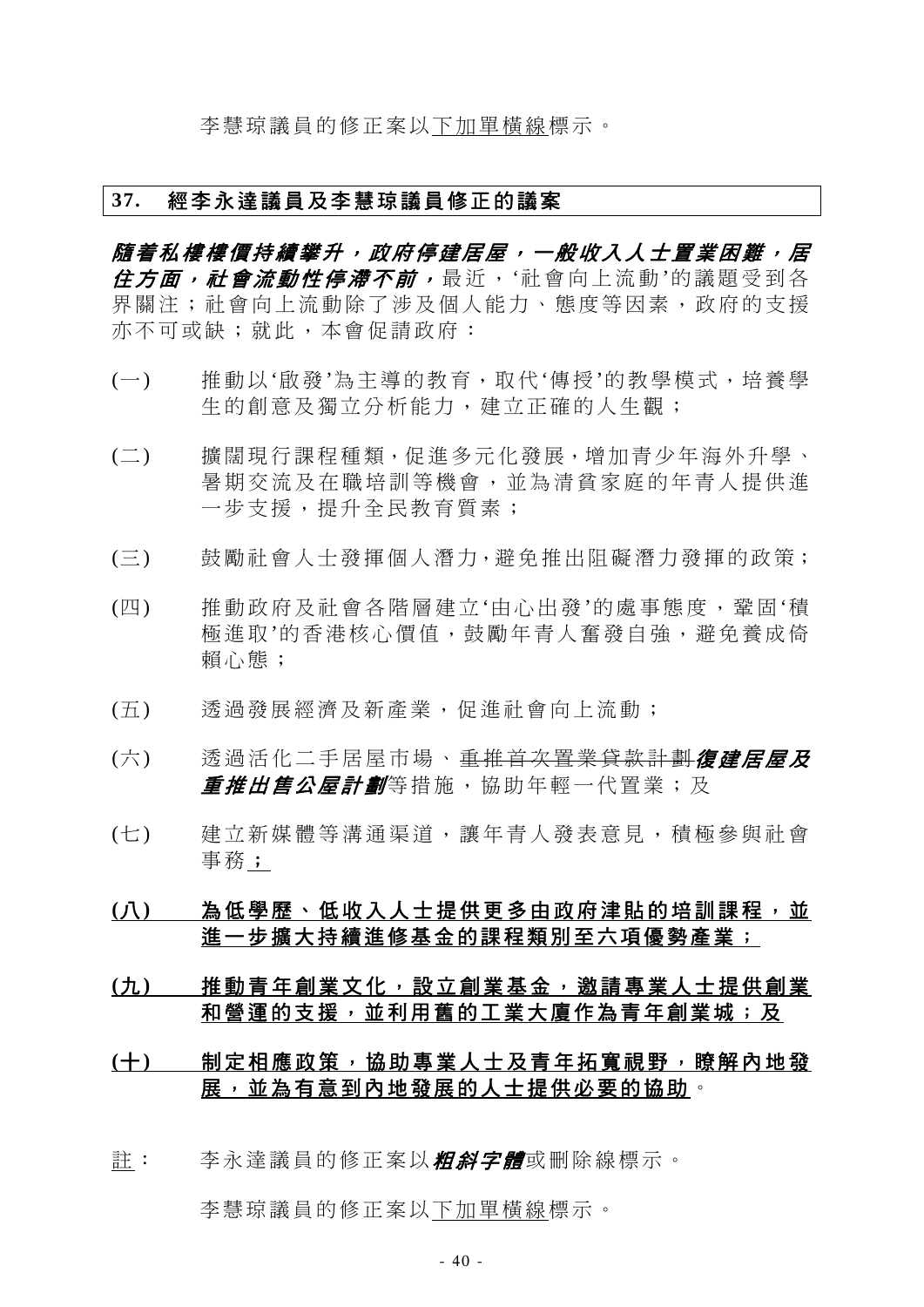李慧琼議員的修正案以<u>下加單橫線</u>標示。

**37. 經李永達議員及李慧琼議員修正的議案**

***隨着私樓樓價持續攀升，政府停建居屋，一般收入人士置業困難，居住方面，社會流動性停滯不前，***最近，'社會向上流動'的議題受到各界關注；社會向上流動除了涉及個人能力、態度等因素，政府的支援亦不可或缺；就此，本會促請政府：

(一) 推動以'啟發'為主導的教育，取代'傳授'的教學模式，培養學生的創意及獨立分析能力，建立正確的人生觀；

(二) 擴闊現行課程種類，促進多元化發展，增加青少年海外升學、暑期交流及在職培訓等機會，並為清貧家庭的年青人提供進一步支援，提升全民教育質素；

(三) 鼓勵社會人士發揮個人潛力，避免推出阻礙潛力發揮的政策；

(四) 推動政府及社會各階層建立'由心出發'的處事態度，鞏固'積極進取'的香港核心價值，鼓勵年青人奮發自強，避免養成倚賴心態；

(五) 透過發展經濟及新產業，促進社會向上流動；

(六) 透過活化二手居屋市場、~~重推首次置業貸款計劃~~***復建居屋及重推出售公屋計劃***等措施，協助年輕一代置業；及

(七) 建立新媒體等溝通渠道，讓年青人發表意見，積極參與社會事務<u>；</u>

**<u>(八) 為低學歷、低收入人士提供更多由政府津貼的培訓課程，並進一步擴大持續進修基金的課程類別至六項優勢產業；</u>**

**<u>(九) 推動青年創業文化，設立創業基金，邀請專業人士提供創業和營運的支援，並利用舊的工業大廈作為青年創業城；及</u>**

**<u>(十) 制定相應政策，協助專業人士及青年拓寬視野，瞭解內地發展，並為有意到內地發展的人士提供必要的協助</u>**。

<u>註</u>： 李永達議員的修正案以***粗斜字體***或刪除線標示。

李慧琼議員的修正案以<u>下加單橫線</u>標示。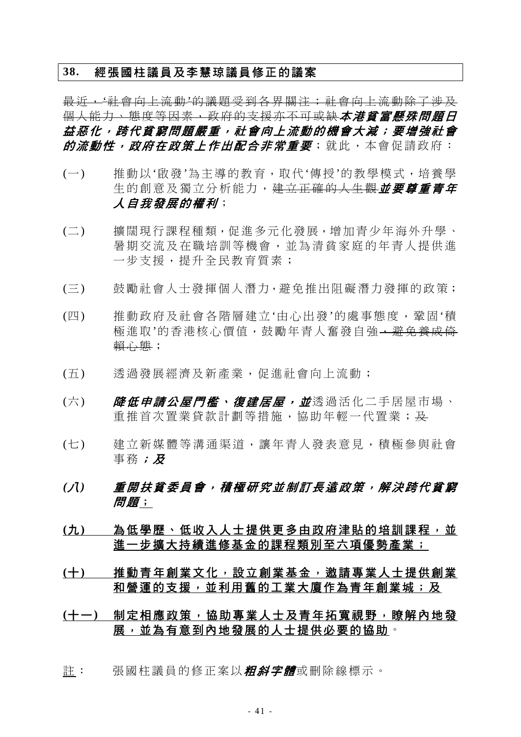## 38. 經張國柱議員及李慧琼議員修正的議案

~~最近，'社會向上流動'的議題受到各界關注；社會向上流動除了涉及個人能力、態度等因素，政府的支援亦不可或缺~~***本港貧富懸殊問題日益惡化，跨代貧窮問題嚴重，社會向上流動的機會大減；要增強社會的流動性，政府在政策上作出配合非常重要***；就此，本會促請政府：

(一) 推動以'啟發'為主導的教育，取代'傳授'的教學模式，培養學生的創意及獨立分析能力，~~建立正確的人生觀~~***並要尊重青年人自我發展的權利***；

(二) 擴闊現行課程種類，促進多元化發展，增加青少年海外升學、暑期交流及在職培訓等機會，並為清貧家庭的年青人提供進一步支援，提升全民教育質素；

(三) 鼓勵社會人士發揮個人潛力，避免推出阻礙潛力發揮的政策；

(四) 推動政府及社會各階層建立'由心出發'的處事態度，鞏固'積極進取'的香港核心價值，鼓勵年青人奮發自強~~，避免養成倚賴心態~~；

(五) 透過發展經濟及新產業，促進社會向上流動；

(六) ***降低申請公屋門檻、復建居屋，並***透過活化二手居屋市場、重推首次置業貸款計劃等措施，協助年輕一代置業；~~及~~

(七) 建立新媒體等溝通渠道，讓年青人發表意見，積極參與社會事務***；及***

***(八) 重開扶貧委員會，積極研究並制訂長遠政策，解決跨代貧窮問題***<u>；</u>

<u>**(九) 為低學歷、低收入人士提供更多由政府津貼的培訓課程，並進一步擴大持續進修基金的課程類別至六項優勢產業；**</u>

<u>**(十) 推動青年創業文化，設立創業基金，邀請專業人士提供創業和營運的支援，並利用舊的工業大廈作為青年創業城；及**</u>

<u>**(十一) 制定相應政策，協助專業人士及青年拓寬視野，瞭解內地發展，並為有意到內地發展的人士提供必要的協助**</u>。

<u>註</u>： 張國柱議員的修正案以***粗斜字體***或刪除線標示。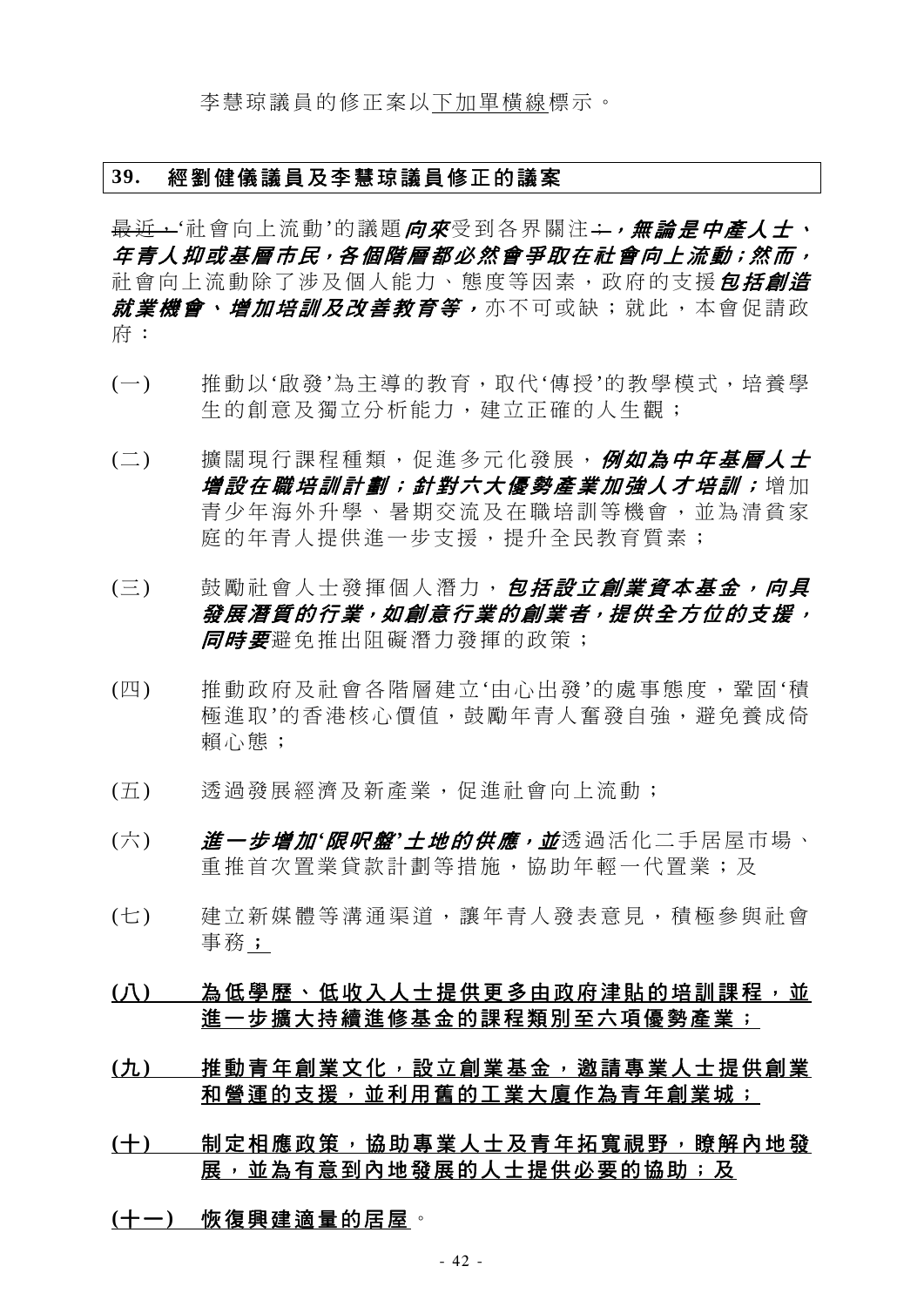李慧琼議員的修正案以<u>下加單橫線</u>標示。

**39. 經劉健儀議員及李慧琼議員修正的議案**

~~最近，~~'社會向上流動'的議題***向來***受到各界關注~~：~~***，無論是中產人士、年青人抑或基層市民，各個階層都必然會爭取在社會向上流動；然而，***社會向上流動除了涉及個人能力、態度等因素，政府的支援***包括創造就業機會、增加培訓及改善教育等，***亦不可或缺；就此，本會促請政府：

(一) 推動以'啟發'為主導的教育，取代'傳授'的教學模式，培養學生的創意及獨立分析能力，建立正確的人生觀；

(二) 擴闊現行課程種類，促進多元化發展，***例如為中年基層人士增設在職培訓計劃；針對六大優勢產業加強人才培訓；***增加青少年海外升學、暑期交流及在職培訓等機會，並為清貧家庭的年青人提供進一步支援，提升全民教育質素；

(三) 鼓勵社會人士發揮個人潛力，***包括設立創業資本基金，向具發展潛質的行業，如創意行業的創業者，提供全方位的支援，同時要***避免推出阻礙潛力發揮的政策；

(四) 推動政府及社會各階層建立'由心出發'的處事態度，鞏固'積極進取'的香港核心價值，鼓勵年青人奮發自強，避免養成倚賴心態；

(五) 透過發展經濟及新產業，促進社會向上流動；

(六) ***進一步增加'限呎盤'土地的供應，並***透過活化二手居屋市場、重推首次置業貸款計劃等措施，協助年輕一代置業；及

(七) 建立新媒體等溝通渠道，讓年青人發表意見，積極參與社會事務<u>**；**</u>

<u>**(八) 為低學歷、低收入人士提供更多由政府津貼的培訓課程，並進一步擴大持續進修基金的課程類別至六項優勢產業；**</u>

<u>**(九) 推動青年創業文化，設立創業基金，邀請專業人士提供創業和營運的支援，並利用舊的工業大廈作為青年創業城；**</u>

<u>**(十) 制定相應政策，協助專業人士及青年拓寬視野，瞭解內地發展，並為有意到內地發展的人士提供必要的協助；及**</u>

<u>**(十一) 恢復興建適量的居屋**</u>。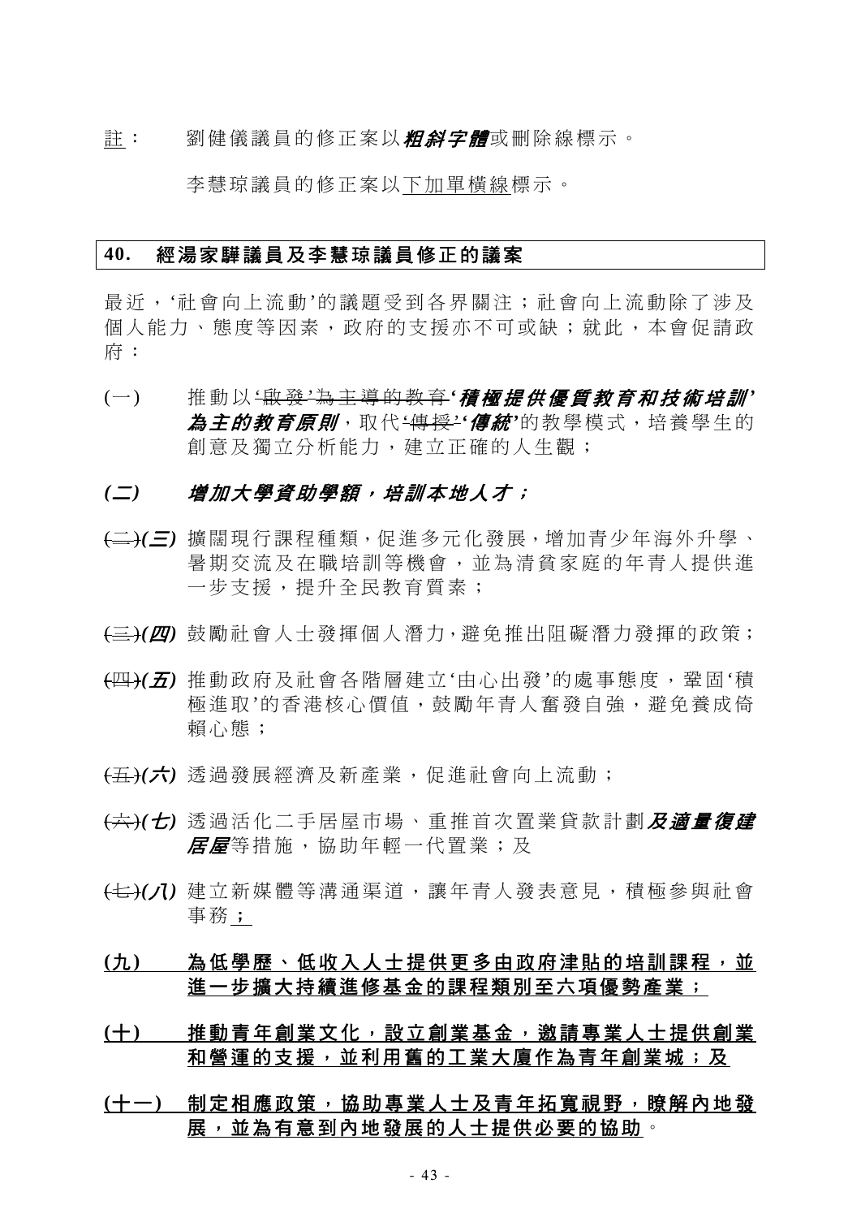註： 劉健儀議員的修正案以***粗斜字體***或刪除線標示。

李慧琼議員的修正案以<u>下加單橫線</u>標示。

**40. 經湯家驊議員及李慧琼議員修正的議案**

最近，'社會向上流動'的議題受到各界關注；社會向上流動除了涉及個人能力、態度等因素，政府的支援亦不可或缺；就此，本會促請政府：

(一) 推動以~~'啟發'為主導的教育~~***'積極提供優質教育和技術培訓'為主的教育原則***，取代~~'傳授'~~***'傳統'***的教學模式，培養學生的創意及獨立分析能力，建立正確的人生觀；

***(二) 增加大學資助學額，培訓本地人才；***

~~(二)~~***(三)*** 擴闊現行課程種類，促進多元化發展，增加青少年海外升學、暑期交流及在職培訓等機會，並為清貧家庭的年青人提供進一步支援，提升全民教育質素；

~~(三)~~***(四)*** 鼓勵社會人士發揮個人潛力，避免推出阻礙潛力發揮的政策；

~~(四)~~***(五)*** 推動政府及社會各階層建立'由心出發'的處事態度，鞏固'積極進取'的香港核心價值，鼓勵年青人奮發自強，避免養成倚賴心態；

~~(五)~~***(六)*** 透過發展經濟及新產業，促進社會向上流動；

~~(六)~~***(七)*** 透過活化二手居屋市場、重推首次置業貸款計劃***及適量復建居屋***等措施，協助年輕一代置業；及

~~(七)~~***(八)*** 建立新媒體等溝通渠道，讓年青人發表意見，積極參與社會事務<u>；</u>

<u>**(九) 為低學歷、低收入人士提供更多由政府津貼的培訓課程，並進一步擴大持續進修基金的課程類別至六項優勢產業；**</u>

<u>**(十) 推動青年創業文化，設立創業基金，邀請專業人士提供創業和營運的支援，並利用舊的工業大廈作為青年創業城；及**</u>

<u>**(十一) 制定相應政策，協助專業人士及青年拓寬視野，瞭解內地發展，並為有意到內地發展的人士提供必要的協助**</u>。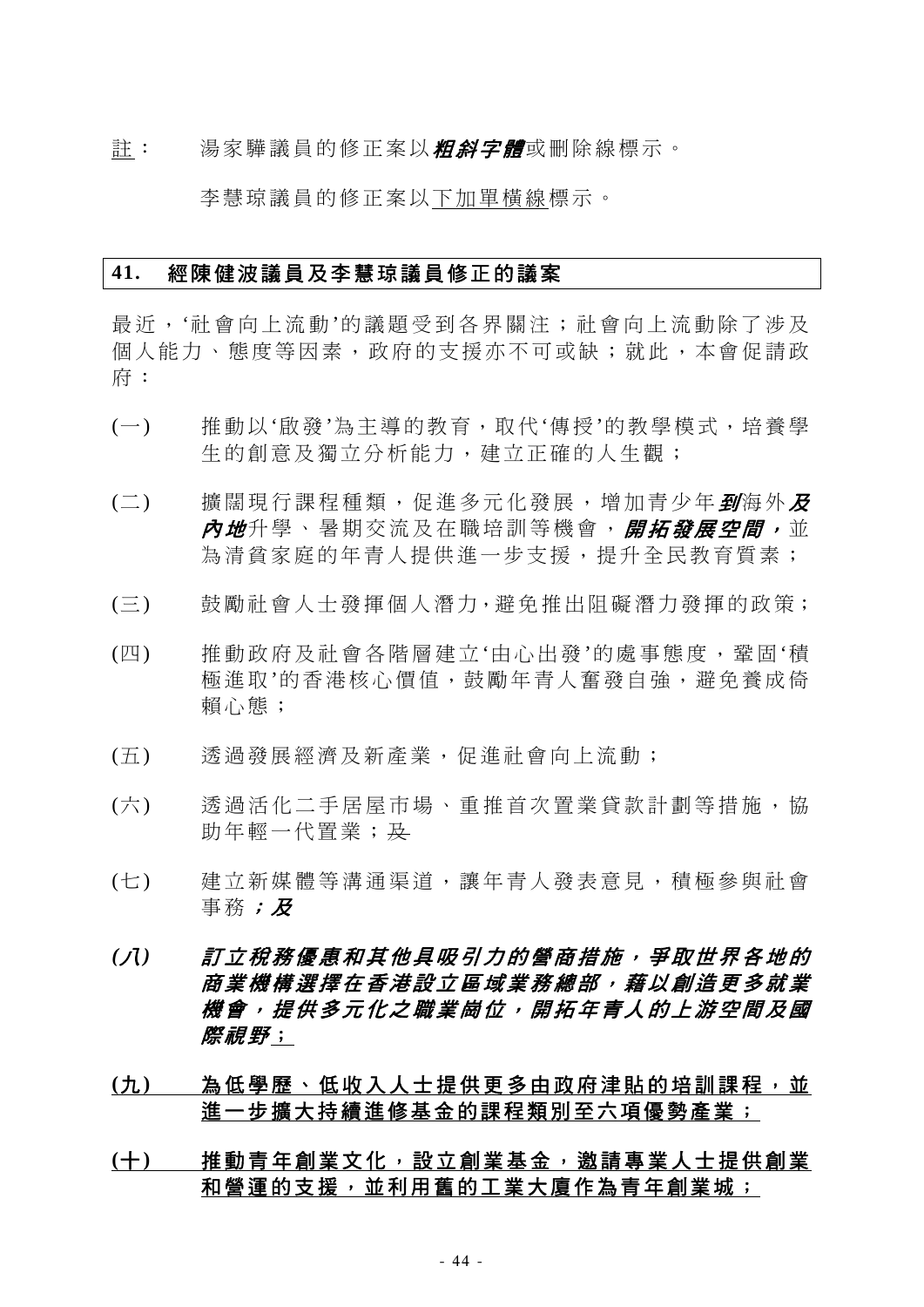註： 湯家驊議員的修正案以***粗斜字體***或刪除線標示。

李慧琼議員的修正案以<u>下加單橫線</u>標示。

**41. 經陳健波議員及李慧琼議員修正的議案**

最近，'社會向上流動'的議題受到各界關注；社會向上流動除了涉及個人能力、態度等因素，政府的支援亦不可或缺；就此，本會促請政府：

(一) 推動以'啟發'為主導的教育，取代'傳授'的教學模式，培養學生的創意及獨立分析能力，建立正確的人生觀；

(二) 擴闊現行課程種類，促進多元化發展，增加青少年***到***海外***及內地***升學、暑期交流及在職培訓等機會，***開拓發展空間，***並為清貧家庭的年青人提供進一步支援，提升全民教育質素；

(三) 鼓勵社會人士發揮個人潛力，避免推出阻礙潛力發揮的政策；

(四) 推動政府及社會各階層建立'由心出發'的處事態度，鞏固'積極進取'的香港核心價值，鼓勵年青人奮發自強，避免養成倚賴心態；

(五) 透過發展經濟及新產業，促進社會向上流動；

(六) 透過活化二手居屋市場、重推首次置業貸款計劃等措施，協助年輕一代置業；~~及~~

(七) 建立新媒體等溝通渠道，讓年青人發表意見，積極參與社會事務***；及***

***(八) 訂立稅務優惠和其他具吸引力的營商措施，爭取世界各地的商業機構選擇在香港設立區域業務總部，藉以創造更多就業機會，提供多元化之職業崗位，開拓年青人的上游空間及國際視野***<u>；</u>

<u>**(九) 為低學歷、低收入人士提供更多由政府津貼的培訓課程，並進一步擴大持續進修基金的課程類別至六項優勢產業；**</u>

<u>**(十) 推動青年創業文化，設立創業基金，邀請專業人士提供創業和營運的支援，並利用舊的工業大廈作為青年創業城；**</u>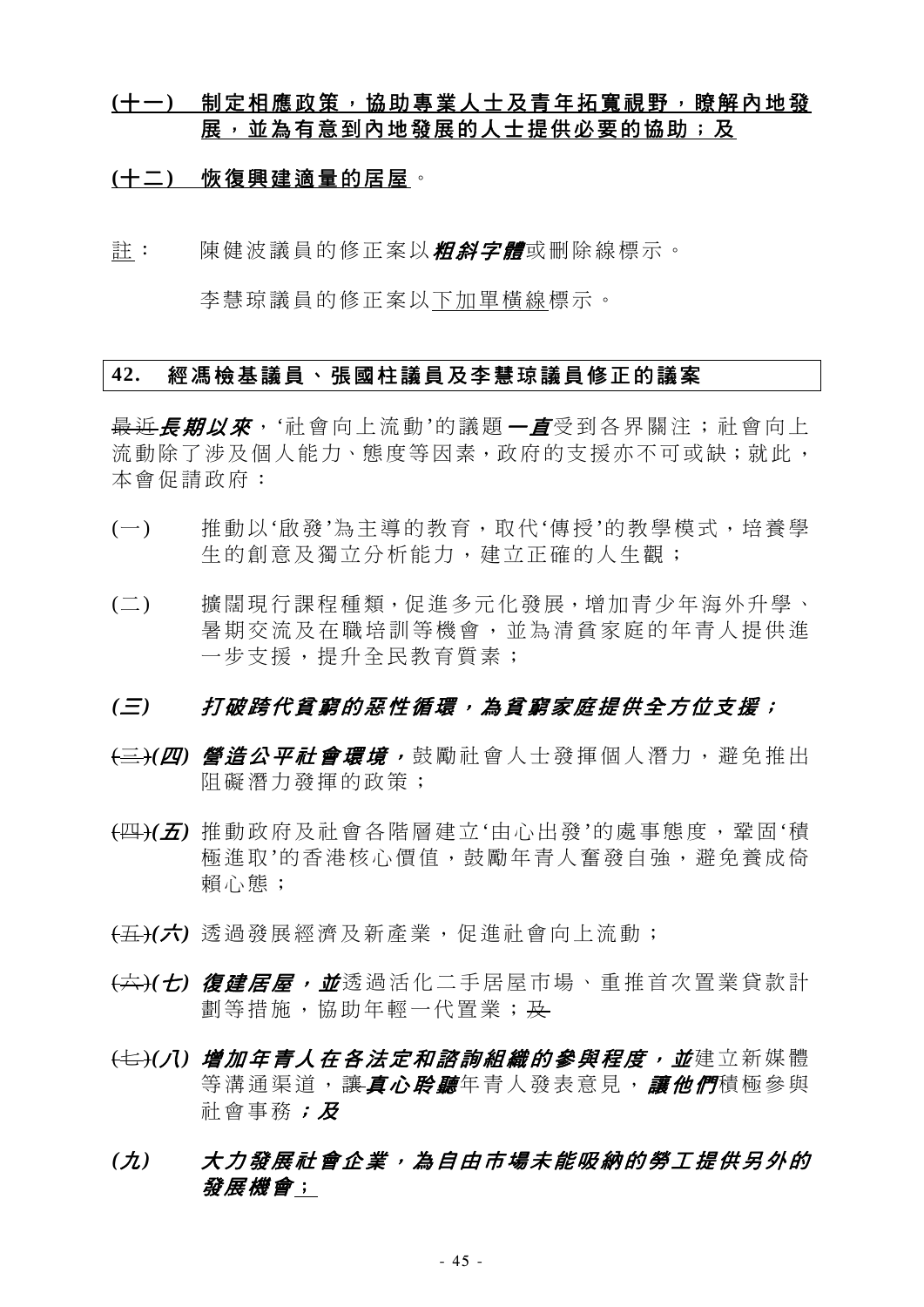<u>**(十一) 制定相應政策，協助專業人士及青年拓寬視野，瞭解內地發展，並為有意到內地發展的人士提供必要的協助；及**</u>

<u>**(十二) 恢復興建適量的居屋**</u>。

<u>註</u>： 陳健波議員的修正案以***粗斜字體***或刪除線標示。

李慧琼議員的修正案以<u>下加單橫線</u>標示。

## 42. 經馮檢基議員、張國柱議員及李慧琼議員修正的議案

~~最近~~***長期以來***，'社會向上流動'的議題***一直***受到各界關注；社會向上流動除了涉及個人能力、態度等因素，政府的支援亦不可或缺；就此，本會促請政府：

(一) 推動以'啟發'為主導的教育，取代'傳授'的教學模式，培養學生的創意及獨立分析能力，建立正確的人生觀；

(二) 擴闊現行課程種類，促進多元化發展，增加青少年海外升學、暑期交流及在職培訓等機會，並為清貧家庭的年青人提供進一步支援，提升全民教育質素；

***(三) 打破跨代貧窮的惡性循環，為貧窮家庭提供全方位支援；***

~~(三)~~***(四) 營造公平社會環境，***鼓勵社會人士發揮個人潛力，避免推出阻礙潛力發揮的政策；

~~(四)~~***(五)*** 推動政府及社會各階層建立'由心出發'的處事態度，鞏固'積極進取'的香港核心價值，鼓勵年青人奮發自強，避免養成倚賴心態；

~~(五)~~***(六)*** 透過發展經濟及新產業，促進社會向上流動；

~~(六)~~***(七) 復建居屋，並***透過活化二手居屋市場、重推首次置業貸款計劃等措施，協助年輕一代置業；~~及~~

~~(七)~~***(八) 增加年青人在各法定和諮詢組織的參與程度，並***建立新媒體等溝通渠道，~~讓~~***真心聆聽***年青人發表意見，***讓他們***積極參與社會事務***；及***

***(九) 大力發展社會企業，為自由市場未能吸納的勞工提供另外的發展機會***<u>；</u>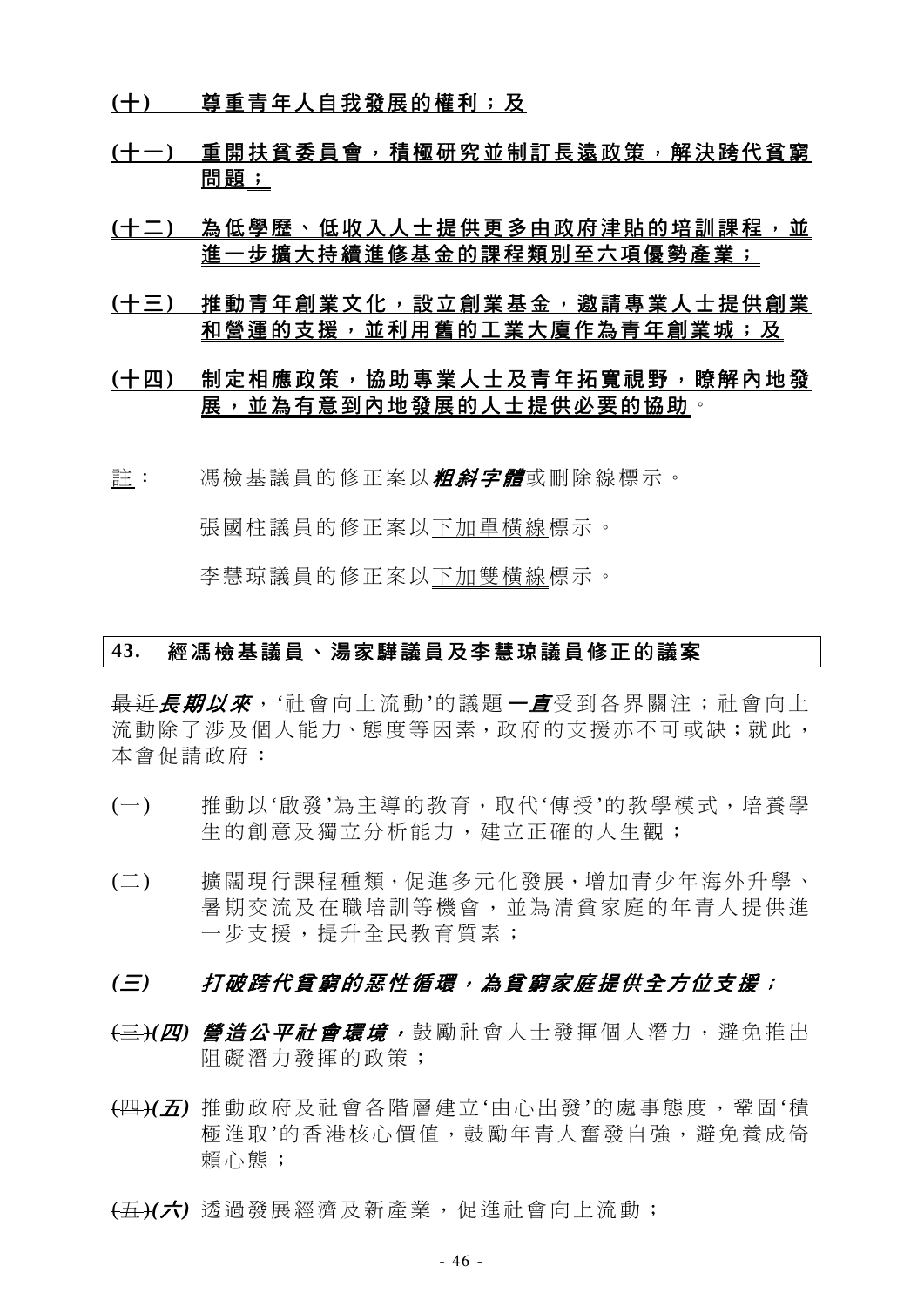**(十)　尊重青年人自我發展的權利；及**

<u>**(十一)　重開扶貧委員會，積極研究並制訂長遠政策，解決跨代貧窮問題；**</u>

<u>**(十二)　為低學歷、低收入人士提供更多由政府津貼的培訓課程，並進一步擴大持續進修基金的課程類別至六項優勢產業；**</u>

<u>**(十三)　推動青年創業文化，設立創業基金，邀請專業人士提供創業和營運的支援，並利用舊的工業大廈作為青年創業城；及**</u>

<u>**(十四)　制定相應政策，協助專業人士及青年拓寬視野，瞭解內地發展，並為有意到內地發展的人士提供必要的協助**</u>。

<u>註</u>：　馮檢基議員的修正案以***粗斜字體***或刪除線標示。

張國柱議員的修正案以<u>下加單橫線</u>標示。

李慧琼議員的修正案以<u>下加雙橫線</u>標示。

## 43.　經馮檢基議員、湯家驊議員及李慧琼議員修正的議案

~~最近~~***長期以來***，'社會向上流動'的議題***一直***受到各界關注；社會向上流動除了涉及個人能力、態度等因素，政府的支援亦不可或缺；就此，本會促請政府：

(一)　推動以'啟發'為主導的教育，取代'傳授'的教學模式，培養學生的創意及獨立分析能力，建立正確的人生觀；

(二)　擴闊現行課程種類，促進多元化發展，增加青少年海外升學、暑期交流及在職培訓等機會，並為清貧家庭的年青人提供進一步支援，提升全民教育質素；

***(三)　打破跨代貧窮的惡性循環，為貧窮家庭提供全方位支援；***

~~(三)~~***(四)　營造公平社會環境，***鼓勵社會人士發揮個人潛力，避免推出阻礙潛力發揮的政策；

~~(四)~~***(五)***　推動政府及社會各階層建立'由心出發'的處事態度，鞏固'積極進取'的香港核心價值，鼓勵年青人奮發自強，避免養成倚賴心態；

~~(五)~~***(六)***　透過發展經濟及新產業，促進社會向上流動；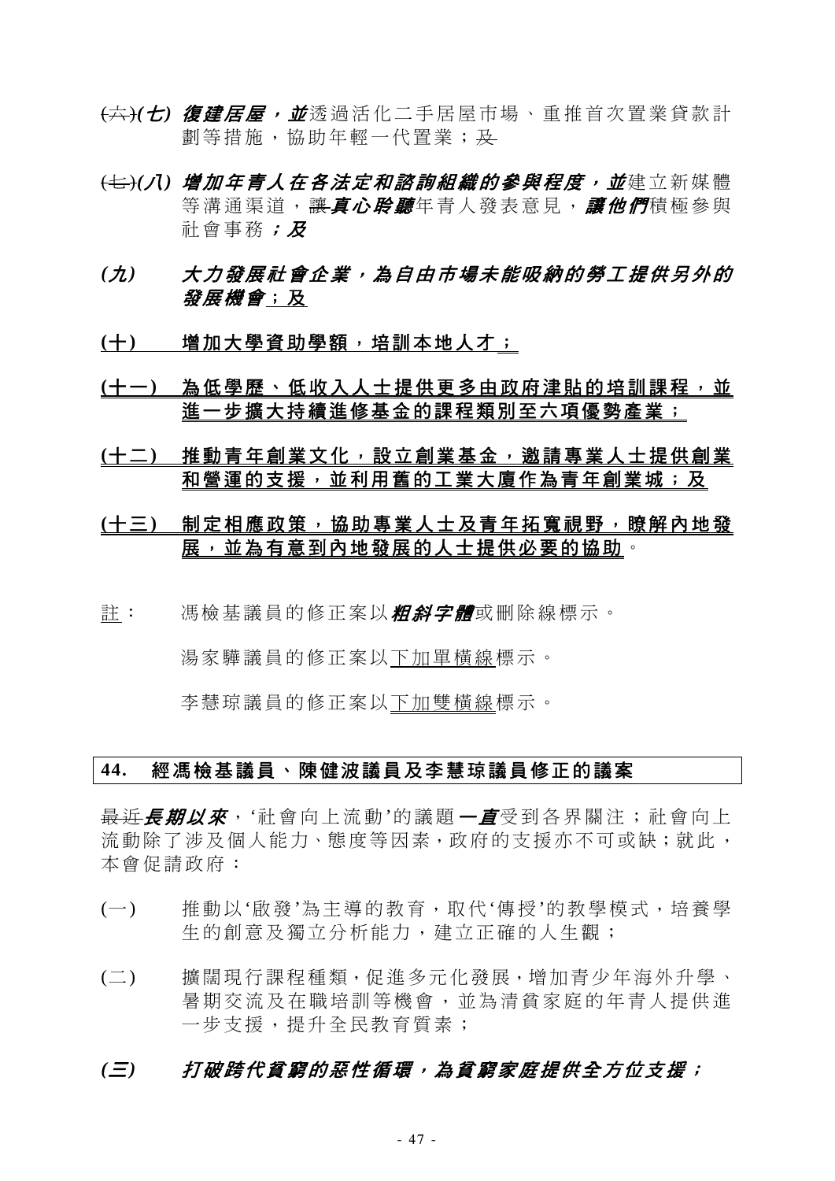~~(六)~~***(七) 復建居屋，並***透過活化二手居屋市場、重推首次置業貸款計劃等措施，協助年輕一代置業；~~及~~

~~(七)~~***(八) 增加年青人在各法定和諮詢組織的參與程度，並***建立新媒體等溝通渠道，~~讓~~***真心聆聽***年青人發表意見，***讓他們***積極參與社會事務***；及***

***(九) 大力發展社會企業，為自由市場未能吸納的勞工提供另外的發展機會***<u>；及</u>

<u>**(十) 增加大學資助學額，培訓本地人才；**</u>

<u>**(十一) 為低學歷、低收入人士提供更多由政府津貼的培訓課程，並進一步擴大持續進修基金的課程類別至六項優勢產業；**</u>

<u>**(十二) 推動青年創業文化，設立創業基金，邀請專業人士提供創業和營運的支援，並利用舊的工業大廈作為青年創業城；及**</u>

<u>**(十三) 制定相應政策，協助專業人士及青年拓寬視野，瞭解內地發展，並為有意到內地發展的人士提供必要的協助**</u>。

<u>註</u>： 馮檢基議員的修正案以***粗斜字體***或刪除線標示。

湯家驊議員的修正案以<u>下加單橫線</u>標示。

李慧琼議員的修正案以<u>下加雙橫線</u>標示。

## 44. 經馮檢基議員、陳健波議員及李慧琼議員修正的議案

~~最近~~***長期以來***，'社會向上流動'的議題***一直***受到各界關注；社會向上流動除了涉及個人能力、態度等因素，政府的支援亦不可或缺；就此，本會促請政府：

(一) 推動以'啟發'為主導的教育，取代'傳授'的教學模式，培養學生的創意及獨立分析能力，建立正確的人生觀；

(二) 擴闊現行課程種類，促進多元化發展，增加青少年海外升學、暑期交流及在職培訓等機會，並為清貧家庭的年青人提供進一步支援，提升全民教育質素；

***(三) 打破跨代貧窮的惡性循環，為貧窮家庭提供全方位支援；***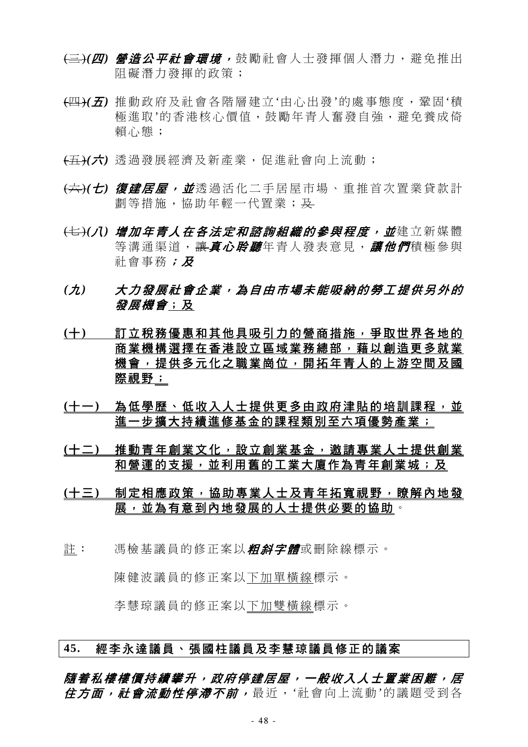~~(三)~~***(四) 營造公平社會環境，***鼓勵社會人士發揮個人潛力，避免推出阻礙潛力發揮的政策；

~~(四)~~***(五)*** 推動政府及社會各階層建立'由心出發'的處事態度，鞏固'積極進取'的香港核心價值，鼓勵年青人奮發自強，避免養成倚賴心態；

~~(五)~~***(六)*** 透過發展經濟及新產業，促進社會向上流動；

~~(六)~~***(七) 復建居屋，並***透過活化二手居屋市場、重推首次置業貸款計劃等措施，協助年輕一代置業；~~及~~

~~(七)~~***(八) 增加年青人在各法定和諮詢組織的參與程度，並***建立新媒體等溝通渠道，~~讓~~***真心聆聽***年青人發表意見，***讓他們***積極參與社會事務***；及***

***(九) 大力發展社會企業，為自由市場未能吸納的勞工提供另外的發展機會***<u>；及</u>

<u>**(十) 訂立稅務優惠和其他具吸引力的營商措施，爭取世界各地的商業機構選擇在香港設立區域業務總部，藉以創造更多就業機會，提供多元化之職業崗位，開拓年青人的上游空間及國際視野；**</u>

<u>**(十一) 為低學歷、低收入人士提供更多由政府津貼的培訓課程，並進一步擴大持續進修基金的課程類別至六項優勢產業；**</u>

<u>**(十二) 推動青年創業文化，設立創業基金，邀請專業人士提供創業和營運的支援，並利用舊的工業大廈作為青年創業城；及**</u>

<u>**(十三) 制定相應政策，協助專業人士及青年拓寬視野，瞭解內地發展，並為有意到內地發展的人士提供必要的協助**</u>。

<u>註</u>： 馮檢基議員的修正案以***粗斜字體***或刪除線標示。

陳健波議員的修正案以<u>下加單橫線</u>標示。

李慧琼議員的修正案以<u>下加雙橫線</u>標示。

**45. 經李永達議員、張國柱議員及李慧琼議員修正的議案**

***隨着私樓樓價持續攀升，政府停建居屋，一般收入人士置業困難，居住方面，社會流動性停滯不前，***最近，'社會向上流動'的議題受到各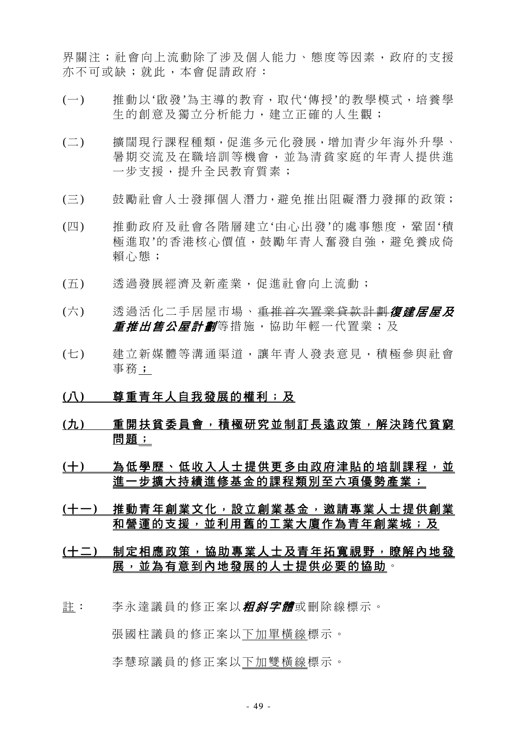界關注；社會向上流動除了涉及個人能力、態度等因素，政府的支援亦不可或缺；就此，本會促請政府：

(一) 推動以'啟發'為主導的教育，取代'傳授'的教學模式，培養學生的創意及獨立分析能力，建立正確的人生觀；

(二) 擴闊現行課程種類，促進多元化發展，增加青少年海外升學、暑期交流及在職培訓等機會，並為清貧家庭的年青人提供進一步支援，提升全民教育質素；

(三) 鼓勵社會人士發揮個人潛力，避免推出阻礙潛力發揮的政策；

(四) 推動政府及社會各階層建立'由心出發'的處事態度，鞏固'積極進取'的香港核心價值，鼓勵年青人奮發自強，避免養成倚賴心態；

(五) 透過發展經濟及新產業，促進社會向上流動；

(六) 透過活化二手居屋市場、~~重推首次置業貸款計劃~~***復建居屋及重推出售公屋計劃***等措施，協助年輕一代置業；及

(七) 建立新媒體等溝通渠道，讓年青人發表意見，積極參與社會事務<u>；</u>

<u>**(八) 尊重青年人自我發展的權利；及**</u>

<u>**(九) 重開扶貧委員會，積極研究並制訂長遠政策，解決跨代貧窮問題；**</u>

<u>**(十) 為低學歷、低收入人士提供更多由政府津貼的培訓課程，並進一步擴大持續進修基金的課程類別至六項優勢產業；**</u>

<u>**(十一) 推動青年創業文化，設立創業基金，邀請專業人士提供創業和營運的支援，並利用舊的工業大廈作為青年創業城；及**</u>

<u>**(十二) 制定相應政策，協助專業人士及青年拓寬視野，瞭解內地發展，並為有意到內地發展的人士提供必要的協助**</u>。

<u>註</u>： 李永達議員的修正案以***粗斜字體***或刪除線標示。

張國柱議員的修正案以<u>下加單橫線</u>標示。

李慧琼議員的修正案以<u>下加雙橫線</u>標示。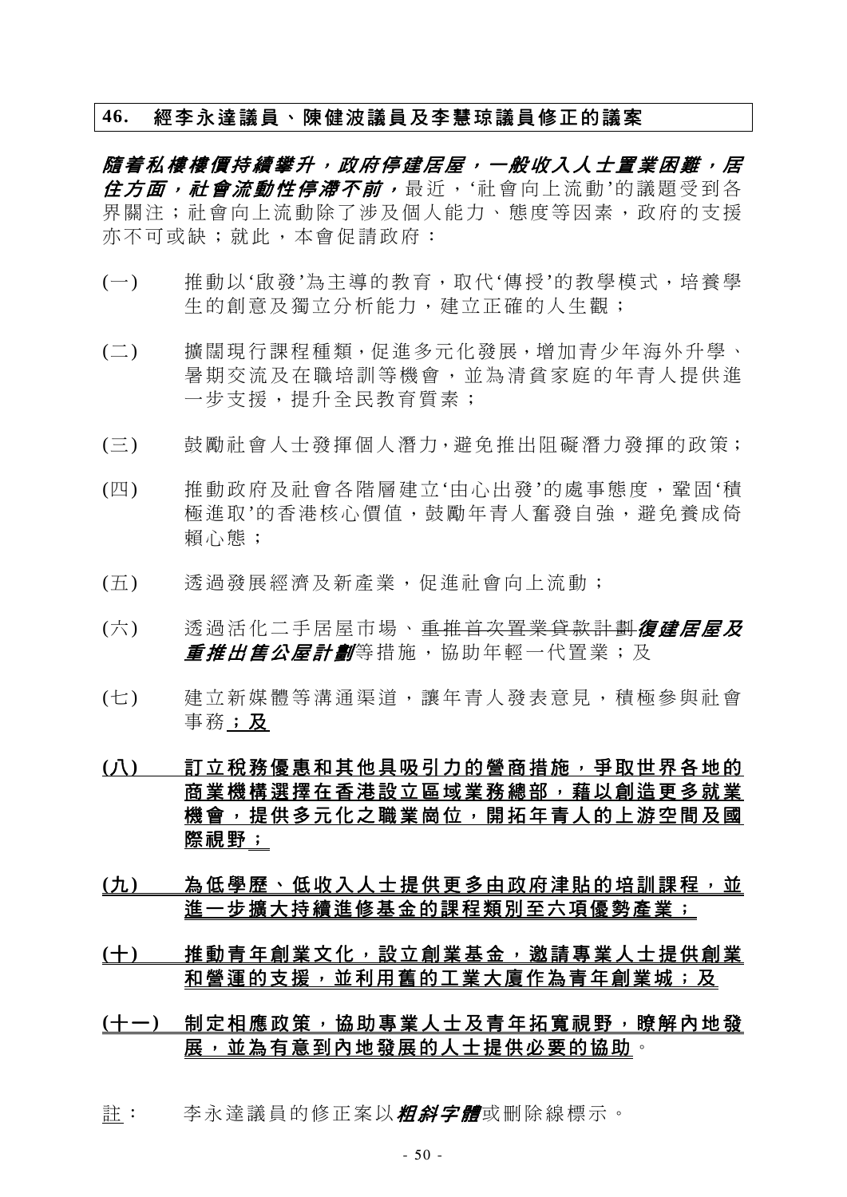**46. 經李永達議員、陳健波議員及李慧琼議員修正的議案**

***隨着私樓樓價持續攀升，政府停建居屋，一般收入人士置業困難，居住方面，社會流動性停滯不前，***最近，'社會向上流動'的議題受到各界關注；社會向上流動除了涉及個人能力、態度等因素，政府的支援亦不可或缺；就此，本會促請政府：

(一) 推動以'啟發'為主導的教育，取代'傳授'的教學模式，培養學生的創意及獨立分析能力，建立正確的人生觀；

(二) 擴闊現行課程種類，促進多元化發展，增加青少年海外升學、暑期交流及在職培訓等機會，並為清貧家庭的年青人提供進一步支援，提升全民教育質素；

(三) 鼓勵社會人士發揮個人潛力，避免推出阻礙潛力發揮的政策；

(四) 推動政府及社會各階層建立'由心出發'的處事態度，鞏固'積極進取'的香港核心價值，鼓勵年青人奮發自強，避免養成倚賴心態；

(五) 透過發展經濟及新產業，促進社會向上流動；

(六) 透過活化二手居屋市場、~~重推首次置業貸款計劃~~***復建居屋及重推出售公屋計劃***等措施，協助年輕一代置業；及

(七) 建立新媒體等溝通渠道，讓年青人發表意見，積極參與社會事務<u>**；及**</u>

<u>**(八) 訂立稅務優惠和其他具吸引力的營商措施，爭取世界各地的商業機構選擇在香港設立區域業務總部，藉以創造更多就業機會，提供多元化之職業崗位，開拓年青人的上游空間及國際視野；**</u>

<u>**(九) 為低學歷、低收入人士提供更多由政府津貼的培訓課程，並進一步擴大持續進修基金的課程類別至六項優勢產業；**</u>

<u>**(十) 推動青年創業文化，設立創業基金，邀請專業人士提供創業和營運的支援，並利用舊的工業大廈作為青年創業城；及**</u>

<u>**(十一) 制定相應政策，協助專業人士及青年拓寬視野，瞭解內地發展，並為有意到內地發展的人士提供必要的協助**</u>。

<u>註</u>： 李永達議員的修正案以***粗斜字體***或刪除線標示。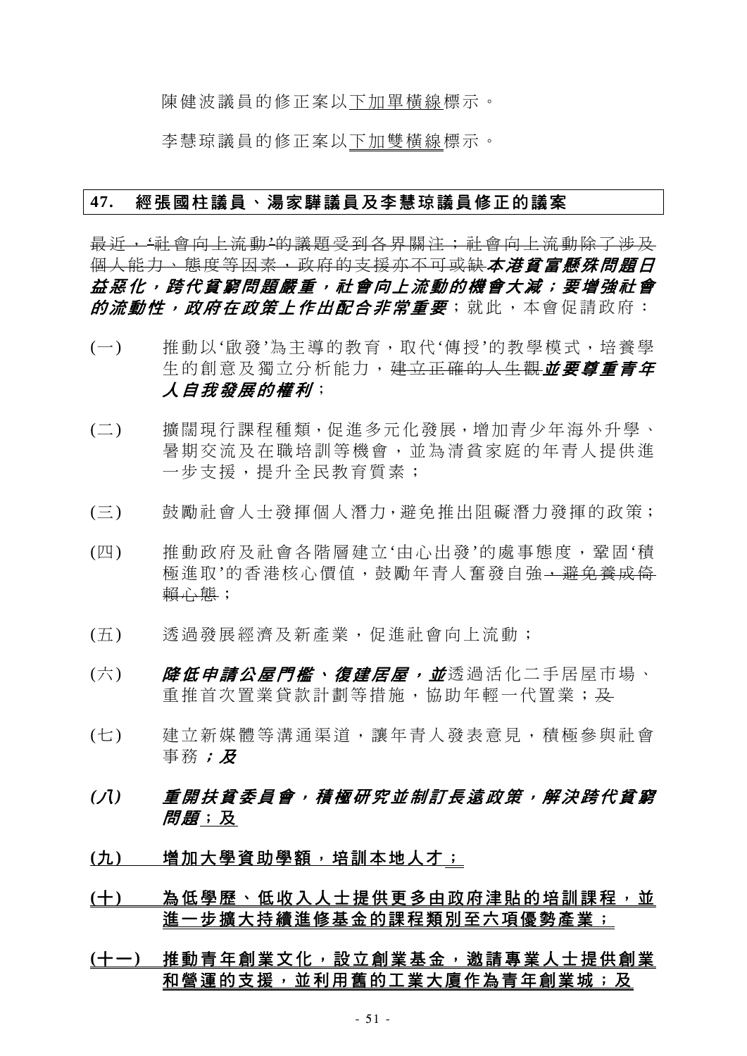陳健波議員的修正案以<u>下加單橫線</u>標示。

李慧琼議員的修正案以<u>下加雙橫線</u>標示。

## 47. 經張國柱議員、湯家驊議員及李慧琼議員修正的議案

~~最近，'社會向上流動'的議題受到各界關注；社會向上流動除了涉及個人能力、態度等因素，政府的支援亦不可或缺~~***本港貧富懸殊問題日益惡化，跨代貧窮問題嚴重，社會向上流動的機會大減；要增強社會的流動性，政府在政策上作出配合非常重要***；就此，本會促請政府：

(一) 推動以'啟發'為主導的教育，取代'傳授'的教學模式，培養學生的創意及獨立分析能力，~~建立正確的人生觀~~***並要尊重青年人自我發展的權利***；

(二) 擴闊現行課程種類，促進多元化發展，增加青少年海外升學、暑期交流及在職培訓等機會，並為清貧家庭的年青人提供進一步支援，提升全民教育質素；

(三) 鼓勵社會人士發揮個人潛力，避免推出阻礙潛力發揮的政策；

(四) 推動政府及社會各階層建立'由心出發'的處事態度，鞏固'積極進取'的香港核心價值，鼓勵年青人奮發自強~~，避免養成倚賴心態~~；

(五) 透過發展經濟及新產業，促進社會向上流動；

(六) ***降低申請公屋門檻、復建居屋，並***透過活化二手居屋市場、重推首次置業貸款計劃等措施，協助年輕一代置業；~~及~~

(七) 建立新媒體等溝通渠道，讓年青人發表意見，積極參與社會事務***；及***

***(八) 重開扶貧委員會，積極研究並制訂長遠政策，解決跨代貧窮問題***<u>；及</u>

**<u>(九) 增加大學資助學額，培訓本地人才；</u>**

**<u>(十) 為低學歷、低收入人士提供更多由政府津貼的培訓課程，並進一步擴大持續進修基金的課程類別至六項優勢產業；</u>**

**<u>(十一) 推動青年創業文化，設立創業基金，邀請專業人士提供創業和營運的支援，並利用舊的工業大廈作為青年創業城；及</u>**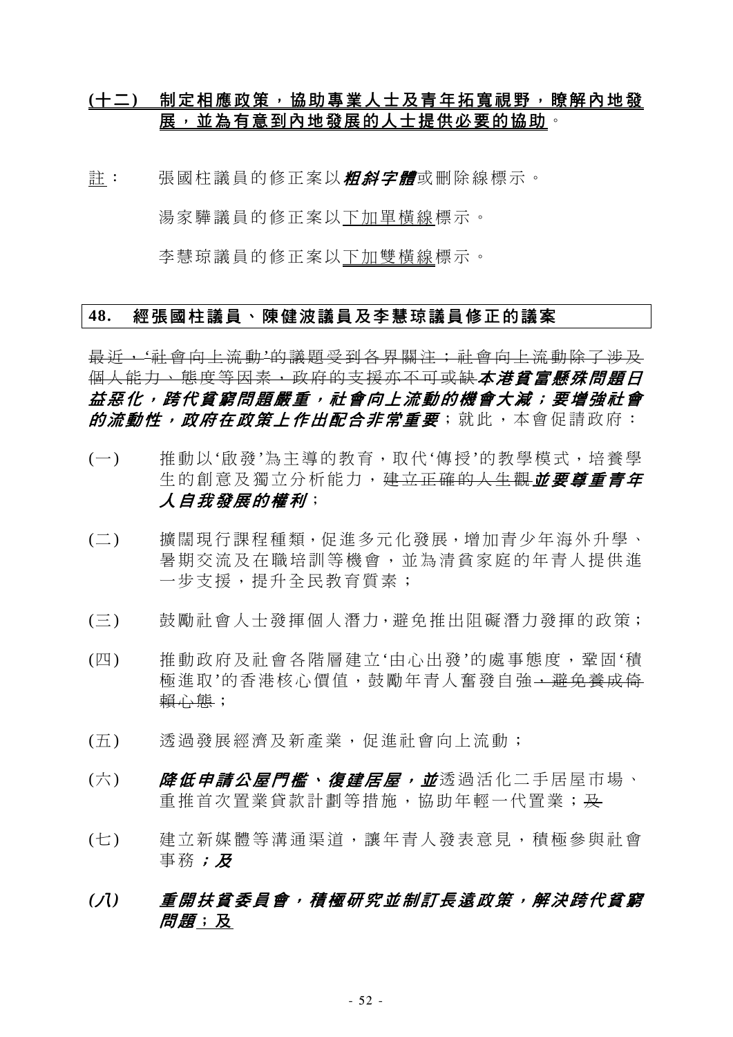**<u>(十二) 制定相應政策，協助專業人士及青年拓寬視野，瞭解內地發展，並為有意到內地發展的人士提供必要的協助</u>**。

<u>註</u>： 張國柱議員的修正案以***粗斜字體***或刪除線標示。

湯家驊議員的修正案以<u>下加單橫線</u>標示。

李慧琼議員的修正案以<u>下加雙橫線</u>標示。

## 48. 經張國柱議員、陳健波議員及李慧琼議員修正的議案

~~最近，'社會向上流動'的議題受到各界關注；社會向上流動除了涉及個人能力、態度等因素，政府的支援亦不可或缺~~***本港貧富懸殊問題日益惡化，跨代貧窮問題嚴重，社會向上流動的機會大減；要增強社會的流動性，政府在政策上作出配合非常重要***；就此，本會促請政府：

(一) 推動以'啟發'為主導的教育，取代'傳授'的教學模式，培養學生的創意及獨立分析能力，~~建立正確的人生觀~~***並要尊重青年人自我發展的權利***；

(二) 擴闊現行課程種類，促進多元化發展，增加青少年海外升學、暑期交流及在職培訓等機會，並為清貧家庭的年青人提供進一步支援，提升全民教育質素；

(三) 鼓勵社會人士發揮個人潛力，避免推出阻礙潛力發揮的政策；

(四) 推動政府及社會各階層建立'由心出發'的處事態度，鞏固'積極進取'的香港核心價值，鼓勵年青人奮發自強~~，避免養成倚賴心態~~；

(五) 透過發展經濟及新產業，促進社會向上流動；

(六) ***降低申請公屋門檻、復建居屋，並***透過活化二手居屋市場、重推首次置業貸款計劃等措施，協助年輕一代置業；~~及~~

(七) 建立新媒體等溝通渠道，讓年青人發表意見，積極參與社會事務***；及***

***(八) 重開扶貧委員會，積極研究並制訂長遠政策，解決跨代貧窮<u>問題</u>***<u>；及</u>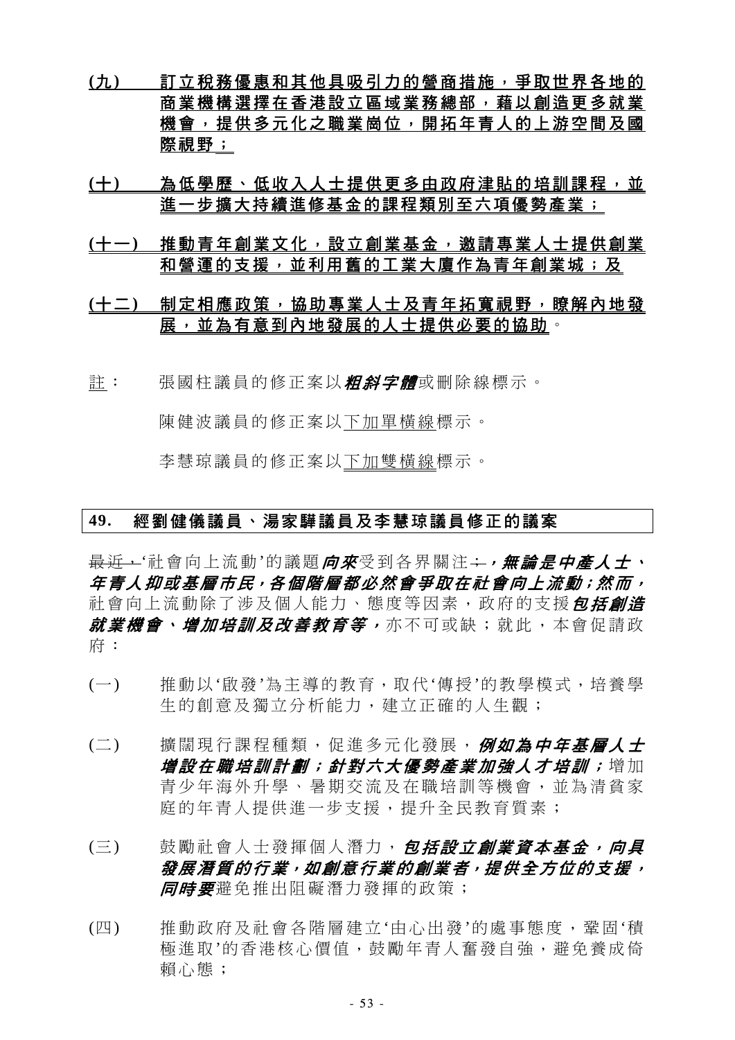**(九)　訂立稅務優惠和其他具吸引力的營商措施，爭取世界各地的商業機構選擇在香港設立區域業務總部，藉以創造更多就業機會，提供多元化之職業崗位，開拓年青人的上游空間及國際視野；**

**(十)　為低學歷、低收入人士提供更多由政府津貼的培訓課程，並進一步擴大持續進修基金的課程類別至六項優勢產業；**

**(十一)　推動青年創業文化，設立創業基金，邀請專業人士提供創業和營運的支援，並利用舊的工業大廈作為青年創業城；及**

**(十二)　制定相應政策，協助專業人士及青年拓寬視野，瞭解內地發展，並為有意到內地發展的人士提供必要的協助**。

註：　張國柱議員的修正案以***粗斜字體***或刪除線標示。

陳健波議員的修正案以下加單橫線標示。

李慧琼議員的修正案以下加雙橫線標示。

## 49.　經劉健儀議員、湯家驊議員及李慧琼議員修正的議案

~~最近，~~'社會向上流動'的議題***向來***受到各界關注~~：~~***，無論是中產人士、年青人抑或基層市民，各個階層都必然會爭取在社會向上流動；然而，***社會向上流動除了涉及個人能力、態度等因素，政府的支援***包括創造就業機會、增加培訓及改善教育等，***亦不可或缺；就此，本會促請政府：

(一)　推動以'啟發'為主導的教育，取代'傳授'的教學模式，培養學生的創意及獨立分析能力，建立正確的人生觀；

(二)　擴闊現行課程種類，促進多元化發展，***例如為中年基層人士增設在職培訓計劃；針對六大優勢產業加強人才培訓；***增加青少年海外升學、暑期交流及在職培訓等機會，並為清貧家庭的年青人提供進一步支援，提升全民教育質素；

(三)　鼓勵社會人士發揮個人潛力，***包括設立創業資本基金，向具發展潛質的行業，如創意行業的創業者，提供全方位的支援，同時要***避免推出阻礙潛力發揮的政策；

(四)　推動政府及社會各階層建立'由心出發'的處事態度，鞏固'積極進取'的香港核心價值，鼓勵年青人奮發自強，避免養成倚賴心態；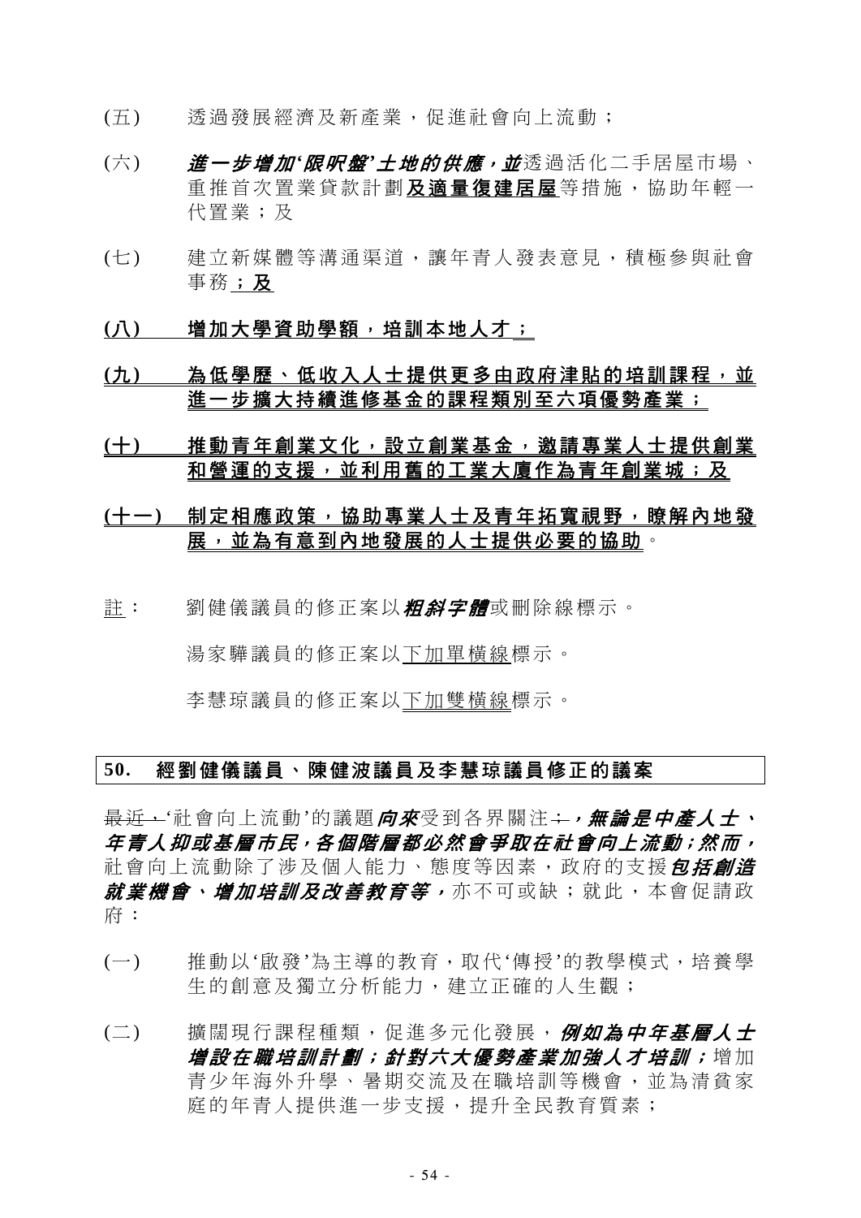(五) 透過發展經濟及新產業，促進社會向上流動；

(六) ***進一步增加'限呎盤'土地的供應，並***透過活化二手居屋市場、重推首次置業貸款計劃<u>**及適量復建居屋**</u>等措施，協助年輕一代置業；及

(七) 建立新媒體等溝通渠道，讓年青人發表意見，積極參與社會事務<u>**；及**</u>

<u>**(八) 增加大學資助學額，培訓本地人才；**</u>

<u>**(九) 為低學歷、低收入人士提供更多由政府津貼的培訓課程，並進一步擴大持續進修基金的課程類別至六項優勢產業；**</u>

<u>**(十) 推動青年創業文化，設立創業基金，邀請專業人士提供創業和營運的支援，並利用舊的工業大廈作為青年創業城；及**</u>

<u>**(十一) 制定相應政策，協助專業人士及青年拓寬視野，瞭解內地發展，並為有意到內地發展的人士提供必要的協助**</u>。

<u>註</u>： 劉健儀議員的修正案以***粗斜字體***或刪除線標示。

湯家驊議員的修正案以<u>下加單橫線</u>標示。

李慧琼議員的修正案以<u>下加雙橫線</u>標示。

## 50. 經劉健儀議員、陳健波議員及李慧琼議員修正的議案

~~最近，~~'社會向上流動'的議題***向來***受到各界關注~~：~~***，無論是中產人士、年青人抑或基層市民，各個階層都必然會爭取在社會向上流動；然而，***社會向上流動除了涉及個人能力、態度等因素，政府的支援***包括創造就業機會、增加培訓及改善教育等，***亦不可或缺；就此，本會促請政府：

(一) 推動以'啟發'為主導的教育，取代'傳授'的教學模式，培養學生的創意及獨立分析能力，建立正確的人生觀；

(二) 擴闊現行課程種類，促進多元化發展，***例如為中年基層人士增設在職培訓計劃；針對六大優勢產業加強人才培訓；***增加青少年海外升學、暑期交流及在職培訓等機會，並為清貧家庭的年青人提供進一步支援，提升全民教育質素；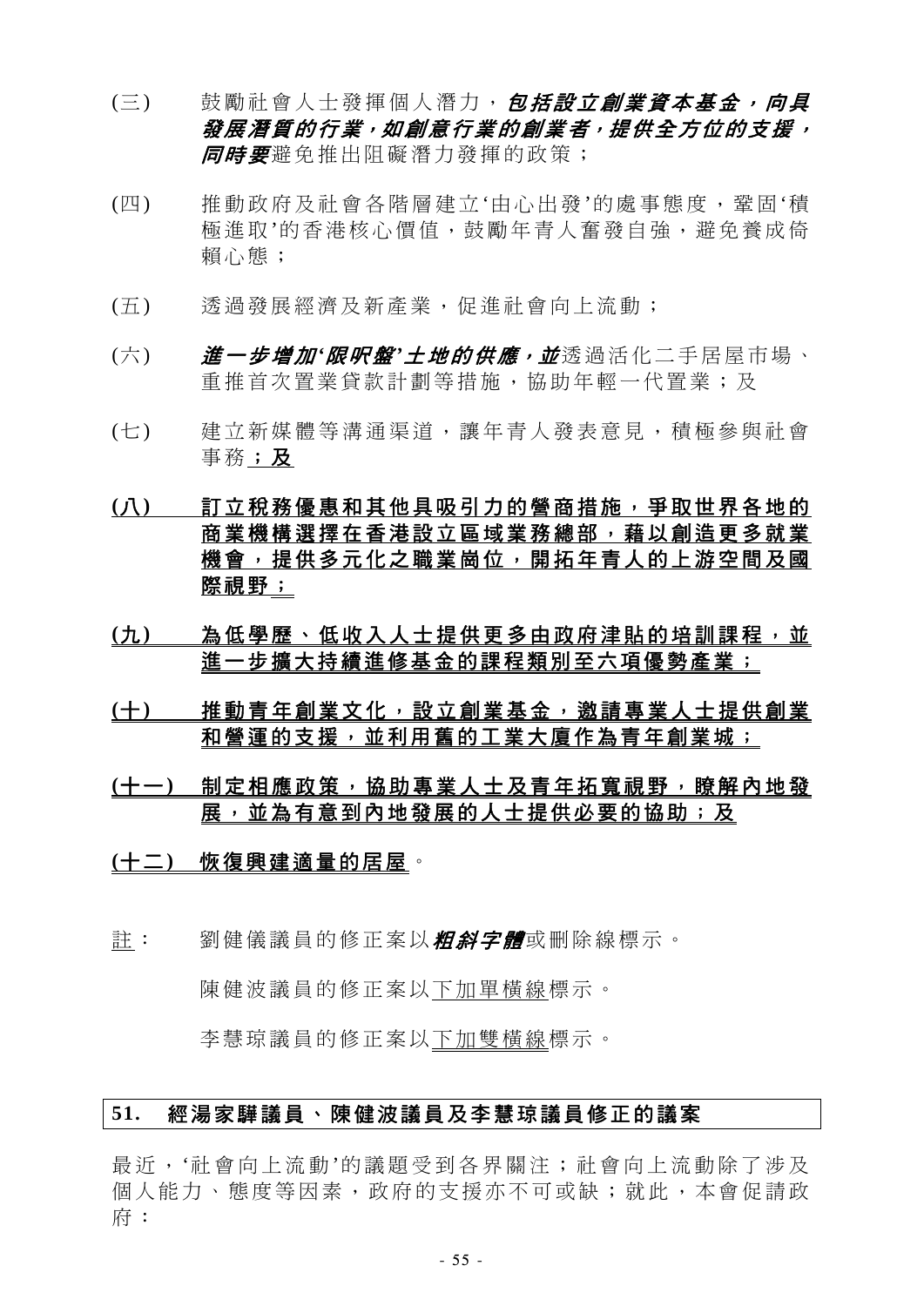(三) 鼓勵社會人士發揮個人潛力，***包括設立創業資本基金，向具發展潛質的行業，如創意行業的創業者，提供全方位的支援，同時要***避免推出阻礙潛力發揮的政策；

(四) 推動政府及社會各階層建立'由心出發'的處事態度，鞏固'積極進取'的香港核心價值，鼓勵年青人奮發自強，避免養成倚賴心態；

(五) 透過發展經濟及新產業，促進社會向上流動；

(六) ***進一步增加'限呎盤'土地的供應，並***透過活化二手居屋市場、重推首次置業貸款計劃等措施，協助年輕一代置業；及

(七) 建立新媒體等溝通渠道，讓年青人發表意見，積極參與社會事務<u>**；及**</u>

**<u>(八) 訂立稅務優惠和其他具吸引力的營商措施，爭取世界各地的商業機構選擇在香港設立區域業務總部，藉以創造更多就業機會，提供多元化之職業崗位，開拓年青人的上游空間及國際視野；</u>**

**<u>(九) 為低學歷、低收入人士提供更多由政府津貼的培訓課程，並進一步擴大持續進修基金的課程類別至六項優勢產業；</u>**

**<u>(十) 推動青年創業文化，設立創業基金，邀請專業人士提供創業和營運的支援，並利用舊的工業大廈作為青年創業城；</u>**

**<u>(十一) 制定相應政策，協助專業人士及青年拓寬視野，瞭解內地發展，並為有意到內地發展的人士提供必要的協助；及</u>**

**<u>(十二) 恢復興建適量的居屋</u>**。

<u>註</u>： 劉健儀議員的修正案以***粗斜字體***或刪除線標示。

陳健波議員的修正案以<u>下加單橫線</u>標示。

李慧琼議員的修正案以<u>下加雙橫線</u>標示。

## 51. 經湯家驊議員、陳健波議員及李慧琼議員修正的議案

最近，'社會向上流動'的議題受到各界關注；社會向上流動除了涉及個人能力、態度等因素，政府的支援亦不可或缺；就此，本會促請政府：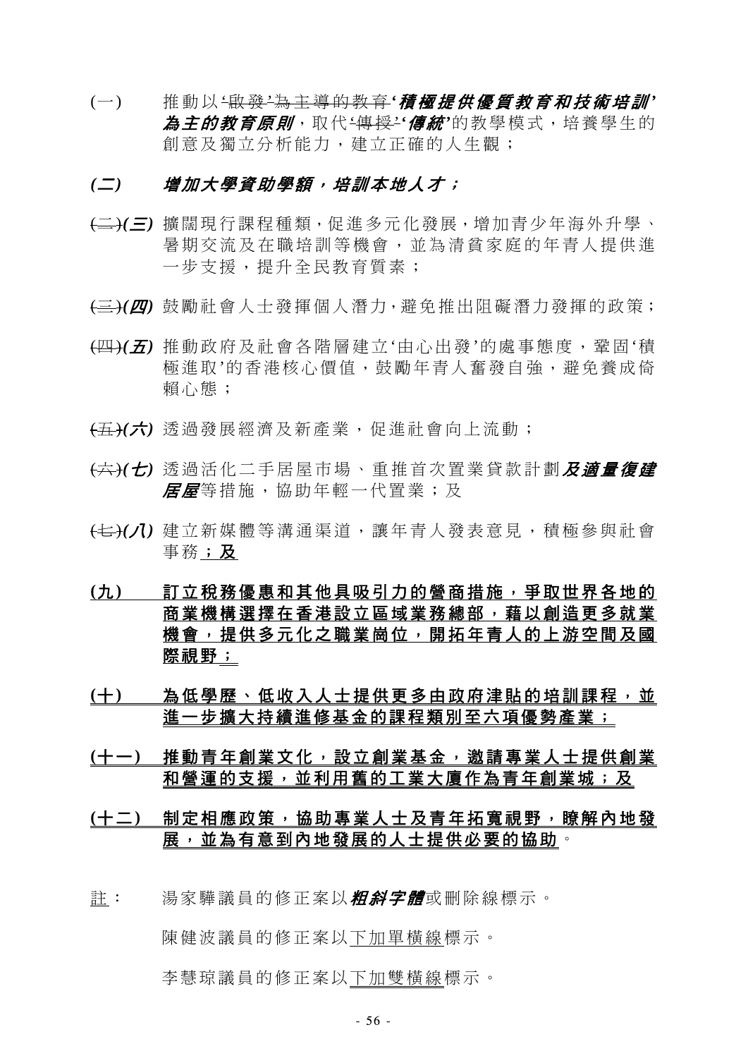(一) 推動以~~'啟發'為主導的教育~~***'積極提供優質教育和技術培訓'為主的教育原則***，取代~~'傳授'~~***'傳統'***的教學模式，培養學生的創意及獨立分析能力，建立正確的人生觀；

***(二) 增加大學資助學額，培訓本地人才；***

~~(二)~~***(三)*** 擴闊現行課程種類，促進多元化發展，增加青少年海外升學、暑期交流及在職培訓等機會，並為清貧家庭的年青人提供進一步支援，提升全民教育質素；

~~(三)~~***(四)*** 鼓勵社會人士發揮個人潛力，避免推出阻礙潛力發揮的政策；

~~(四)~~***(五)*** 推動政府及社會各階層建立'由心出發'的處事態度，鞏固'積極進取'的香港核心價值，鼓勵年青人奮發自強，避免養成倚賴心態；

~~(五)~~***(六)*** 透過發展經濟及新產業，促進社會向上流動；

~~(六)~~***(七)*** 透過活化二手居屋市場、重推首次置業貸款計劃***及適量復建居屋***等措施，協助年輕一代置業；及

~~(七)~~***(八)*** 建立新媒體等溝通渠道，讓年青人發表意見，積極參與社會事務<u>；</u>**<u>及</u>**

**<u>(九) 訂立稅務優惠和其他具吸引力的營商措施，爭取世界各地的商業機構選擇在香港設立區域業務總部，藉以創造更多就業機會，提供多元化之職業崗位，開拓年青人的上游空間及國際視野；</u>**

**<u>(十) 為低學歷、低收入人士提供更多由政府津貼的培訓課程，並進一步擴大持續進修基金的課程類別至六項優勢產業；</u>**

**<u>(十一) 推動青年創業文化，設立創業基金，邀請專業人士提供創業和營運的支援，並利用舊的工業大廈作為青年創業城；及</u>**

**<u>(十二) 制定相應政策，協助專業人士及青年拓寬視野，瞭解內地發展，並為有意到內地發展的人士提供必要的協助</u>**。

<u>註</u>： 湯家驊議員的修正案以***粗斜字體***或刪除線標示。

陳健波議員的修正案以<u>下加單橫線</u>標示。

李慧琼議員的修正案以<u>下加雙橫線</u>標示。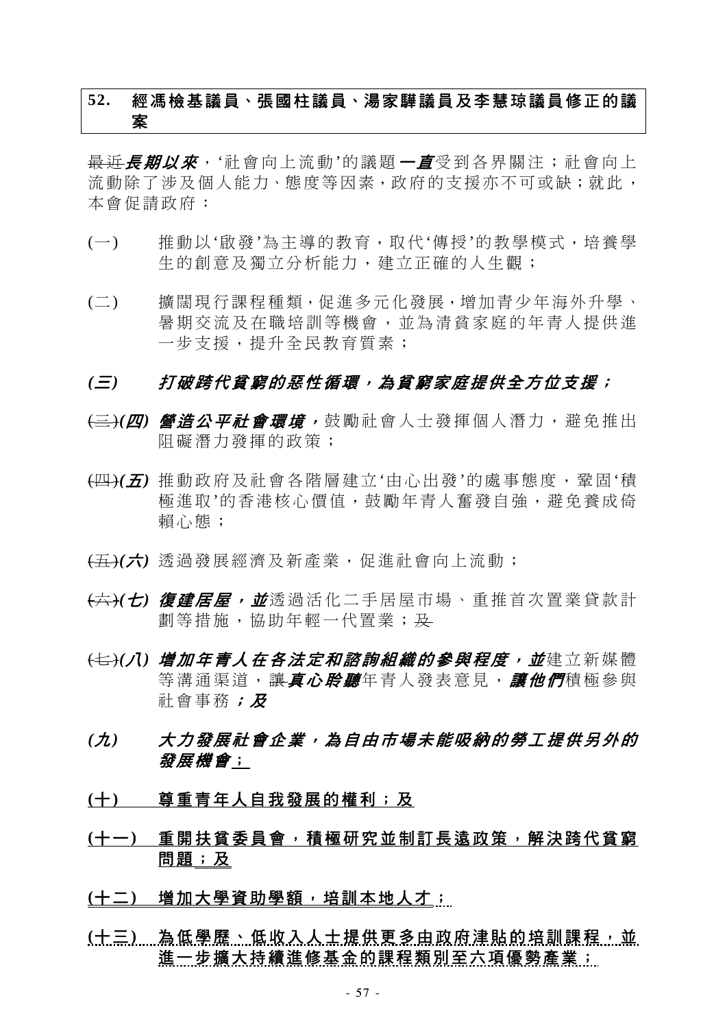## 52. 經馮檢基議員、張國柱議員、湯家驊議員及李慧琼議員修正的議案

~~最近~~***長期以來***，'社會向上流動'的議題***一直***受到各界關注；社會向上流動除了涉及個人能力、態度等因素，政府的支援亦不可或缺；就此，本會促請政府：

(一) 推動以'啟發'為主導的教育，取代'傳授'的教學模式，培養學生的創意及獨立分析能力，建立正確的人生觀；

(二) 擴闊現行課程種類，促進多元化發展，增加青少年海外升學、暑期交流及在職培訓等機會，並為清貧家庭的年青人提供進一步支援，提升全民教育質素；

***(三) 打破跨代貧窮的惡性循環，為貧窮家庭提供全方位支援；***

~~(三)~~***(四) 營造公平社會環境，***鼓勵社會人士發揮個人潛力，避免推出阻礙潛力發揮的政策；

~~(四)~~***(五)*** 推動政府及社會各階層建立'由心出發'的處事態度，鞏固'積極進取'的香港核心價值，鼓勵年青人奮發自強，避免養成倚賴心態；

~~(五)~~***(六)*** 透過發展經濟及新產業，促進社會向上流動；

~~(六)~~***(七) 復建居屋，並***透過活化二手居屋市場、重推首次置業貸款計劃等措施，協助年輕一代置業；~~及~~

~~(七)~~***(八) 增加年青人在各法定和諮詢組織的參與程度，並***建立新媒體等溝通渠道，~~讓~~***真心聆聽***年青人發表意見，***讓他們***積極參與社會事務***；及***

***(九) 大力發展社會企業，為自由市場未能吸納的勞工提供另外的發展機會***<u>；</u>

<u>**(十) 尊重青年人自我發展的權利；及**</u>

<u>**(十一) 重開扶貧委員會，積極研究並制訂長遠政策，解決跨代貧窮問題；及**</u>

<u>**(十二) 增加大學資助學額，培訓本地人才；**</u>

<u>**(十三) 為低學歷、低收入人士提供更多由政府津貼的培訓課程，並進一步擴大持續進修基金的課程類別至六項優勢產業；**</u>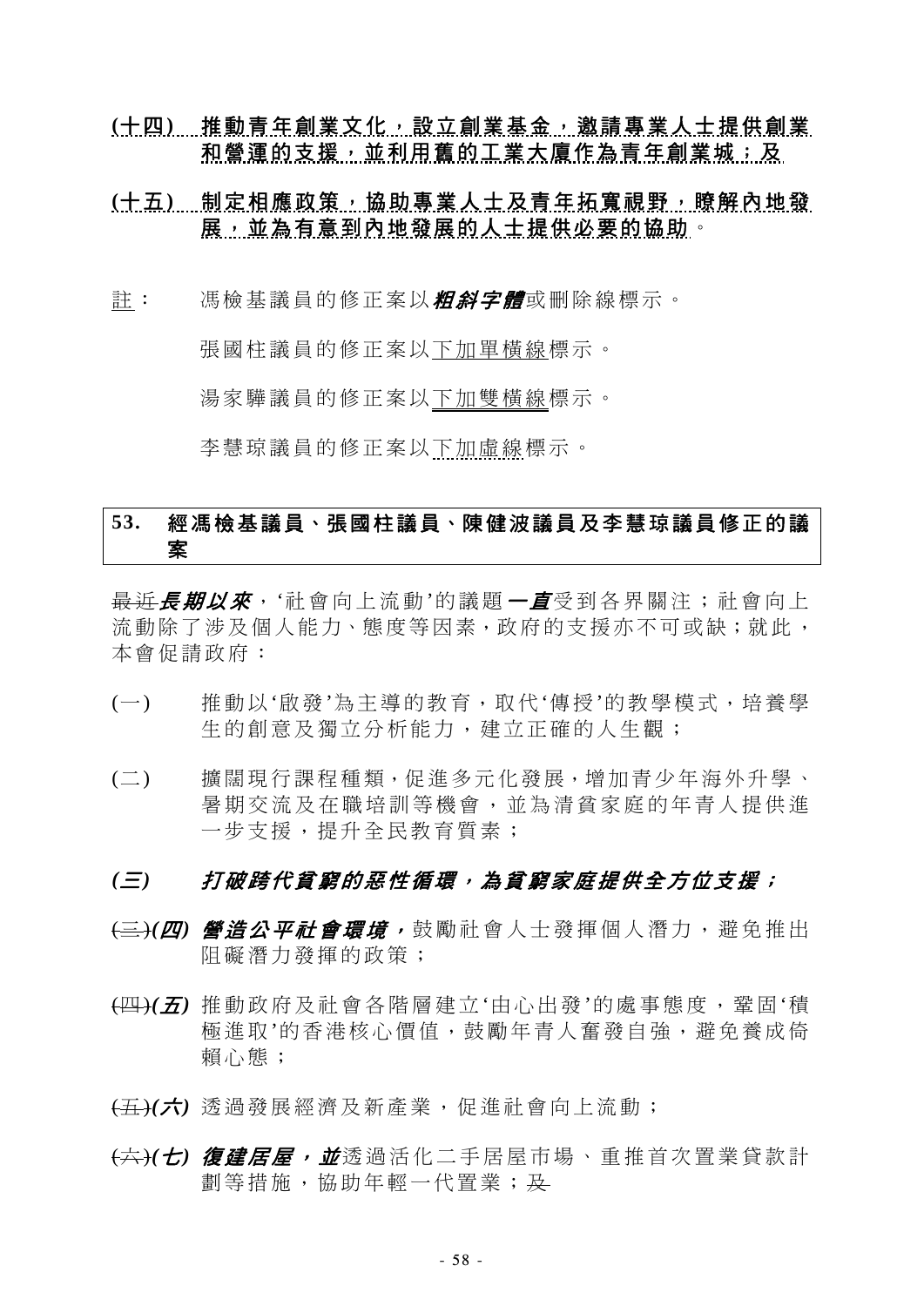(十四) 推動青年創業文化，設立創業基金，邀請專業人士提供創業和營運的支援，並利用舊的工業大廈作為青年創業城；及

(十五) 制定相應政策，協助專業人士及青年拓寬視野，瞭解內地發展，並為有意到內地發展的人士提供必要的協助。

註： 馮檢基議員的修正案以***粗斜字體***或刪除線標示。

張國柱議員的修正案以下加單橫線標示。

湯家驊議員的修正案以下加雙橫線標示。

李慧琼議員的修正案以下加虛線標示。

## 53. 經馮檢基議員、張國柱議員、陳健波議員及李慧琼議員修正的議案

~~最近~~***長期以來***，'社會向上流動'的議題***一直***受到各界關注；社會向上流動除了涉及個人能力、態度等因素，政府的支援亦不可或缺；就此，本會促請政府：

(一) 推動以'啟發'為主導的教育，取代'傳授'的教學模式，培養學生的創意及獨立分析能力，建立正確的人生觀；

(二) 擴闊現行課程種類，促進多元化發展，增加青少年海外升學、暑期交流及在職培訓等機會，並為清貧家庭的年青人提供進一步支援，提升全民教育質素；

***(三) 打破跨代貧窮的惡性循環，為貧窮家庭提供全方位支援；***

~~(三)~~***(四) 營造公平社會環境，***鼓勵社會人士發揮個人潛力，避免推出阻礙潛力發揮的政策；

~~(四)~~***(五)*** 推動政府及社會各階層建立'由心出發'的處事態度，鞏固'積極進取'的香港核心價值，鼓勵年青人奮發自強，避免養成倚賴心態；

~~(五)~~***(六)*** 透過發展經濟及新產業，促進社會向上流動；

~~(六)~~***(七) 復建居屋，並***透過活化二手居屋市場、重推首次置業貸款計劃等措施，協助年輕一代置業；~~及~~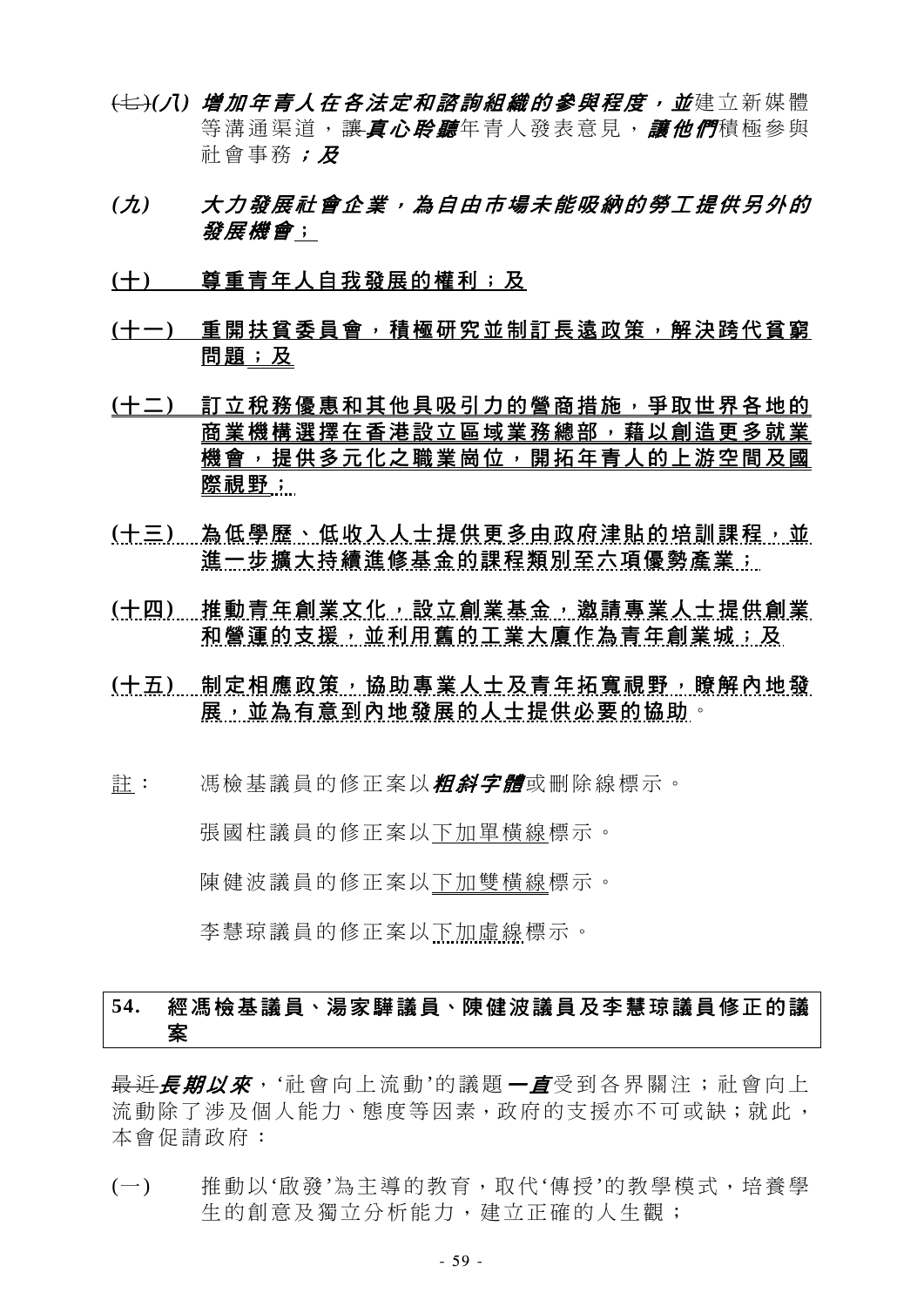~~(七)~~***(八) 增加年青人在各法定和諮詢組織的參與程度，並***建立新媒體等溝通渠道，~~讓~~***真心聆聽***年青人發表意見，***讓他們***積極參與社會事務***；及***

***(九) 大力發展社會企業，為自由市場未能吸納的勞工提供另外的發展機會***<u>；</u>

<u>**(十) 尊重青年人自我發展的權利；及**</u>

<u>**(十一) 重開扶貧委員會，積極研究並制訂長遠政策，解決跨代貧窮問題；及**</u>

<u>**(十二) 訂立稅務優惠和其他具吸引力的營商措施，爭取世界各地的商業機構選擇在香港設立區域業務總部，藉以創造更多就業機會，提供多元化之職業崗位，開拓年青人的上游空間及國際視野；**</u>

**(十三) 為低學歷、低收入人士提供更多由政府津貼的培訓課程，並進一步擴大持續進修基金的課程類別至六項優勢產業；**

**(十四) 推動青年創業文化，設立創業基金，邀請專業人士提供創業和營運的支援，並利用舊的工業大廈作為青年創業城；及**

**(十五) 制定相應政策，協助專業人士及青年拓寬視野，瞭解內地發展，並為有意到內地發展的人士提供必要的協助**。

<u>註</u>： 馮檢基議員的修正案以***粗斜字體***或刪除線標示。

張國柱議員的修正案以<u>下加單橫線</u>標示。

陳健波議員的修正案以<u>下加雙橫線</u>標示。

李慧琼議員的修正案以<u>下加虛線</u>標示。

**54. 經馮檢基議員、湯家驊議員、陳健波議員及李慧琼議員修正的議案**

~~最近~~***長期以來***，'社會向上流動'的議題***一直***受到各界關注；社會向上流動除了涉及個人能力、態度等因素，政府的支援亦不可或缺；就此，本會促請政府：

(一) 推動以'啟發'為主導的教育，取代'傳授'的教學模式，培養學生的創意及獨立分析能力，建立正確的人生觀；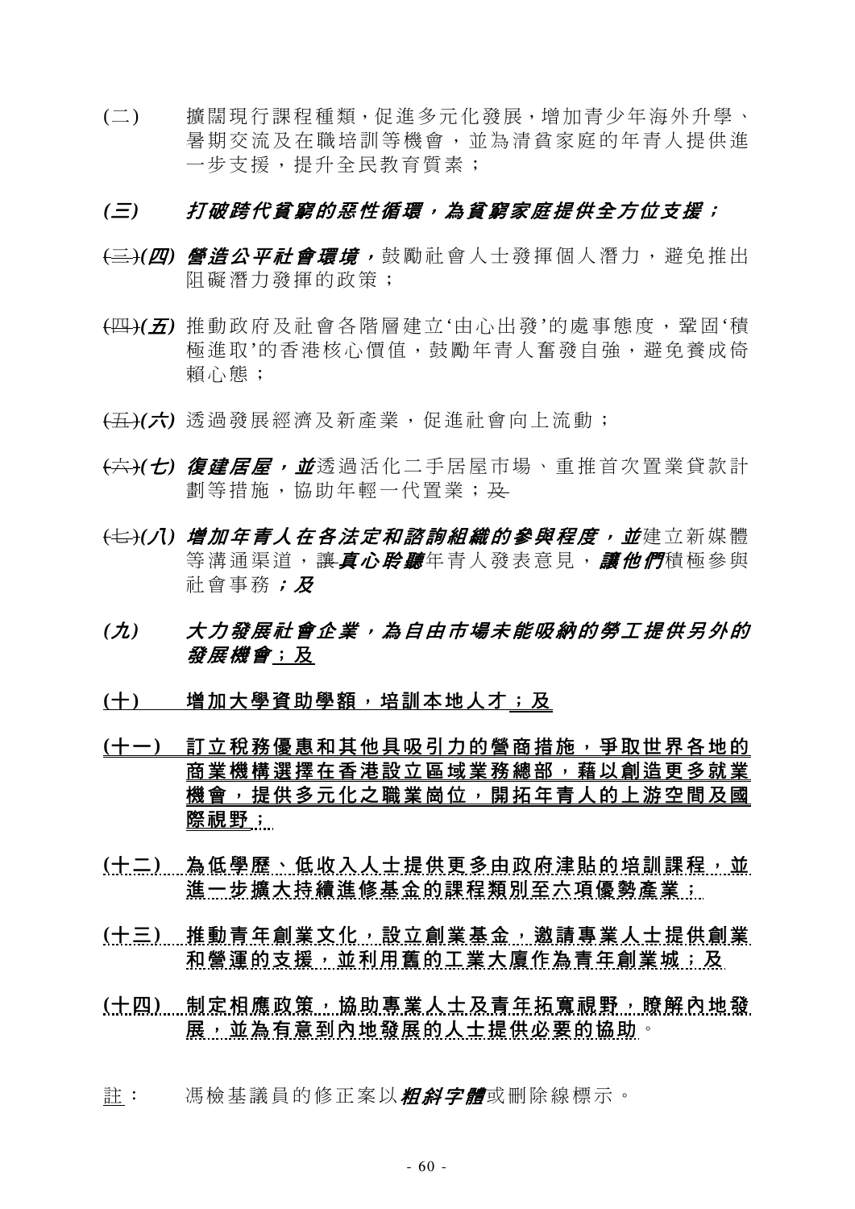(二) 擴闊現行課程種類，促進多元化發展，增加青少年海外升學、暑期交流及在職培訓等機會，並為清貧家庭的年青人提供進一步支援，提升全民教育質素；

***(三) 打破跨代貧窮的惡性循環，為貧窮家庭提供全方位支援；***

~~(三)~~***(四)*** ***營造公平社會環境，***鼓勵社會人士發揮個人潛力，避免推出阻礙潛力發揮的政策；

~~(四)~~***(五)*** 推動政府及社會各階層建立'由心出發'的處事態度，鞏固'積極進取'的香港核心價值，鼓勵年青人奮發自強，避免養成倚賴心態；

~~(五)~~***(六)*** 透過發展經濟及新產業，促進社會向上流動；

~~(六)~~***(七)*** ***復建居屋，並***透過活化二手居屋市場、重推首次置業貸款計劃等措施，協助年輕一代置業；~~及~~

~~(七)~~***(八)*** ***增加年青人在各法定和諮詢組織的參與程度，並***建立新媒體等溝通渠道，~~讓~~***真心聆聽***年青人發表意見，***讓他們***積極參與社會事務***；及***

***(九) 大力發展社會企業，為自由市場未能吸納的勞工提供另外的發展機會***<u>；及</u>

**<u>(十) 增加大學資助學額，培訓本地人才；及</u>**

**<u>(十一) 訂立稅務優惠和其他具吸引力的營商措施，爭取世界各地的商業機構選擇在香港設立區域業務總部，藉以創造更多就業機會，提供多元化之職業崗位，開拓年青人的上游空間及國際視野；</u>**

**<u>(十二) 為低學歷、低收入人士提供更多由政府津貼的培訓課程，並進一步擴大持續進修基金的課程類別至六項優勢產業；</u>**

**<u>(十三) 推動青年創業文化，設立創業基金，邀請專業人士提供創業和營運的支援，並利用舊的工業大廈作為青年創業城；及</u>**

**<u>(十四) 制定相應政策，協助專業人士及青年拓寬視野，瞭解內地發展，並為有意到內地發展的人士提供必要的協助</u>**。

<u>註</u>： 馮檢基議員的修正案以***粗斜字體***或刪除線標示。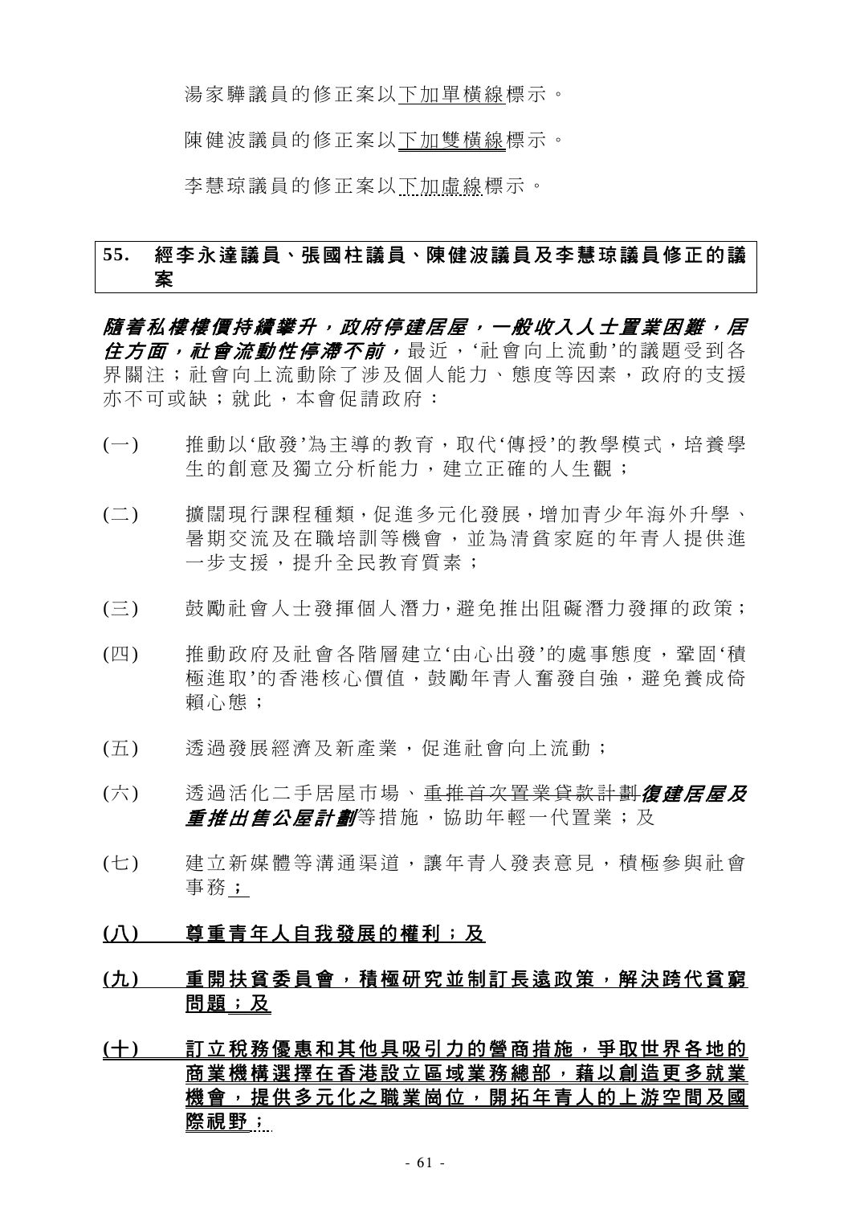湯家驊議員的修正案以<u>下加單橫線</u>標示。

陳健波議員的修正案以<u>下加雙橫線</u>標示。

李慧琼議員的修正案以<u>下加虛線</u>標示。

**55. 經李永達議員、張國柱議員、陳健波議員及李慧琼議員修正的議案**

***隨着私樓樓價持續攀升，政府停建居屋，一般收入人士置業困難，居住方面，社會流動性停滯不前，***最近，'社會向上流動'的議題受到各界關注；社會向上流動除了涉及個人能力、態度等因素，政府的支援亦不可或缺；就此，本會促請政府：

(一) 推動以'啟發'為主導的教育，取代'傳授'的教學模式，培養學生的創意及獨立分析能力，建立正確的人生觀；

(二) 擴闊現行課程種類，促進多元化發展，增加青少年海外升學、暑期交流及在職培訓等機會，並為清貧家庭的年青人提供進一步支援，提升全民教育質素；

(三) 鼓勵社會人士發揮個人潛力，避免推出阻礙潛力發揮的政策；

(四) 推動政府及社會各階層建立'由心出發'的處事態度，鞏固'積極進取'的香港核心價值，鼓勵年青人奮發自強，避免養成倚賴心態；

(五) 透過發展經濟及新產業，促進社會向上流動；

(六) 透過活化二手居屋市場、~~重推首次置業貸款計劃~~***復建居屋及重推出售公屋計劃***等措施，協助年輕一代置業；及

(七) 建立新媒體等溝通渠道，讓年青人發表意見，積極參與社會事務<u>；</u>

**<u>(八) 尊重青年人自我發展的權利；及</u>**

**<u>(九) 重開扶貧委員會，積極研究並制訂長遠政策，解決跨代貧窮問題；及</u>**

**<u>(十) 訂立稅務優惠和其他具吸引力的營商措施，爭取世界各地的商業機構選擇在香港設立區域業務總部，藉以創造更多就業機會，提供多元化之職業崗位，開拓年青人的上游空間及國際視野；</u>**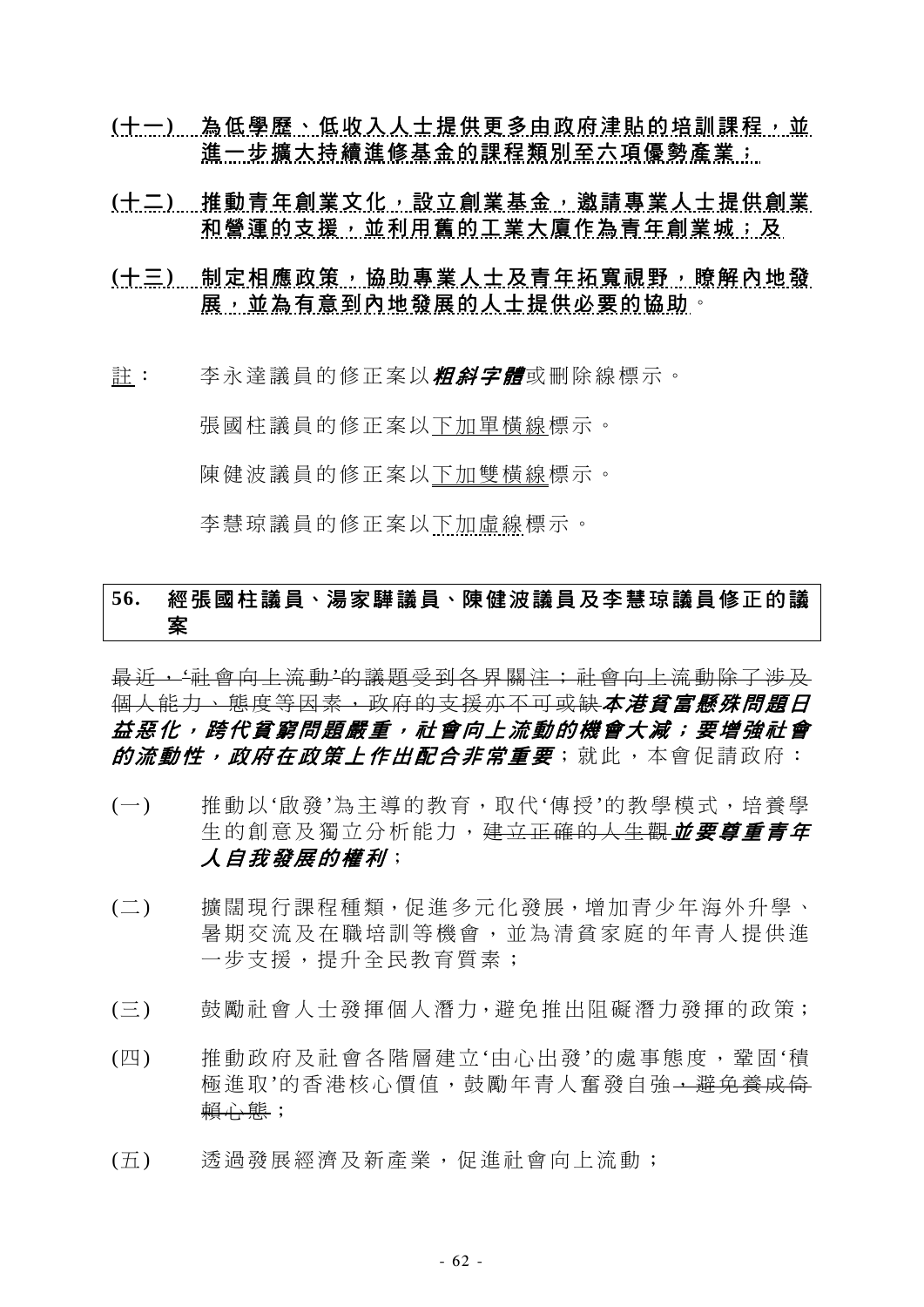<u>(十一) 為低學歷、低收入人士提供更多由政府津貼的培訓課程，並進一步擴大持續進修基金的課程類別至六項優勢產業；</u>

<u>(十二) 推動青年創業文化，設立創業基金，邀請專業人士提供創業和營運的支援，並利用舊的工業大廈作為青年創業城；及</u>

<u>(十三) 制定相應政策，協助專業人士及青年拓寬視野，瞭解內地發展，並為有意到內地發展的人士提供必要的協助</u>。

<u>註</u>： 李永達議員的修正案以***粗斜字體***或刪除線標示。

張國柱議員的修正案以<u>下加單橫線</u>標示。

陳健波議員的修正案以<u>下加雙橫線</u>標示。

李慧琼議員的修正案以<u>下加虛線</u>標示。

## 56. 經張國柱議員、湯家驊議員、陳健波議員及李慧琼議員修正的議案

~~最近，'社會向上流動'的議題受到各界關注；社會向上流動除了涉及個人能力、態度等因素，政府的支援亦不可或缺~~***本港貧富懸殊問題日益惡化，跨代貧窮問題嚴重，社會向上流動的機會大減；要增強社會的流動性，政府在政策上作出配合非常重要***；就此，本會促請政府：

(一) 推動以'啟發'為主導的教育，取代'傳授'的教學模式，培養學生的創意及獨立分析能力，~~建立正確的人生觀~~***並要尊重青年人自我發展的權利***；

(二) 擴闊現行課程種類，促進多元化發展，增加青少年海外升學、暑期交流及在職培訓等機會，並為清貧家庭的年青人提供進一步支援，提升全民教育質素；

(三) 鼓勵社會人士發揮個人潛力，避免推出阻礙潛力發揮的政策；

(四) 推動政府及社會各階層建立'由心出發'的處事態度，鞏固'積極進取'的香港核心價值，鼓勵年青人奮發自強~~，避免養成倚賴心態~~；

(五) 透過發展經濟及新產業，促進社會向上流動；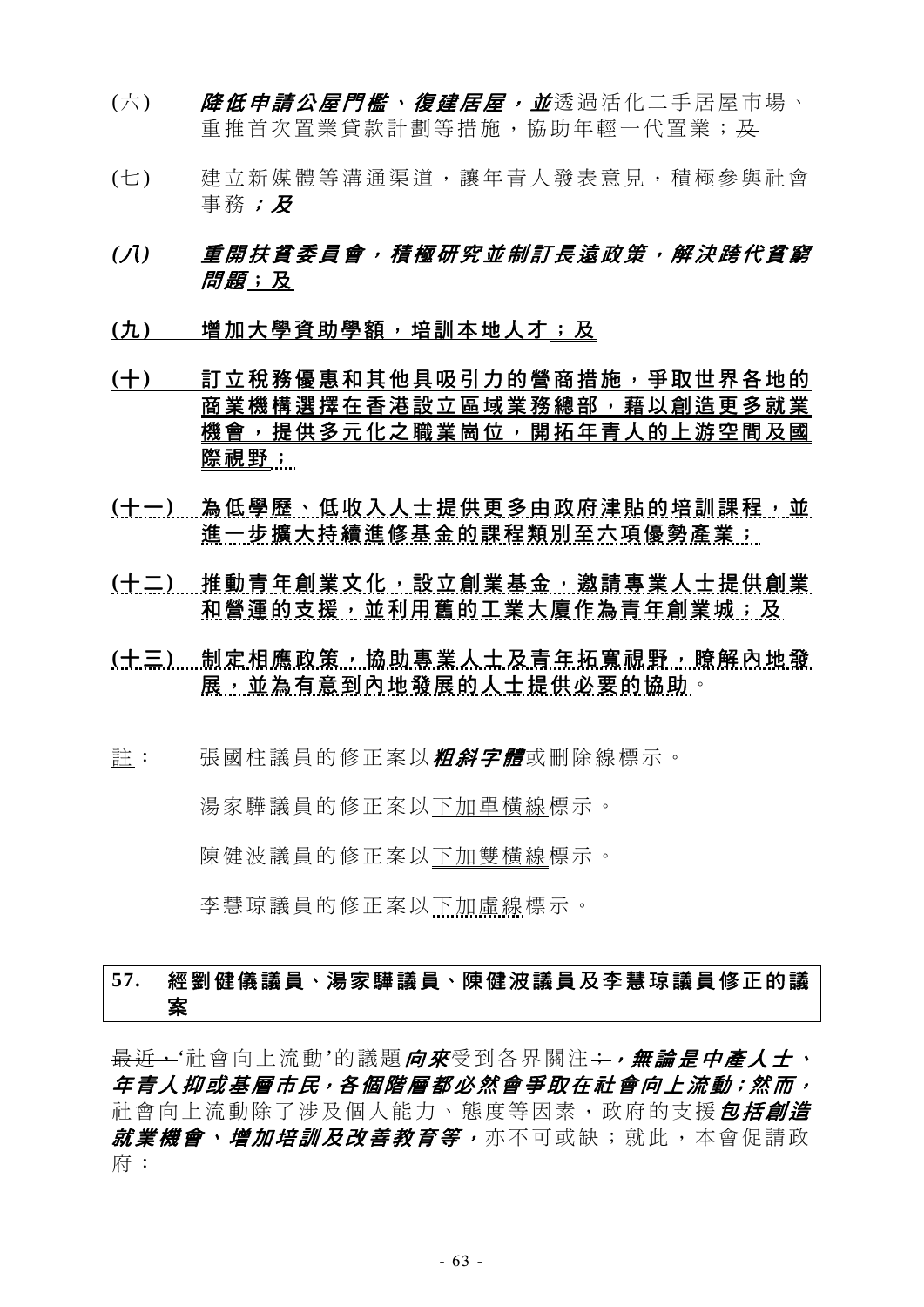(六) ***降低申請公屋門檻、復建居屋，並***透過活化二手居屋市場、重推首次置業貸款計劃等措施，協助年輕一代置業；~~及~~

(七) 建立新媒體等溝通渠道，讓年青人發表意見，積極參與社會事務***；及***

***(八) 重開扶貧委員會，積極研究並制訂長遠政策，解決跨代貧窮問題***；及

**(九) 增加大學資助學額，培訓本地人才；及**

**(十) 訂立稅務優惠和其他具吸引力的營商措施，爭取世界各地的商業機構選擇在香港設立區域業務總部，藉以創造更多就業機會，提供多元化之職業崗位，開拓年青人的上游空間及國際視野；**

**(十一) 為低學歷、低收入人士提供更多由政府津貼的培訓課程，並進一步擴大持續進修基金的課程類別至六項優勢產業；**

**(十二) 推動青年創業文化，設立創業基金，邀請專業人士提供創業和營運的支援，並利用舊的工業大廈作為青年創業城；及**

**(十三) 制定相應政策，協助專業人士及青年拓寬視野，瞭解內地發展，並為有意到內地發展的人士提供必要的協助**。

註： 張國柱議員的修正案以***粗斜字體***或刪除線標示。

湯家驊議員的修正案以下加單橫線標示。

陳健波議員的修正案以下加雙橫線標示。

李慧琼議員的修正案以下加虛線標示。

## 57. 經劉健儀議員、湯家驊議員、陳健波議員及李慧琼議員修正的議案

~~最近，~~'社會向上流動'的議題***向來***受到各界關注~~；~~***，無論是中產人士、年青人抑或基層市民，各個階層都必然會爭取在社會向上流動；然而，***社會向上流動除了涉及個人能力、態度等因素，政府的支援***包括創造就業機會、增加培訓及改善教育等，***亦不可或缺；就此，本會促請政府：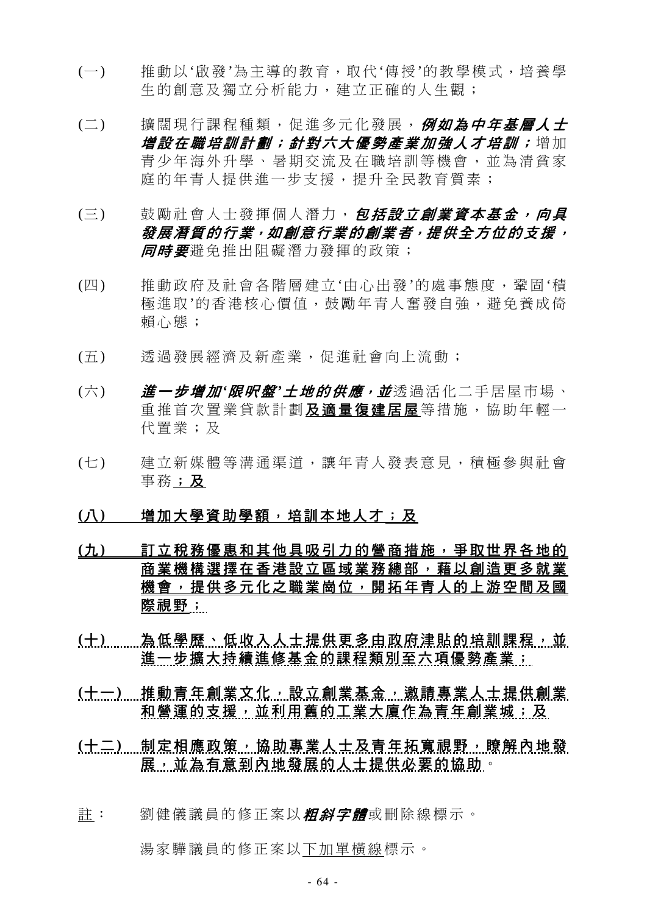(一) 推動以'啟發'為主導的教育，取代'傳授'的教學模式，培養學生的創意及獨立分析能力，建立正確的人生觀；

(二) 擴闊現行課程種類，促進多元化發展，***例如為中年基層人士增設在職培訓計劃；針對六大優勢產業加強人才培訓；***增加青少年海外升學、暑期交流及在職培訓等機會，並為清貧家庭的年青人提供進一步支援，提升全民教育質素；

(三) 鼓勵社會人士發揮個人潛力，***包括設立創業資本基金，向具發展潛質的行業，如創意行業的創業者，提供全方位的支援，同時要***避免推出阻礙潛力發揮的政策；

(四) 推動政府及社會各階層建立'由心出發'的處事態度，鞏固'積極進取'的香港核心價值，鼓勵年青人奮發自強，避免養成倚賴心態；

(五) 透過發展經濟及新產業，促進社會向上流動；

(六) ***進一步增加'限呎盤'土地的供應，並***透過活化二手居屋市場、重推首次置業貸款計劃<u>**及適量復建居屋**</u>等措施，協助年輕一代置業；及

(七) 建立新媒體等溝通渠道，讓年青人發表意見，積極參與社會事務<u>**；及**</u>

<u>**(八) 增加大學資助學額，培訓本地人才；及**</u>

<u>**(九) 訂立稅務優惠和其他具吸引力的營商措施，爭取世界各地的商業機構選擇在香港設立區域業務總部，藉以創造更多就業機會，提供多元化之職業崗位，開拓年青人的上游空間及國際視野；**</u>

<u>**(十) 為低學歷、低收入人士提供更多由政府津貼的培訓課程，並進一步擴大持續進修基金的課程類別至六項優勢產業；**</u>

<u>**(十一) 推動青年創業文化，設立創業基金，邀請專業人士提供創業和營運的支援，並利用舊的工業大廈作為青年創業城；及**</u>

<u>**(十二) 制定相應政策，協助專業人士及青年拓寬視野，瞭解內地發展，並為有意到內地發展的人士提供必要的協助**</u>。

<u>註</u>： 劉健儀議員的修正案以***粗斜字體***或刪除線標示。

湯家驊議員的修正案以<u>下加單橫線</u>標示。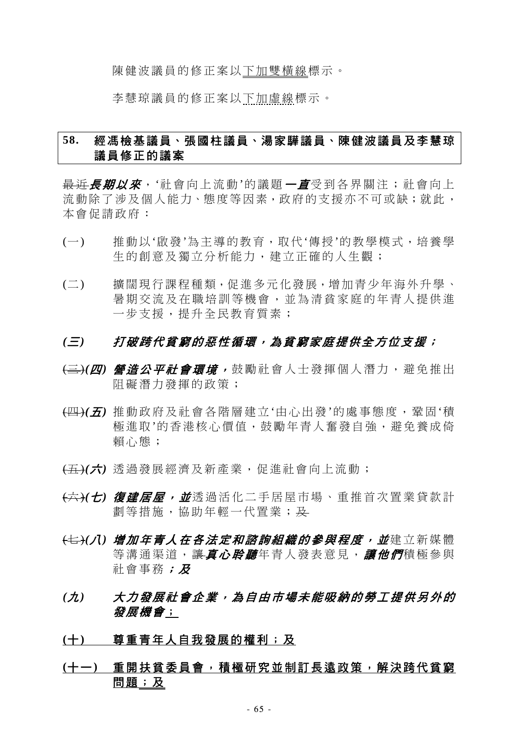陳健波議員的修正案以<u>下加雙橫線</u>標示。

李慧琼議員的修正案以<u>下加虛線</u>標示。

## 58. 經馮檢基議員、張國柱議員、湯家驊議員、陳健波議員及李慧琼議員修正的議案

~~最近~~***長期以來***，'社會向上流動'的議題***一直***受到各界關注；社會向上流動除了涉及個人能力、態度等因素，政府的支援亦不可或缺；就此，本會促請政府：

(一) 推動以'啟發'為主導的教育，取代'傳授'的教學模式，培養學生的創意及獨立分析能力，建立正確的人生觀；

(二) 擴闊現行課程種類，促進多元化發展，增加青少年海外升學、暑期交流及在職培訓等機會，並為清貧家庭的年青人提供進一步支援，提升全民教育質素；

***(三) 打破跨代貧窮的惡性循環，為貧窮家庭提供全方位支援；***

~~(三)~~***(四) 營造公平社會環境，***鼓勵社會人士發揮個人潛力，避免推出阻礙潛力發揮的政策；

~~(四)~~***(五)*** 推動政府及社會各階層建立'由心出發'的處事態度，鞏固'積極進取'的香港核心價值，鼓勵年青人奮發自強，避免養成倚賴心態；

~~(五)~~***(六)*** 透過發展經濟及新產業，促進社會向上流動；

~~(六)~~***(七) 復建居屋，並***透過活化二手居屋市場、重推首次置業貸款計劃等措施，協助年輕一代置業；~~及~~

~~(七)~~***(八) 增加年青人在各法定和諮詢組織的參與程度，並***建立新媒體等溝通渠道，~~讓~~***真心聆聽***年青人發表意見，***讓他們***積極參與社會事務***；及***

***(九) 大力發展社會企業，為自由市場未能吸納的勞工提供另外的發展機會***<u>；</u>

<u>**(十) 尊重青年人自我發展的權利；及**</u>

<u>**(十一) 重開扶貧委員會，積極研究並制訂長遠政策，解決跨代貧窮問題；及**</u>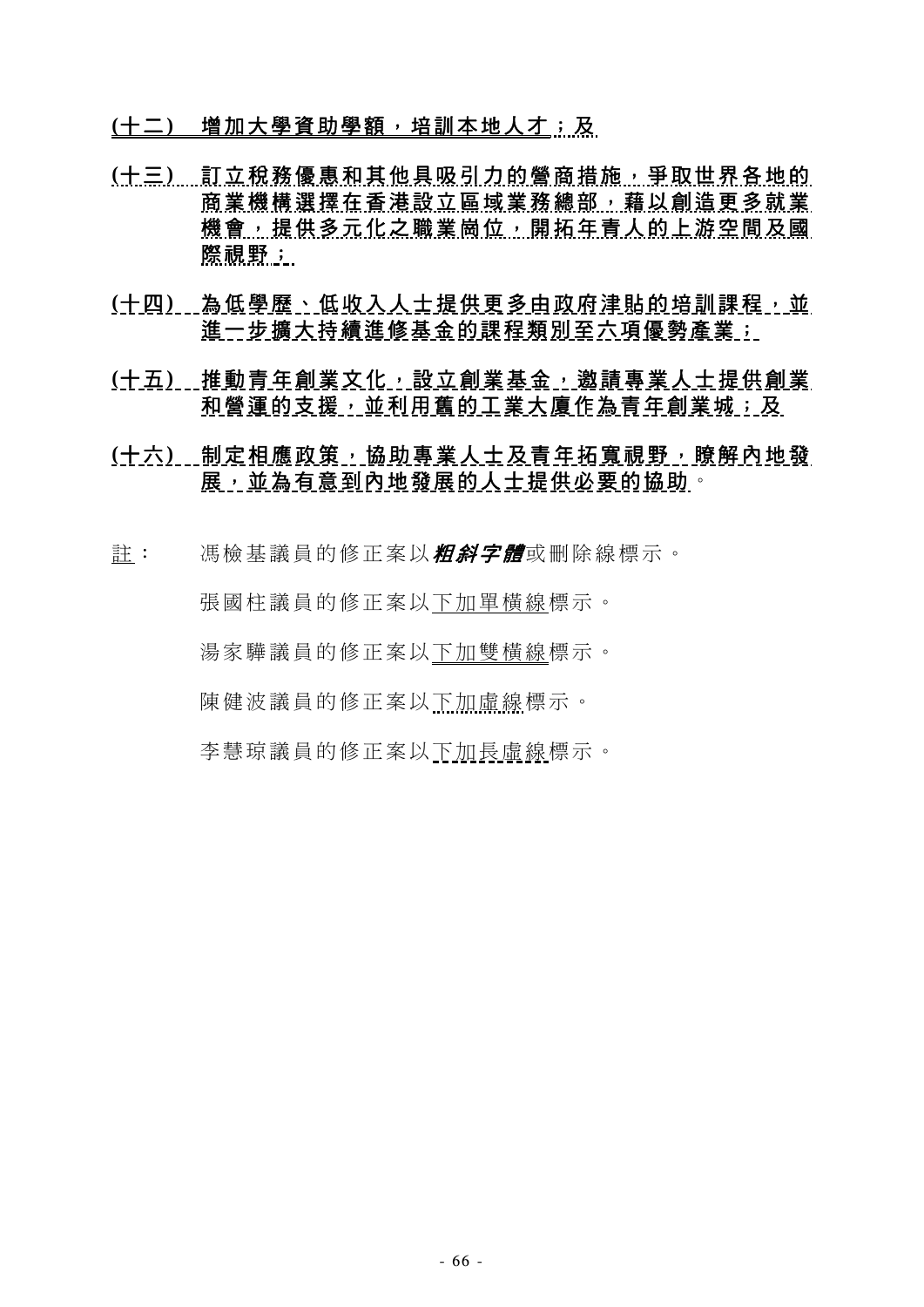**(十二)　增加大學資助學額，培訓本地人才；及**

**(十三)　訂立稅務優惠和其他具吸引力的營商措施，爭取世界各地的商業機構選擇在香港設立區域業務總部，藉以創造更多就業機會，提供多元化之職業崗位，開拓年青人的上游空間及國際視野；**

**(十四)　為低學歷、低收入人士提供更多由政府津貼的培訓課程，並進一步擴大持續進修基金的課程類別至六項優勢產業；**

**(十五)　推動青年創業文化，設立創業基金，邀請專業人士提供創業和營運的支援，並利用舊的工業大廈作為青年創業城；及**

**(十六)　制定相應政策，協助專業人士及青年拓寬視野，瞭解內地發展，並為有意到內地發展的人士提供必要的協助**。

註：　馮檢基議員的修正案以***粗斜字體***或刪除線標示。

張國柱議員的修正案以下加單橫線標示。

湯家驊議員的修正案以下加雙橫線標示。

陳健波議員的修正案以下加虛線標示。

李慧琼議員的修正案以下加長虛線標示。